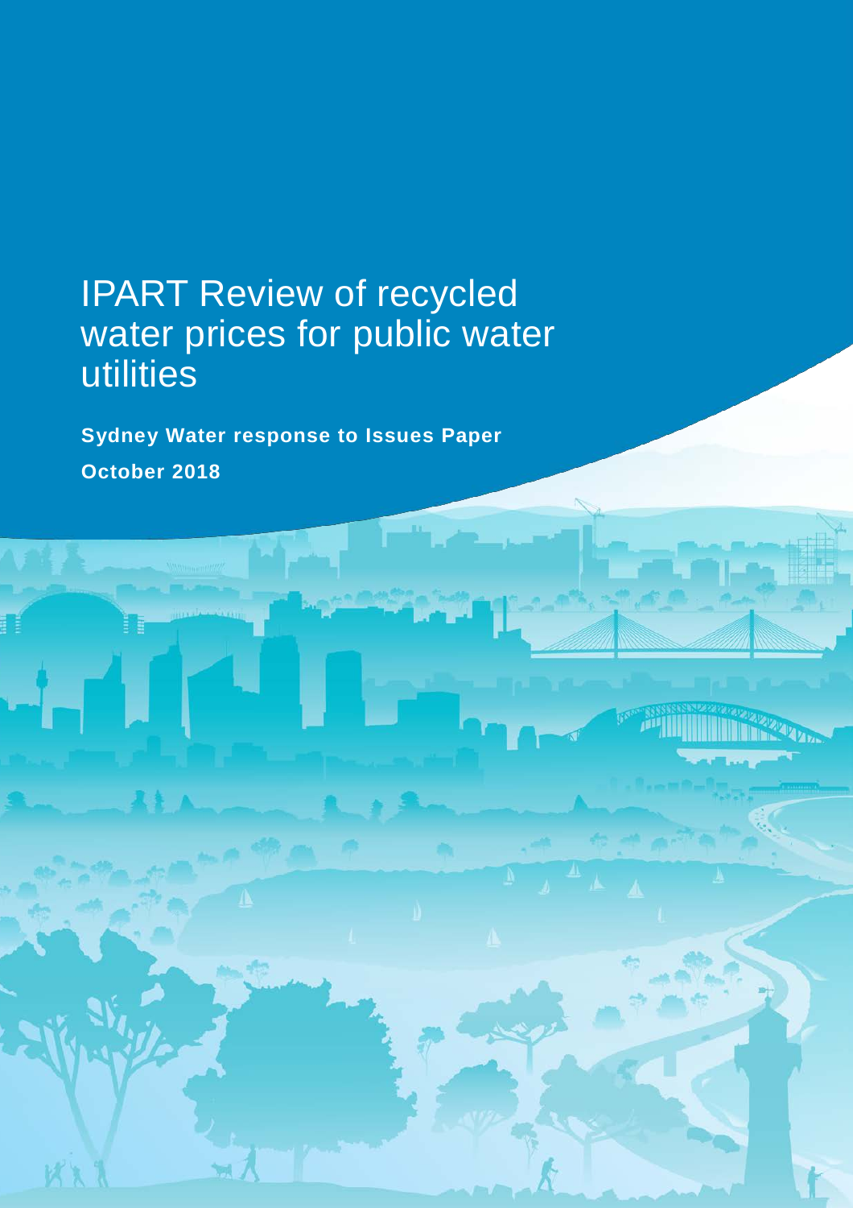# IPART Review of recycled water prices for public water utilities

**Sydney Water response to Issues Paper**

**October 2018**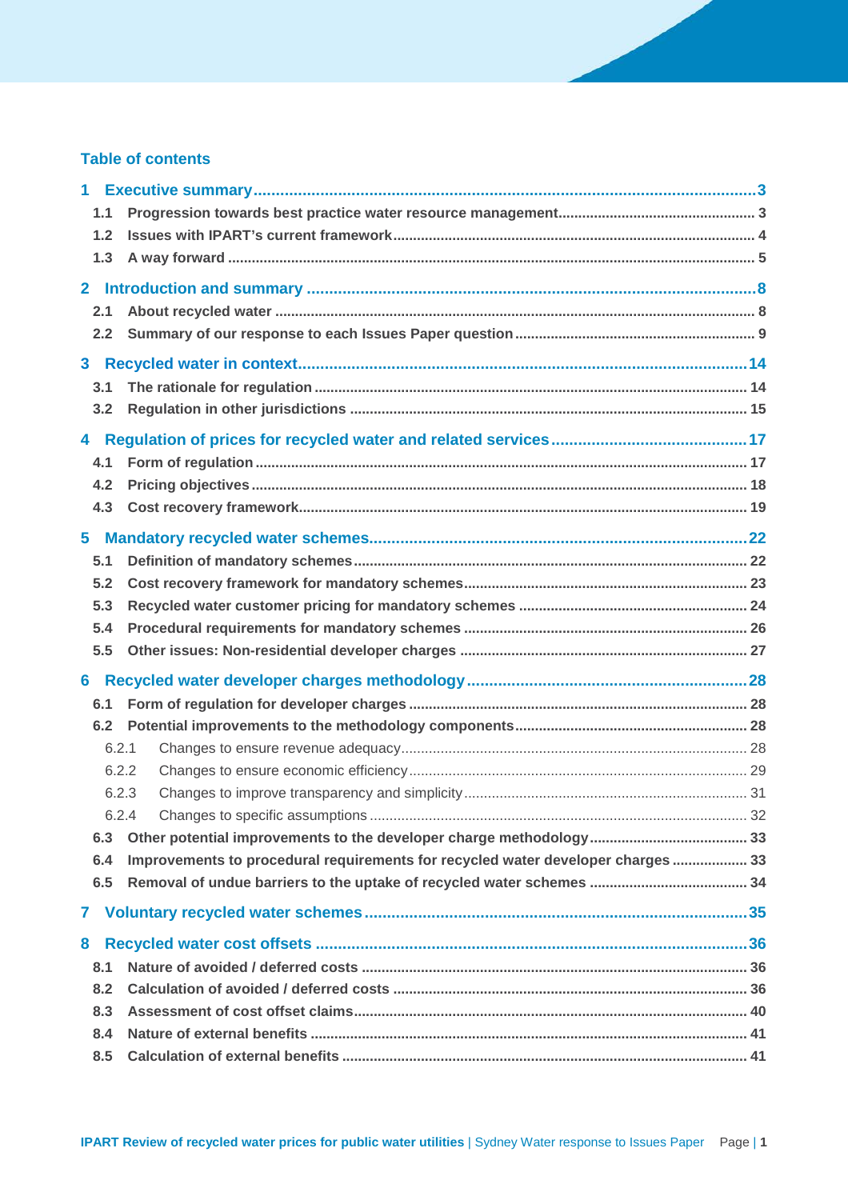## Table of contents

- **1 Executive summary** ... 3
  - 1.1 Progression towards best practice water resource management ... 3
  - 1.2 Issues with IPART's current framework ... 4
  - 1.3 A way forward ... 5
- **2 Introduction and summary** ... 8
  - 2.1 About recycled water ... 8
  - 2.2 Summary of our response to each Issues Paper question ... 9
- **3 Recycled water in context** ... 14
  - 3.1 The rationale for regulation ... 14
  - 3.2 Regulation in other jurisdictions ... 15
- **4 Regulation of prices for recycled water and related services** ... 17
  - 4.1 Form of regulation ... 17
  - 4.2 Pricing objectives ... 18
  - 4.3 Cost recovery framework ... 19
- **5 Mandatory recycled water schemes** ... 22
  - 5.1 Definition of mandatory schemes ... 22
  - 5.2 Cost recovery framework for mandatory schemes ... 23
  - 5.3 Recycled water customer pricing for mandatory schemes ... 24
  - 5.4 Procedural requirements for mandatory schemes ... 26
  - 5.5 Other issues: Non-residential developer charges ... 27
- **6 Recycled water developer charges methodology** ... 28
  - 6.1 Form of regulation for developer charges ... 28
  - 6.2 Potential improvements to the methodology components ... 28
    - 6.2.1 Changes to ensure revenue adequacy ... 28
    - 6.2.2 Changes to ensure economic efficiency ... 29
    - 6.2.3 Changes to improve transparency and simplicity ... 31
    - 6.2.4 Changes to specific assumptions ... 32
  - 6.3 Other potential improvements to the developer charge methodology ... 33
  - 6.4 Improvements to procedural requirements for recycled water developer charges ... 33
  - 6.5 Removal of undue barriers to the uptake of recycled water schemes ... 34
- **7 Voluntary recycled water schemes** ... 35
- **8 Recycled water cost offsets** ... 36
  - 8.1 Nature of avoided / deferred costs ... 36
  - 8.2 Calculation of avoided / deferred costs ... 36
  - 8.3 Assessment of cost offset claims ... 40
  - 8.4 Nature of external benefits ... 41
  - 8.5 Calculation of external benefits ... 41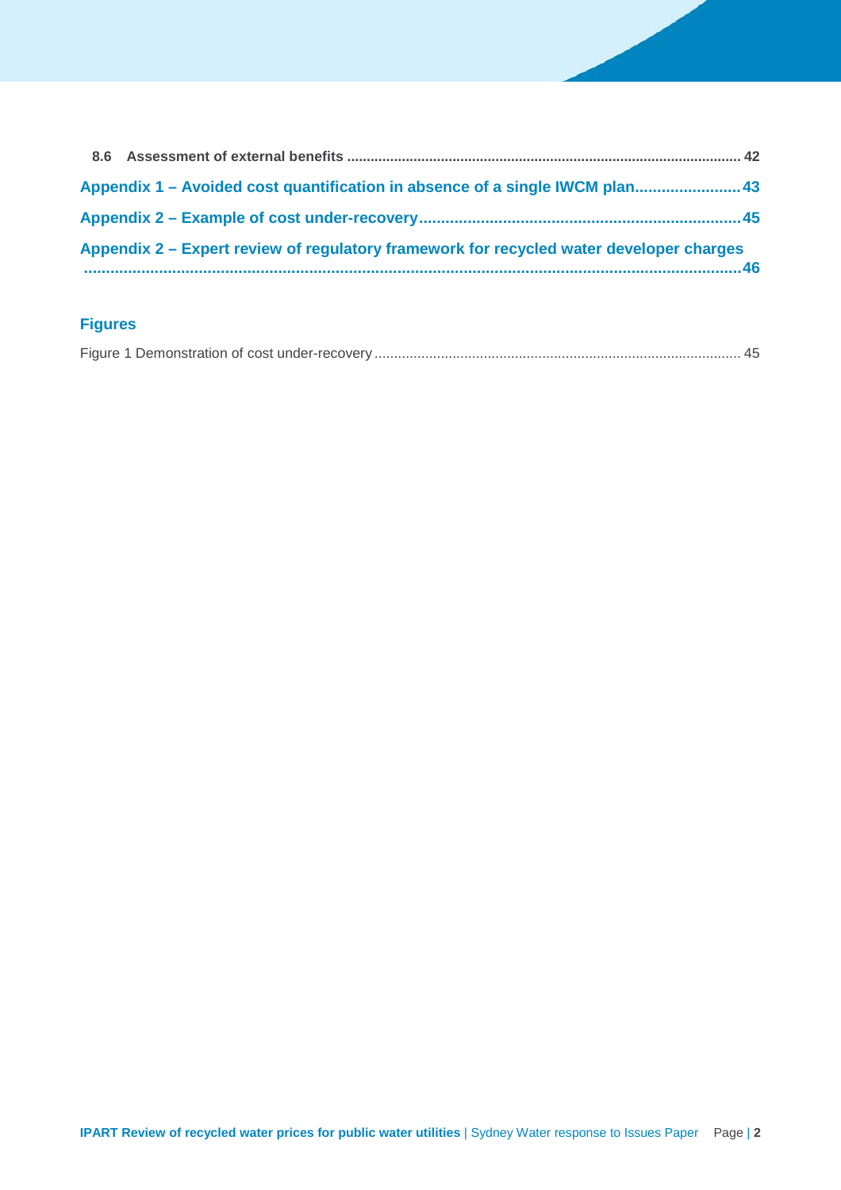8.6 Assessment of external benefits ..................................................................................................... 42

Appendix 1 – Avoided cost quantification in absence of a single IWCM plan........................ 43

Appendix 2 – Example of cost under-recovery.......................................................................... 45

Appendix 2 – Expert review of regulatory framework for recycled water developer charges ..................................................................................................................................................... 46

## Figures

Figure 1 Demonstration of cost under-recovery ............................................................................................ 45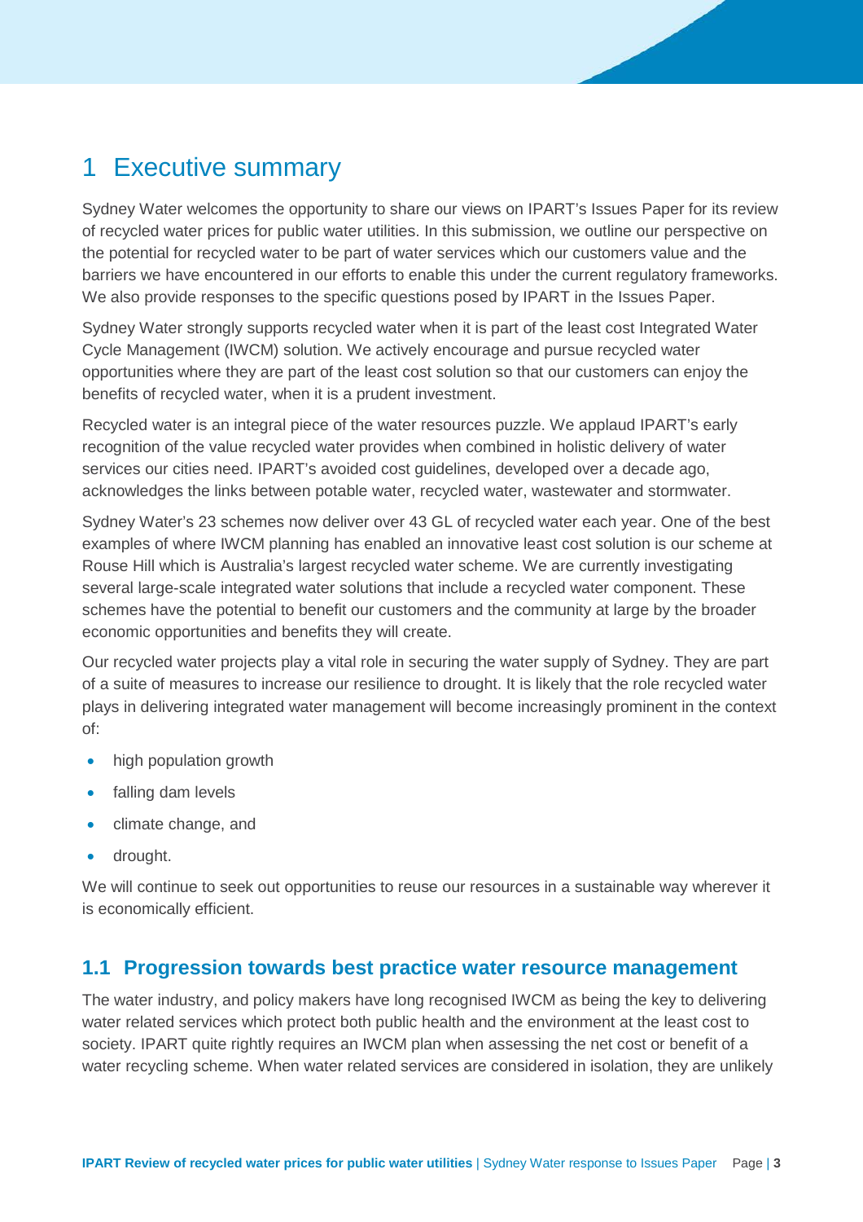# 1 Executive summary

Sydney Water welcomes the opportunity to share our views on IPART's Issues Paper for its review of recycled water prices for public water utilities. In this submission, we outline our perspective on the potential for recycled water to be part of water services which our customers value and the barriers we have encountered in our efforts to enable this under the current regulatory frameworks. We also provide responses to the specific questions posed by IPART in the Issues Paper.

Sydney Water strongly supports recycled water when it is part of the least cost Integrated Water Cycle Management (IWCM) solution. We actively encourage and pursue recycled water opportunities where they are part of the least cost solution so that our customers can enjoy the benefits of recycled water, when it is a prudent investment.

Recycled water is an integral piece of the water resources puzzle. We applaud IPART's early recognition of the value recycled water provides when combined in holistic delivery of water services our cities need. IPART's avoided cost guidelines, developed over a decade ago, acknowledges the links between potable water, recycled water, wastewater and stormwater.

Sydney Water's 23 schemes now deliver over 43 GL of recycled water each year. One of the best examples of where IWCM planning has enabled an innovative least cost solution is our scheme at Rouse Hill which is Australia's largest recycled water scheme. We are currently investigating several large-scale integrated water solutions that include a recycled water component. These schemes have the potential to benefit our customers and the community at large by the broader economic opportunities and benefits they will create.

Our recycled water projects play a vital role in securing the water supply of Sydney. They are part of a suite of measures to increase our resilience to drought. It is likely that the role recycled water plays in delivering integrated water management will become increasingly prominent in the context of:

- high population growth
- falling dam levels
- climate change, and
- drought.

We will continue to seek out opportunities to reuse our resources in a sustainable way wherever it is economically efficient.

## 1.1 Progression towards best practice water resource management

The water industry, and policy makers have long recognised IWCM as being the key to delivering water related services which protect both public health and the environment at the least cost to society. IPART quite rightly requires an IWCM plan when assessing the net cost or benefit of a water recycling scheme. When water related services are considered in isolation, they are unlikely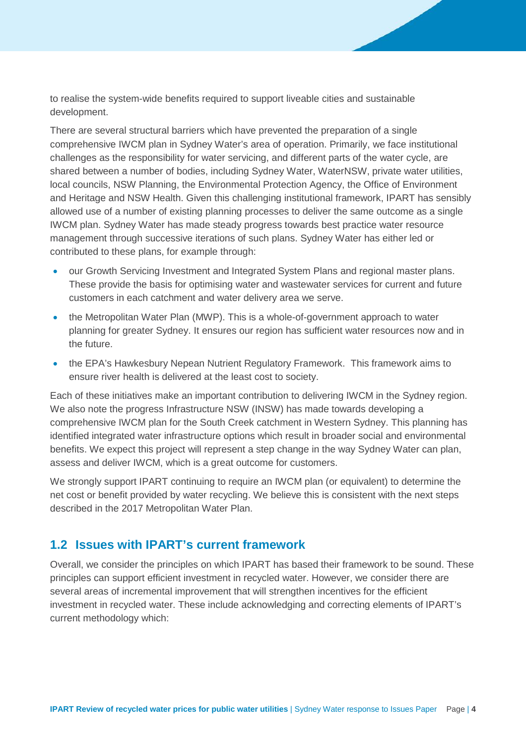to realise the system-wide benefits required to support liveable cities and sustainable development.

There are several structural barriers which have prevented the preparation of a single comprehensive IWCM plan in Sydney Water's area of operation. Primarily, we face institutional challenges as the responsibility for water servicing, and different parts of the water cycle, are shared between a number of bodies, including Sydney Water, WaterNSW, private water utilities, local councils, NSW Planning, the Environmental Protection Agency, the Office of Environment and Heritage and NSW Health. Given this challenging institutional framework, IPART has sensibly allowed use of a number of existing planning processes to deliver the same outcome as a single IWCM plan. Sydney Water has made steady progress towards best practice water resource management through successive iterations of such plans. Sydney Water has either led or contributed to these plans, for example through:

- our Growth Servicing Investment and Integrated System Plans and regional master plans. These provide the basis for optimising water and wastewater services for current and future customers in each catchment and water delivery area we serve.
- the Metropolitan Water Plan (MWP). This is a whole-of-government approach to water planning for greater Sydney. It ensures our region has sufficient water resources now and in the future.
- the EPA's Hawkesbury Nepean Nutrient Regulatory Framework. This framework aims to ensure river health is delivered at the least cost to society.

Each of these initiatives make an important contribution to delivering IWCM in the Sydney region. We also note the progress Infrastructure NSW (INSW) has made towards developing a comprehensive IWCM plan for the South Creek catchment in Western Sydney. This planning has identified integrated water infrastructure options which result in broader social and environmental benefits. We expect this project will represent a step change in the way Sydney Water can plan, assess and deliver IWCM, which is a great outcome for customers.

We strongly support IPART continuing to require an IWCM plan (or equivalent) to determine the net cost or benefit provided by water recycling. We believe this is consistent with the next steps described in the 2017 Metropolitan Water Plan.

## 1.2 Issues with IPART's current framework

Overall, we consider the principles on which IPART has based their framework to be sound. These principles can support efficient investment in recycled water. However, we consider there are several areas of incremental improvement that will strengthen incentives for the efficient investment in recycled water. These include acknowledging and correcting elements of IPART's current methodology which: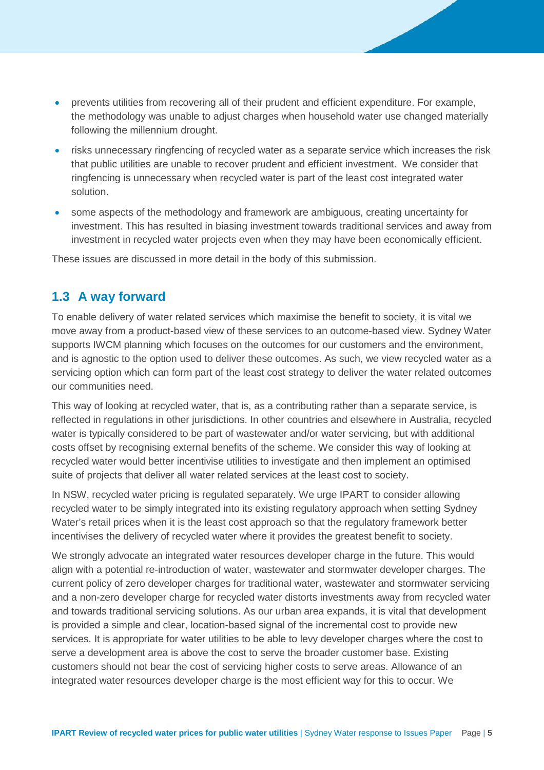- prevents utilities from recovering all of their prudent and efficient expenditure. For example, the methodology was unable to adjust charges when household water use changed materially following the millennium drought.
- risks unnecessary ringfencing of recycled water as a separate service which increases the risk that public utilities are unable to recover prudent and efficient investment. We consider that ringfencing is unnecessary when recycled water is part of the least cost integrated water solution.
- some aspects of the methodology and framework are ambiguous, creating uncertainty for investment. This has resulted in biasing investment towards traditional services and away from investment in recycled water projects even when they may have been economically efficient.

These issues are discussed in more detail in the body of this submission.

## 1.3 A way forward

To enable delivery of water related services which maximise the benefit to society, it is vital we move away from a product-based view of these services to an outcome-based view. Sydney Water supports IWCM planning which focuses on the outcomes for our customers and the environment, and is agnostic to the option used to deliver these outcomes. As such, we view recycled water as a servicing option which can form part of the least cost strategy to deliver the water related outcomes our communities need.

This way of looking at recycled water, that is, as a contributing rather than a separate service, is reflected in regulations in other jurisdictions. In other countries and elsewhere in Australia, recycled water is typically considered to be part of wastewater and/or water servicing, but with additional costs offset by recognising external benefits of the scheme. We consider this way of looking at recycled water would better incentivise utilities to investigate and then implement an optimised suite of projects that deliver all water related services at the least cost to society.

In NSW, recycled water pricing is regulated separately. We urge IPART to consider allowing recycled water to be simply integrated into its existing regulatory approach when setting Sydney Water's retail prices when it is the least cost approach so that the regulatory framework better incentivises the delivery of recycled water where it provides the greatest benefit to society.

We strongly advocate an integrated water resources developer charge in the future. This would align with a potential re-introduction of water, wastewater and stormwater developer charges. The current policy of zero developer charges for traditional water, wastewater and stormwater servicing and a non-zero developer charge for recycled water distorts investments away from recycled water and towards traditional servicing solutions. As our urban area expands, it is vital that development is provided a simple and clear, location-based signal of the incremental cost to provide new services. It is appropriate for water utilities to be able to levy developer charges where the cost to serve a development area is above the cost to serve the broader customer base. Existing customers should not bear the cost of servicing higher costs to serve areas. Allowance of an integrated water resources developer charge is the most efficient way for this to occur. We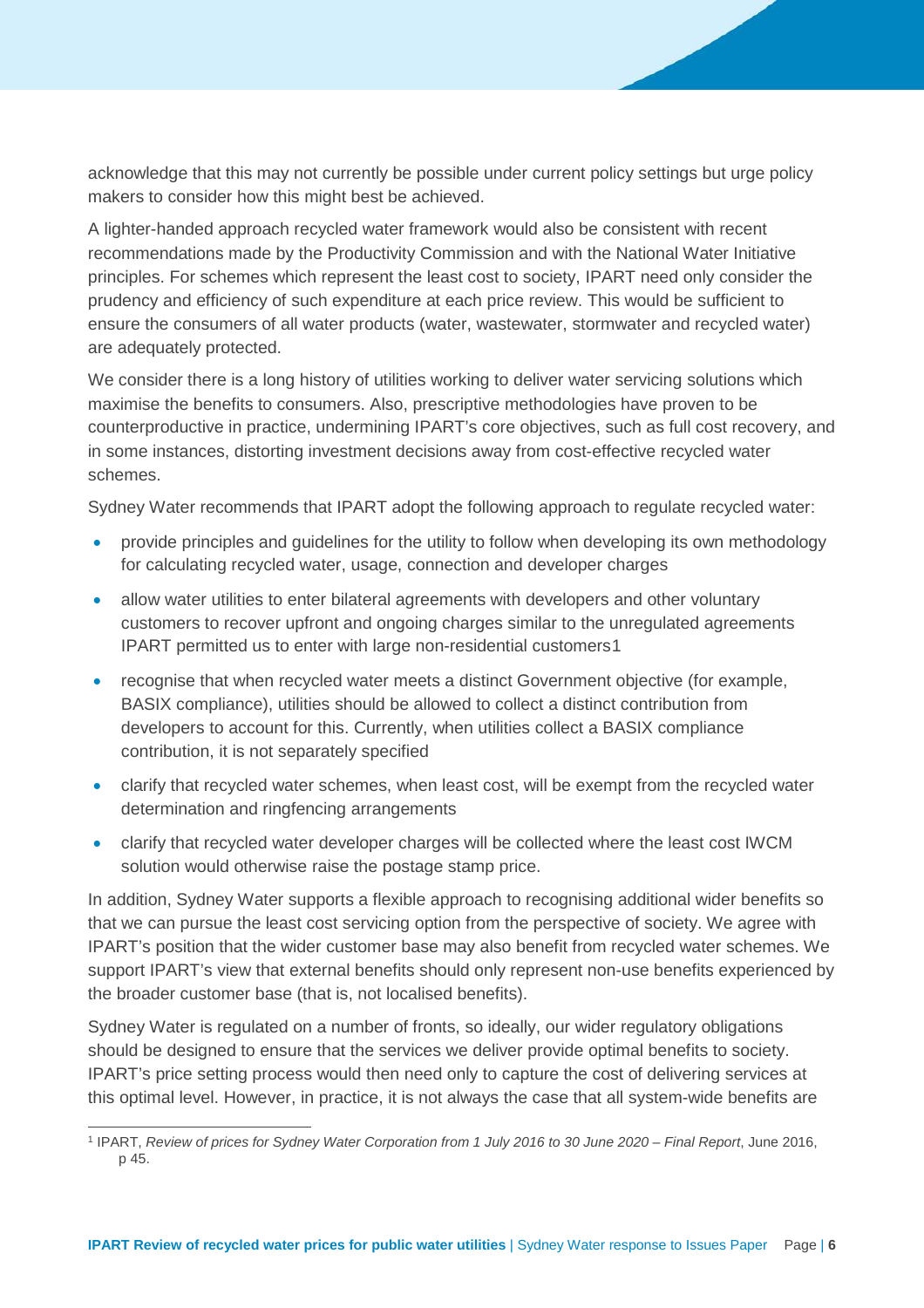acknowledge that this may not currently be possible under current policy settings but urge policy makers to consider how this might best be achieved.

A lighter-handed approach recycled water framework would also be consistent with recent recommendations made by the Productivity Commission and with the National Water Initiative principles. For schemes which represent the least cost to society, IPART need only consider the prudency and efficiency of such expenditure at each price review. This would be sufficient to ensure the consumers of all water products (water, wastewater, stormwater and recycled water) are adequately protected.

We consider there is a long history of utilities working to deliver water servicing solutions which maximise the benefits to consumers. Also, prescriptive methodologies have proven to be counterproductive in practice, undermining IPART's core objectives, such as full cost recovery, and in some instances, distorting investment decisions away from cost-effective recycled water schemes.

Sydney Water recommends that IPART adopt the following approach to regulate recycled water:

- provide principles and guidelines for the utility to follow when developing its own methodology for calculating recycled water, usage, connection and developer charges
- allow water utilities to enter bilateral agreements with developers and other voluntary customers to recover upfront and ongoing charges similar to the unregulated agreements IPART permitted us to enter with large non-residential customers[1]
- recognise that when recycled water meets a distinct Government objective (for example, BASIX compliance), utilities should be allowed to collect a distinct contribution from developers to account for this. Currently, when utilities collect a BASIX compliance contribution, it is not separately specified
- clarify that recycled water schemes, when least cost, will be exempt from the recycled water determination and ringfencing arrangements
- clarify that recycled water developer charges will be collected where the least cost IWCM solution would otherwise raise the postage stamp price.

In addition, Sydney Water supports a flexible approach to recognising additional wider benefits so that we can pursue the least cost servicing option from the perspective of society. We agree with IPART's position that the wider customer base may also benefit from recycled water schemes. We support IPART's view that external benefits should only represent non-use benefits experienced by the broader customer base (that is, not localised benefits).

Sydney Water is regulated on a number of fronts, so ideally, our wider regulatory obligations should be designed to ensure that the services we deliver provide optimal benefits to society. IPART's price setting process would then need only to capture the cost of delivering services at this optimal level. However, in practice, it is not always the case that all system-wide benefits are

[1] IPART, *Review of prices for Sydney Water Corporation from 1 July 2016 to 30 June 2020 – Final Report*, June 2016, p 45.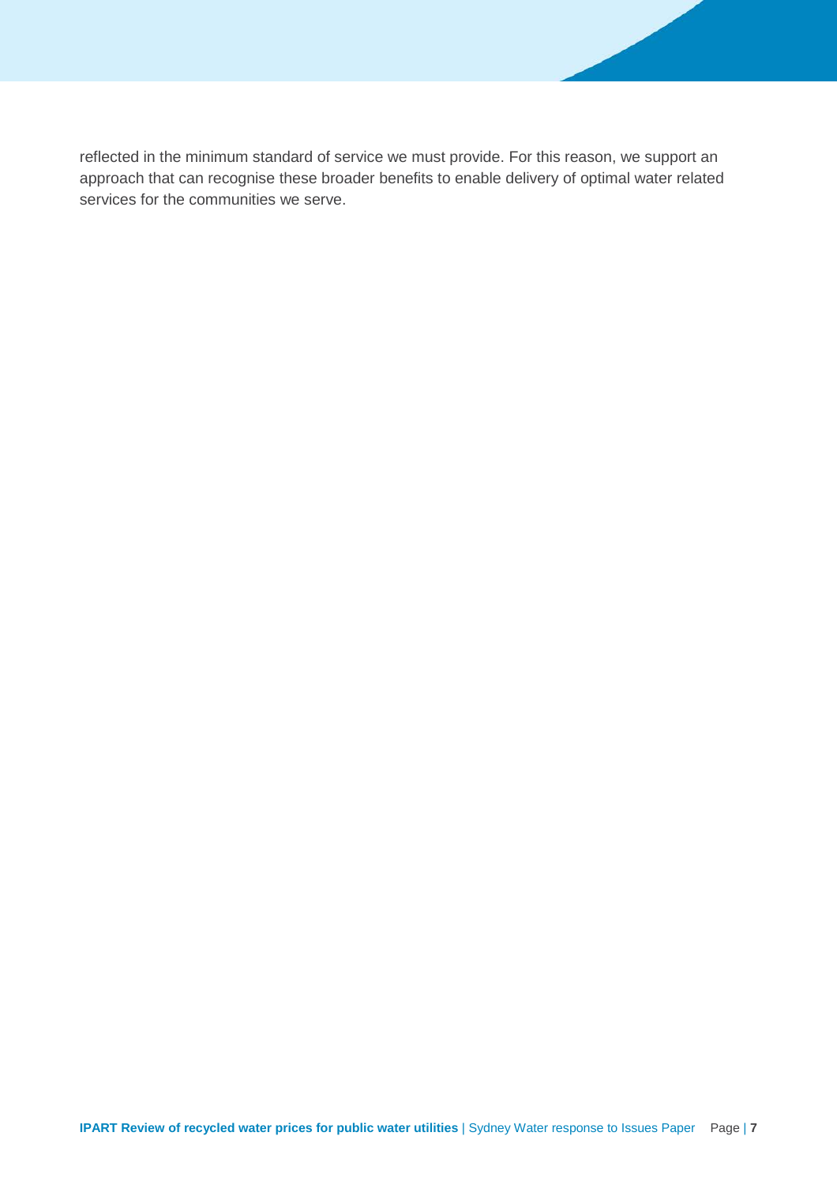reflected in the minimum standard of service we must provide. For this reason, we support an approach that can recognise these broader benefits to enable delivery of optimal water related services for the communities we serve.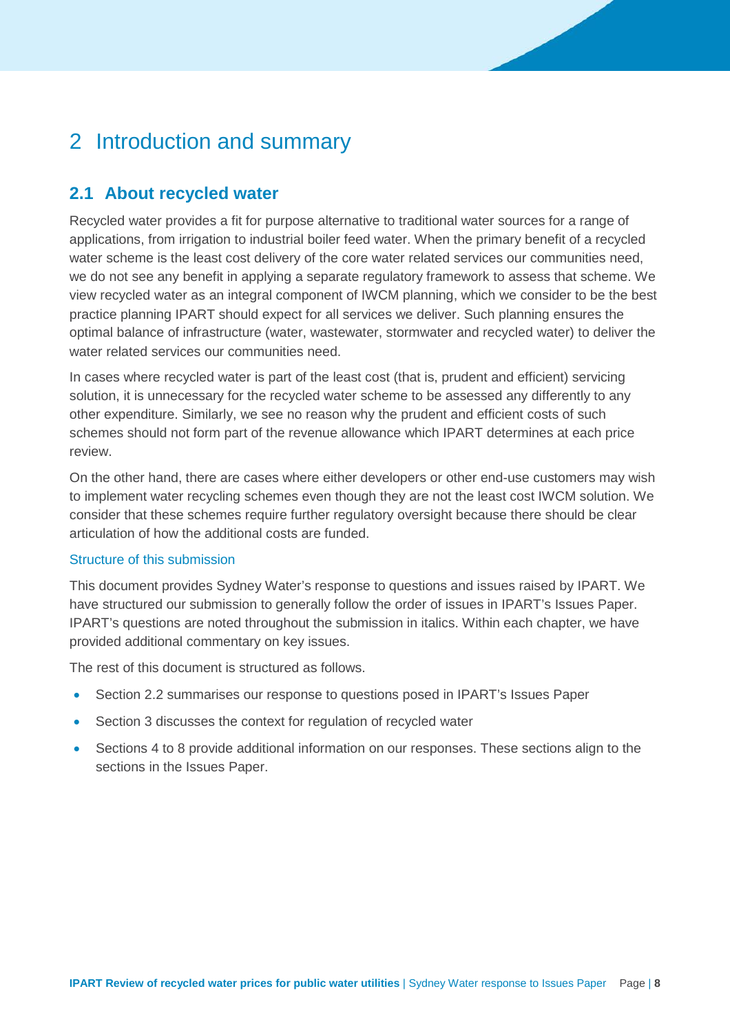# 2 Introduction and summary

## 2.1 About recycled water

Recycled water provides a fit for purpose alternative to traditional water sources for a range of applications, from irrigation to industrial boiler feed water. When the primary benefit of a recycled water scheme is the least cost delivery of the core water related services our communities need, we do not see any benefit in applying a separate regulatory framework to assess that scheme. We view recycled water as an integral component of IWCM planning, which we consider to be the best practice planning IPART should expect for all services we deliver. Such planning ensures the optimal balance of infrastructure (water, wastewater, stormwater and recycled water) to deliver the water related services our communities need.

In cases where recycled water is part of the least cost (that is, prudent and efficient) servicing solution, it is unnecessary for the recycled water scheme to be assessed any differently to any other expenditure. Similarly, we see no reason why the prudent and efficient costs of such schemes should not form part of the revenue allowance which IPART determines at each price review.

On the other hand, there are cases where either developers or other end-use customers may wish to implement water recycling schemes even though they are not the least cost IWCM solution. We consider that these schemes require further regulatory oversight because there should be clear articulation of how the additional costs are funded.

### Structure of this submission

This document provides Sydney Water's response to questions and issues raised by IPART. We have structured our submission to generally follow the order of issues in IPART's Issues Paper. IPART's questions are noted throughout the submission in italics. Within each chapter, we have provided additional commentary on key issues.

The rest of this document is structured as follows.

- Section 2.2 summarises our response to questions posed in IPART's Issues Paper
- Section 3 discusses the context for regulation of recycled water
- Sections 4 to 8 provide additional information on our responses. These sections align to the sections in the Issues Paper.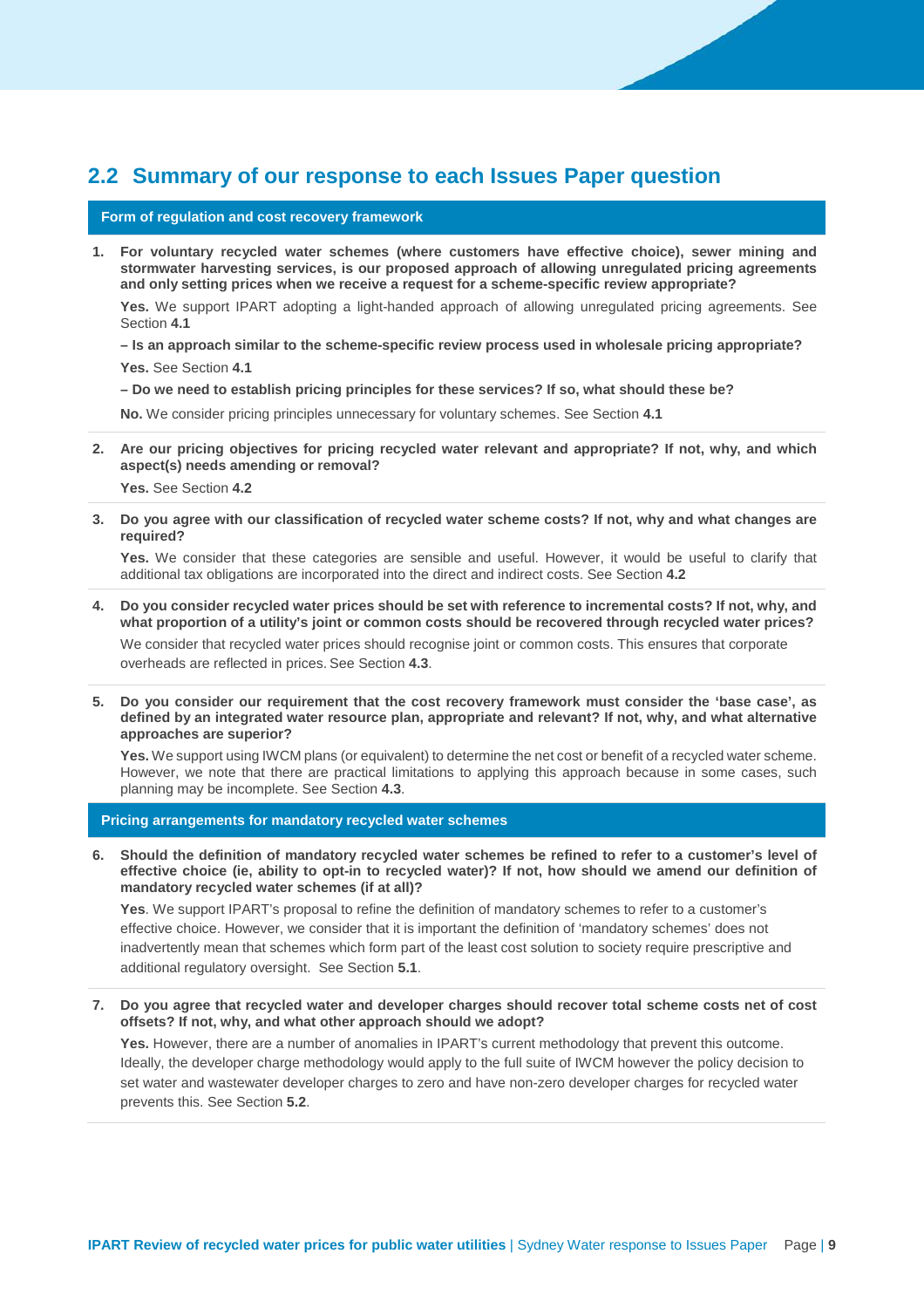## 2.2 Summary of our response to each Issues Paper question

### Form of regulation and cost recovery framework

1. **For voluntary recycled water schemes (where customers have effective choice), sewer mining and stormwater harvesting services, is our proposed approach of allowing unregulated pricing agreements and only setting prices when we receive a request for a scheme-specific review appropriate?**

   **Yes.** We support IPART adopting a light-handed approach of allowing unregulated pricing agreements. See Section **4.1**

   **– Is an approach similar to the scheme-specific review process used in wholesale pricing appropriate?**

   **Yes.** See Section **4.1**

   **– Do we need to establish pricing principles for these services? If so, what should these be?**

   **No.** We consider pricing principles unnecessary for voluntary schemes. See Section **4.1**

2. **Are our pricing objectives for pricing recycled water relevant and appropriate? If not, why, and which aspect(s) needs amending or removal?**

   **Yes.** See Section **4.2**

3. **Do you agree with our classification of recycled water scheme costs? If not, why and what changes are required?**

   **Yes.** We consider that these categories are sensible and useful. However, it would be useful to clarify that additional tax obligations are incorporated into the direct and indirect costs. See Section **4.2**

4. **Do you consider recycled water prices should be set with reference to incremental costs? If not, why, and what proportion of a utility's joint or common costs should be recovered through recycled water prices?**

   We consider that recycled water prices should recognise joint or common costs. This ensures that corporate overheads are reflected in prices. See Section **4.3**.

5. **Do you consider our requirement that the cost recovery framework must consider the 'base case', as defined by an integrated water resource plan, appropriate and relevant? If not, why, and what alternative approaches are superior?**

   **Yes.** We support using IWCM plans (or equivalent) to determine the net cost or benefit of a recycled water scheme. However, we note that there are practical limitations to applying this approach because in some cases, such planning may be incomplete. See Section **4.3**.

### Pricing arrangements for mandatory recycled water schemes

6. **Should the definition of mandatory recycled water schemes be refined to refer to a customer's level of effective choice (ie, ability to opt-in to recycled water)? If not, how should we amend our definition of mandatory recycled water schemes (if at all)?**

   **Yes**. We support IPART's proposal to refine the definition of mandatory schemes to refer to a customer's effective choice. However, we consider that it is important the definition of 'mandatory schemes' does not inadvertently mean that schemes which form part of the least cost solution to society require prescriptive and additional regulatory oversight. See Section **5.1**.

7. **Do you agree that recycled water and developer charges should recover total scheme costs net of cost offsets? If not, why, and what other approach should we adopt?**

   **Yes.** However, there are a number of anomalies in IPART's current methodology that prevent this outcome. Ideally, the developer charge methodology would apply to the full suite of IWCM however the policy decision to set water and wastewater developer charges to zero and have non-zero developer charges for recycled water prevents this. See Section **5.2**.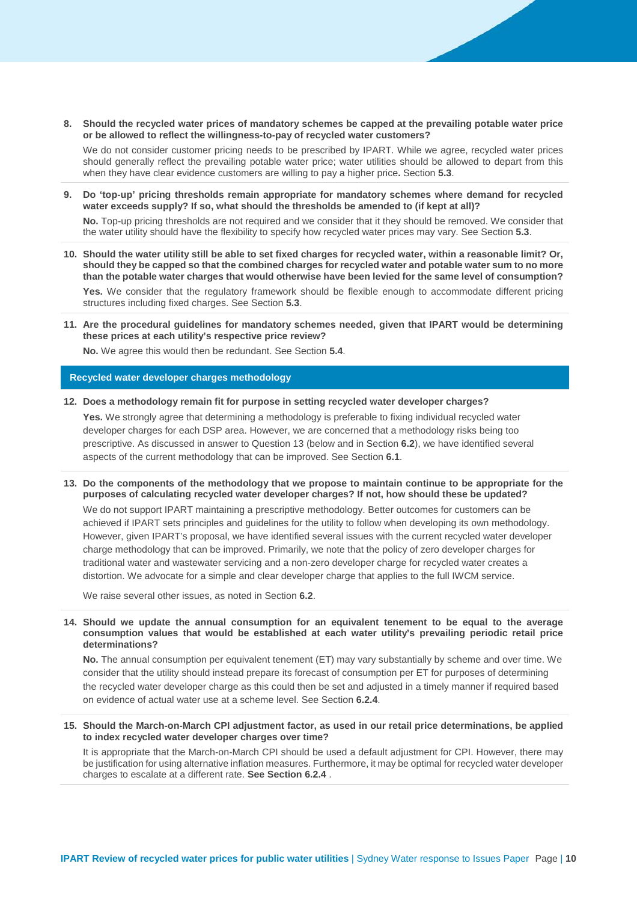**8. Should the recycled water prices of mandatory schemes be capped at the prevailing potable water price or be allowed to reflect the willingness-to-pay of recycled water customers?**

We do not consider customer pricing needs to be prescribed by IPART. While we agree, recycled water prices should generally reflect the prevailing potable water price; water utilities should be allowed to depart from this when they have clear evidence customers are willing to pay a higher price**.** Section **5.3**.

**9. Do 'top-up' pricing thresholds remain appropriate for mandatory schemes where demand for recycled water exceeds supply? If so, what should the thresholds be amended to (if kept at all)?**

**No.** Top-up pricing thresholds are not required and we consider that it they should be removed. We consider that the water utility should have the flexibility to specify how recycled water prices may vary. See Section **5.3**.

**10. Should the water utility still be able to set fixed charges for recycled water, within a reasonable limit? Or, should they be capped so that the combined charges for recycled water and potable water sum to no more than the potable water charges that would otherwise have been levied for the same level of consumption?**

**Yes.** We consider that the regulatory framework should be flexible enough to accommodate different pricing structures including fixed charges. See Section **5.3**.

**11. Are the procedural guidelines for mandatory schemes needed, given that IPART would be determining these prices at each utility's respective price review?**

**No.** We agree this would then be redundant. See Section **5.4**.

## Recycled water developer charges methodology

**12. Does a methodology remain fit for purpose in setting recycled water developer charges?**

**Yes.** We strongly agree that determining a methodology is preferable to fixing individual recycled water developer charges for each DSP area. However, we are concerned that a methodology risks being too prescriptive. As discussed in answer to Question 13 (below and in Section **6.2**), we have identified several aspects of the current methodology that can be improved. See Section **6.1**.

**13. Do the components of the methodology that we propose to maintain continue to be appropriate for the purposes of calculating recycled water developer charges? If not, how should these be updated?**

We do not support IPART maintaining a prescriptive methodology. Better outcomes for customers can be achieved if IPART sets principles and guidelines for the utility to follow when developing its own methodology. However, given IPART's proposal, we have identified several issues with the current recycled water developer charge methodology that can be improved. Primarily, we note that the policy of zero developer charges for traditional water and wastewater servicing and a non-zero developer charge for recycled water creates a distortion. We advocate for a simple and clear developer charge that applies to the full IWCM service.

We raise several other issues, as noted in Section **6.2**.

**14. Should we update the annual consumption for an equivalent tenement to be equal to the average consumption values that would be established at each water utility's prevailing periodic retail price determinations?**

**No.** The annual consumption per equivalent tenement (ET) may vary substantially by scheme and over time. We consider that the utility should instead prepare its forecast of consumption per ET for purposes of determining the recycled water developer charge as this could then be set and adjusted in a timely manner if required based on evidence of actual water use at a scheme level. See Section **6.2.4**.

**15. Should the March-on-March CPI adjustment factor, as used in our retail price determinations, be applied to index recycled water developer charges over time?**

It is appropriate that the March-on-March CPI should be used a default adjustment for CPI. However, there may be justification for using alternative inflation measures. Furthermore, it may be optimal for recycled water developer charges to escalate at a different rate. **See Section 6.2.4** .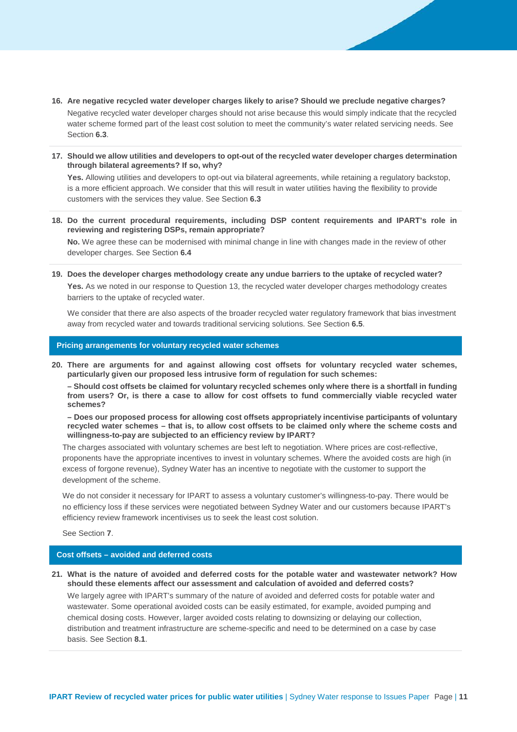16. **Are negative recycled water developer charges likely to arise? Should we preclude negative charges?**

    Negative recycled water developer charges should not arise because this would simply indicate that the recycled water scheme formed part of the least cost solution to meet the community's water related servicing needs. See Section **6.3**.

17. **Should we allow utilities and developers to opt-out of the recycled water developer charges determination through bilateral agreements? If so, why?**

    **Yes.** Allowing utilities and developers to opt-out via bilateral agreements, while retaining a regulatory backstop, is a more efficient approach. We consider that this will result in water utilities having the flexibility to provide customers with the services they value. See Section **6.3**

18. **Do the current procedural requirements, including DSP content requirements and IPART's role in reviewing and registering DSPs, remain appropriate?**

    **No.** We agree these can be modernised with minimal change in line with changes made in the review of other developer charges. See Section **6.4**

19. **Does the developer charges methodology create any undue barriers to the uptake of recycled water?**

    **Yes.** As we noted in our response to Question 13, the recycled water developer charges methodology creates barriers to the uptake of recycled water.

    We consider that there are also aspects of the broader recycled water regulatory framework that bias investment away from recycled water and towards traditional servicing solutions. See Section **6.5**.

## Pricing arrangements for voluntary recycled water schemes

20. **There are arguments for and against allowing cost offsets for voluntary recycled water schemes, particularly given our proposed less intrusive form of regulation for such schemes:**

    **– Should cost offsets be claimed for voluntary recycled schemes only where there is a shortfall in funding from users? Or, is there a case to allow for cost offsets to fund commercially viable recycled water schemes?**

    **– Does our proposed process for allowing cost offsets appropriately incentivise participants of voluntary recycled water schemes – that is, to allow cost offsets to be claimed only where the scheme costs and willingness-to-pay are subjected to an efficiency review by IPART?**

    The charges associated with voluntary schemes are best left to negotiation. Where prices are cost-reflective, proponents have the appropriate incentives to invest in voluntary schemes. Where the avoided costs are high (in excess of forgone revenue), Sydney Water has an incentive to negotiate with the customer to support the development of the scheme.

    We do not consider it necessary for IPART to assess a voluntary customer's willingness-to-pay. There would be no efficiency loss if these services were negotiated between Sydney Water and our customers because IPART's efficiency review framework incentivises us to seek the least cost solution.

    See Section **7**.

## Cost offsets – avoided and deferred costs

21. **What is the nature of avoided and deferred costs for the potable water and wastewater network? How should these elements affect our assessment and calculation of avoided and deferred costs?**

    We largely agree with IPART's summary of the nature of avoided and deferred costs for potable water and wastewater. Some operational avoided costs can be easily estimated, for example, avoided pumping and chemical dosing costs. However, larger avoided costs relating to downsizing or delaying our collection, distribution and treatment infrastructure are scheme-specific and need to be determined on a case by case basis. See Section **8.1**.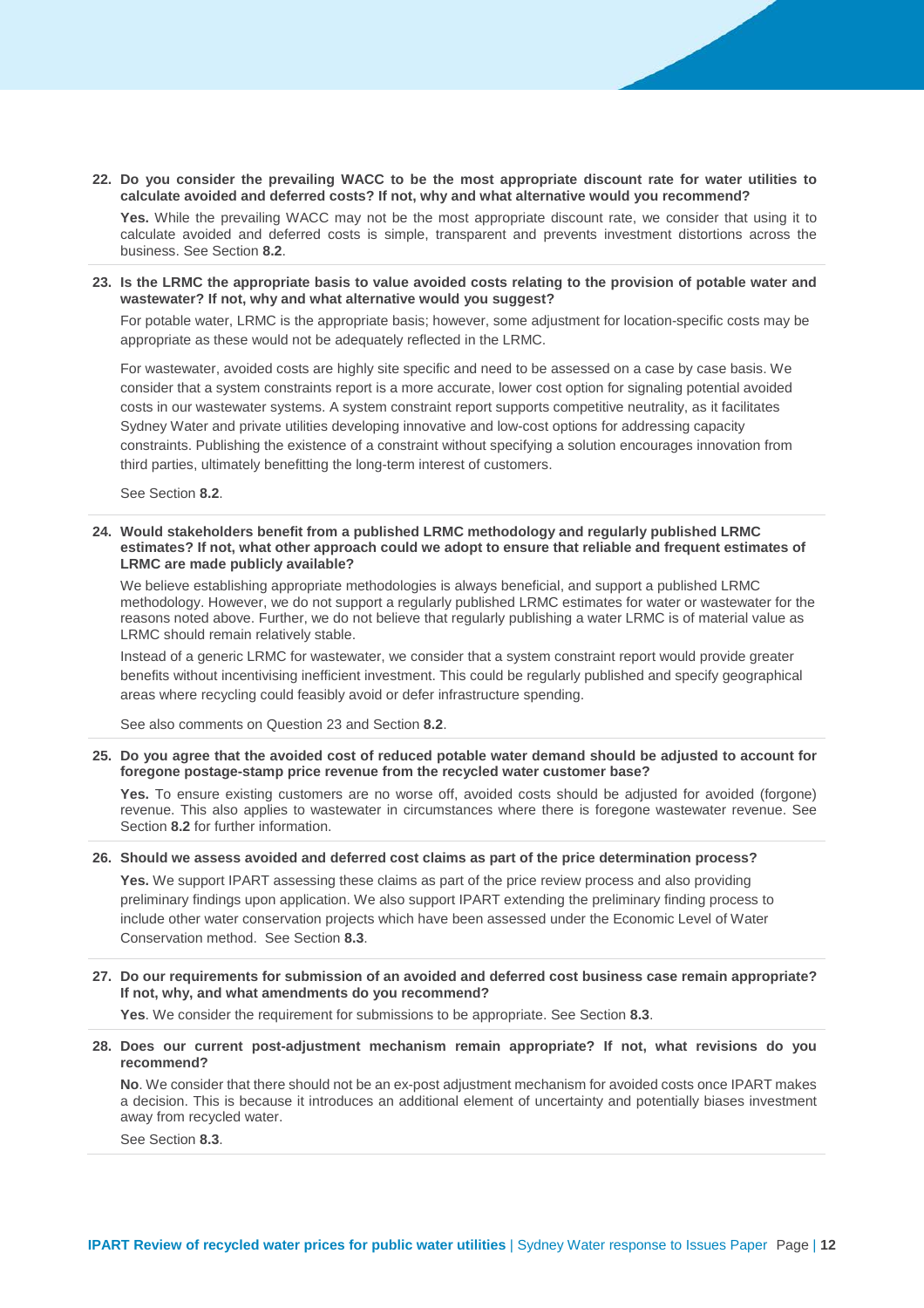22. **Do you consider the prevailing WACC to be the most appropriate discount rate for water utilities to calculate avoided and deferred costs? If not, why and what alternative would you recommend?**

    **Yes.** While the prevailing WACC may not be the most appropriate discount rate, we consider that using it to calculate avoided and deferred costs is simple, transparent and prevents investment distortions across the business. See Section **8.2**.

23. **Is the LRMC the appropriate basis to value avoided costs relating to the provision of potable water and wastewater? If not, why and what alternative would you suggest?**

    For potable water, LRMC is the appropriate basis; however, some adjustment for location-specific costs may be appropriate as these would not be adequately reflected in the LRMC.

    For wastewater, avoided costs are highly site specific and need to be assessed on a case by case basis. We consider that a system constraints report is a more accurate, lower cost option for signaling potential avoided costs in our wastewater systems. A system constraint report supports competitive neutrality, as it facilitates Sydney Water and private utilities developing innovative and low-cost options for addressing capacity constraints. Publishing the existence of a constraint without specifying a solution encourages innovation from third parties, ultimately benefitting the long-term interest of customers.

    See Section **8.2**.

24. **Would stakeholders benefit from a published LRMC methodology and regularly published LRMC estimates? If not, what other approach could we adopt to ensure that reliable and frequent estimates of LRMC are made publicly available?**

    We believe establishing appropriate methodologies is always beneficial, and support a published LRMC methodology. However, we do not support a regularly published LRMC estimates for water or wastewater for the reasons noted above. Further, we do not believe that regularly publishing a water LRMC is of material value as LRMC should remain relatively stable.

    Instead of a generic LRMC for wastewater, we consider that a system constraint report would provide greater benefits without incentivising inefficient investment. This could be regularly published and specify geographical areas where recycling could feasibly avoid or defer infrastructure spending.

    See also comments on Question 23 and Section **8.2**.

25. **Do you agree that the avoided cost of reduced potable water demand should be adjusted to account for foregone postage-stamp price revenue from the recycled water customer base?**

    **Yes.** To ensure existing customers are no worse off, avoided costs should be adjusted for avoided (forgone) revenue. This also applies to wastewater in circumstances where there is foregone wastewater revenue. See Section **8.2** for further information.

26. **Should we assess avoided and deferred cost claims as part of the price determination process?**

    **Yes.** We support IPART assessing these claims as part of the price review process and also providing preliminary findings upon application. We also support IPART extending the preliminary finding process to include other water conservation projects which have been assessed under the Economic Level of Water Conservation method. See Section **8.3**.

27. **Do our requirements for submission of an avoided and deferred cost business case remain appropriate? If not, why, and what amendments do you recommend?**

    **Yes**. We consider the requirement for submissions to be appropriate. See Section **8.3**.

28. **Does our current post-adjustment mechanism remain appropriate? If not, what revisions do you recommend?**

    **No**. We consider that there should not be an ex-post adjustment mechanism for avoided costs once IPART makes a decision. This is because it introduces an additional element of uncertainty and potentially biases investment away from recycled water.

    See Section **8.3**.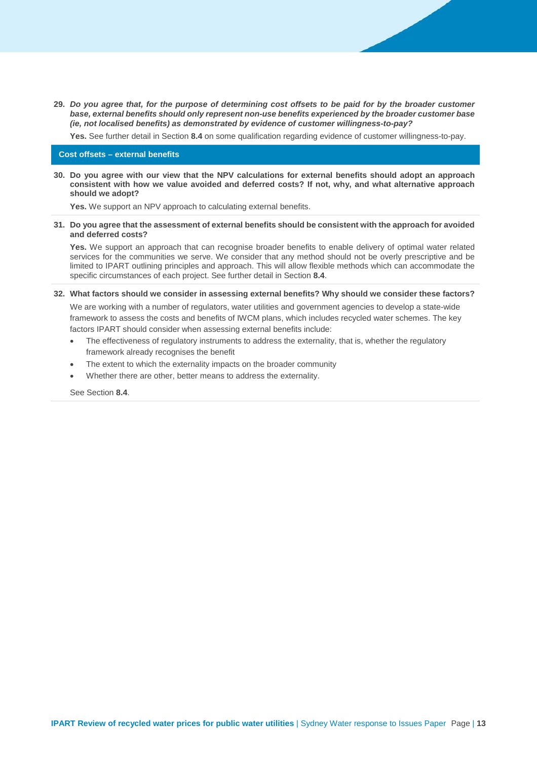29. ***Do you agree that, for the purpose of determining cost offsets to be paid for by the broader customer base, external benefits should only represent non-use benefits experienced by the broader customer base (ie, not localised benefits) as demonstrated by evidence of customer willingness-to-pay?***

    **Yes.** See further detail in Section **8.4** on some qualification regarding evidence of customer willingness-to-pay.

## Cost offsets – external benefits

30. **Do you agree with our view that the NPV calculations for external benefits should adopt an approach consistent with how we value avoided and deferred costs? If not, why, and what alternative approach should we adopt?**

    **Yes.** We support an NPV approach to calculating external benefits.

31. **Do you agree that the assessment of external benefits should be consistent with the approach for avoided and deferred costs?**

    **Yes.** We support an approach that can recognise broader benefits to enable delivery of optimal water related services for the communities we serve. We consider that any method should not be overly prescriptive and be limited to IPART outlining principles and approach. This will allow flexible methods which can accommodate the specific circumstances of each project. See further detail in Section **8.4**.

32. **What factors should we consider in assessing external benefits? Why should we consider these factors?**

    We are working with a number of regulators, water utilities and government agencies to develop a state-wide framework to assess the costs and benefits of IWCM plans, which includes recycled water schemes. The key factors IPART should consider when assessing external benefits include:

    - The effectiveness of regulatory instruments to address the externality, that is, whether the regulatory framework already recognises the benefit
    - The extent to which the externality impacts on the broader community
    - Whether there are other, better means to address the externality.

    See Section **8.4**.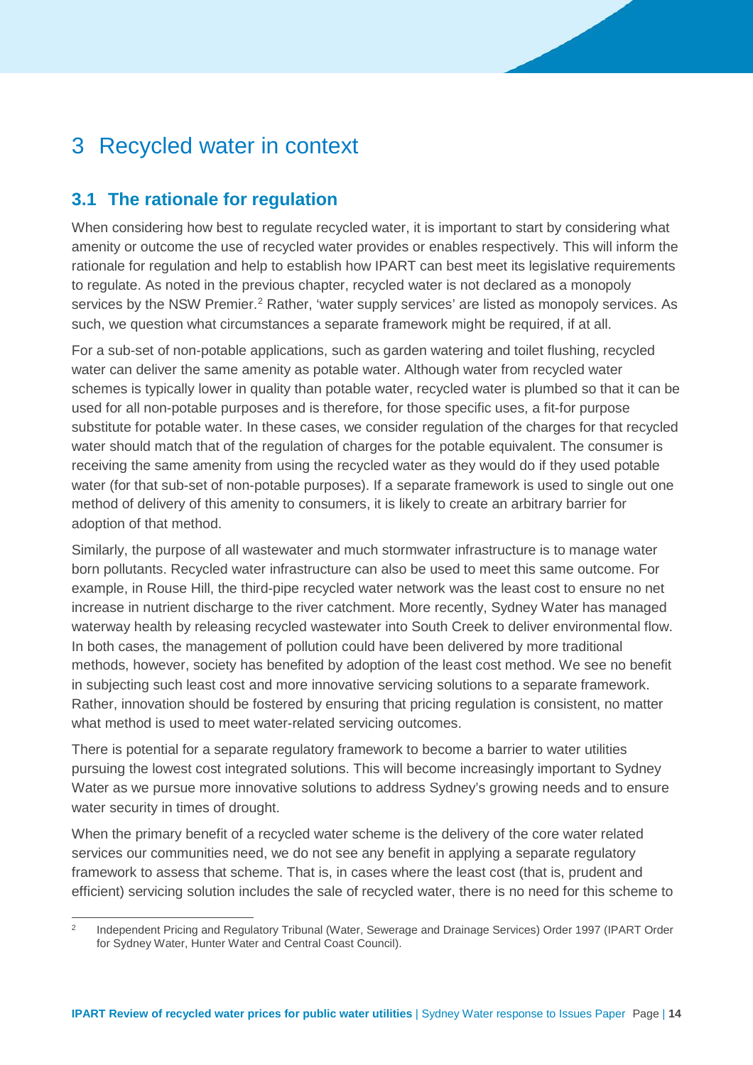# 3 Recycled water in context

## 3.1 The rationale for regulation

When considering how best to regulate recycled water, it is important to start by considering what amenity or outcome the use of recycled water provides or enables respectively. This will inform the rationale for regulation and help to establish how IPART can best meet its legislative requirements to regulate. As noted in the previous chapter, recycled water is not declared as a monopoly services by the NSW Premier.[2] Rather, 'water supply services' are listed as monopoly services. As such, we question what circumstances a separate framework might be required, if at all.

For a sub-set of non-potable applications, such as garden watering and toilet flushing, recycled water can deliver the same amenity as potable water. Although water from recycled water schemes is typically lower in quality than potable water, recycled water is plumbed so that it can be used for all non-potable purposes and is therefore, for those specific uses, a fit-for purpose substitute for potable water. In these cases, we consider regulation of the charges for that recycled water should match that of the regulation of charges for the potable equivalent. The consumer is receiving the same amenity from using the recycled water as they would do if they used potable water (for that sub-set of non-potable purposes). If a separate framework is used to single out one method of delivery of this amenity to consumers, it is likely to create an arbitrary barrier for adoption of that method.

Similarly, the purpose of all wastewater and much stormwater infrastructure is to manage water born pollutants. Recycled water infrastructure can also be used to meet this same outcome. For example, in Rouse Hill, the third-pipe recycled water network was the least cost to ensure no net increase in nutrient discharge to the river catchment. More recently, Sydney Water has managed waterway health by releasing recycled wastewater into South Creek to deliver environmental flow. In both cases, the management of pollution could have been delivered by more traditional methods, however, society has benefited by adoption of the least cost method. We see no benefit in subjecting such least cost and more innovative servicing solutions to a separate framework. Rather, innovation should be fostered by ensuring that pricing regulation is consistent, no matter what method is used to meet water-related servicing outcomes.

There is potential for a separate regulatory framework to become a barrier to water utilities pursuing the lowest cost integrated solutions. This will become increasingly important to Sydney Water as we pursue more innovative solutions to address Sydney's growing needs and to ensure water security in times of drought.

When the primary benefit of a recycled water scheme is the delivery of the core water related services our communities need, we do not see any benefit in applying a separate regulatory framework to assess that scheme. That is, in cases where the least cost (that is, prudent and efficient) servicing solution includes the sale of recycled water, there is no need for this scheme to

[2] Independent Pricing and Regulatory Tribunal (Water, Sewerage and Drainage Services) Order 1997 (IPART Order for Sydney Water, Hunter Water and Central Coast Council).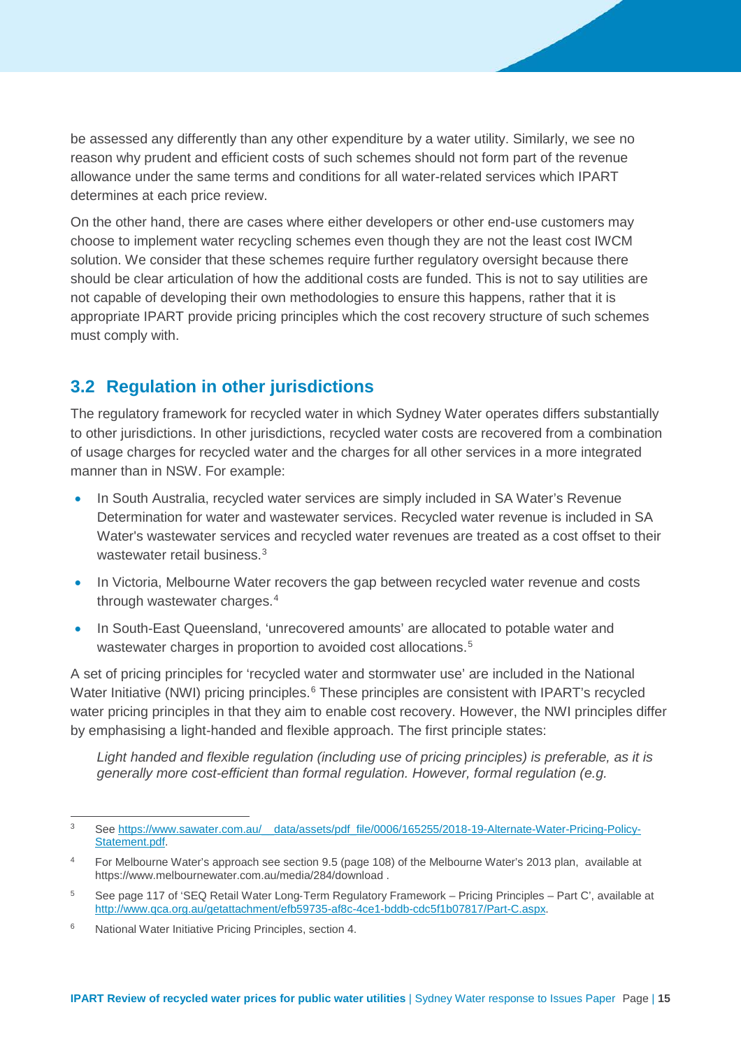be assessed any differently than any other expenditure by a water utility. Similarly, we see no reason why prudent and efficient costs of such schemes should not form part of the revenue allowance under the same terms and conditions for all water-related services which IPART determines at each price review.

On the other hand, there are cases where either developers or other end-use customers may choose to implement water recycling schemes even though they are not the least cost IWCM solution. We consider that these schemes require further regulatory oversight because there should be clear articulation of how the additional costs are funded. This is not to say utilities are not capable of developing their own methodologies to ensure this happens, rather that it is appropriate IPART provide pricing principles which the cost recovery structure of such schemes must comply with.

## 3.2 Regulation in other jurisdictions

The regulatory framework for recycled water in which Sydney Water operates differs substantially to other jurisdictions. In other jurisdictions, recycled water costs are recovered from a combination of usage charges for recycled water and the charges for all other services in a more integrated manner than in NSW. For example:

- In South Australia, recycled water services are simply included in SA Water's Revenue Determination for water and wastewater services. Recycled water revenue is included in SA Water's wastewater services and recycled water revenues are treated as a cost offset to their wastewater retail business.[3]
- In Victoria, Melbourne Water recovers the gap between recycled water revenue and costs through wastewater charges.[4]
- In South-East Queensland, 'unrecovered amounts' are allocated to potable water and wastewater charges in proportion to avoided cost allocations.[5]

A set of pricing principles for 'recycled water and stormwater use' are included in the National Water Initiative (NWI) pricing principles.[6] These principles are consistent with IPART's recycled water pricing principles in that they aim to enable cost recovery. However, the NWI principles differ by emphasising a light-handed and flexible approach. The first principle states:

> *Light handed and flexible regulation (including use of pricing principles) is preferable, as it is generally more cost-efficient than formal regulation. However, formal regulation (e.g.*

---

[3] See https://www.sawater.com.au/__data/assets/pdf_file/0006/165255/2018-19-Alternate-Water-Pricing-Policy-Statement.pdf.

[4] For Melbourne Water's approach see section 9.5 (page 108) of the Melbourne Water's 2013 plan, available at https://www.melbournewater.com.au/media/284/download .

[5] See page 117 of 'SEQ Retail Water Long-Term Regulatory Framework – Pricing Principles – Part C', available at http://www.qca.org.au/getattachment/efb59735-af8c-4ce1-bddb-cdc5f1b07817/Part-C.aspx.

[6] National Water Initiative Pricing Principles, section 4.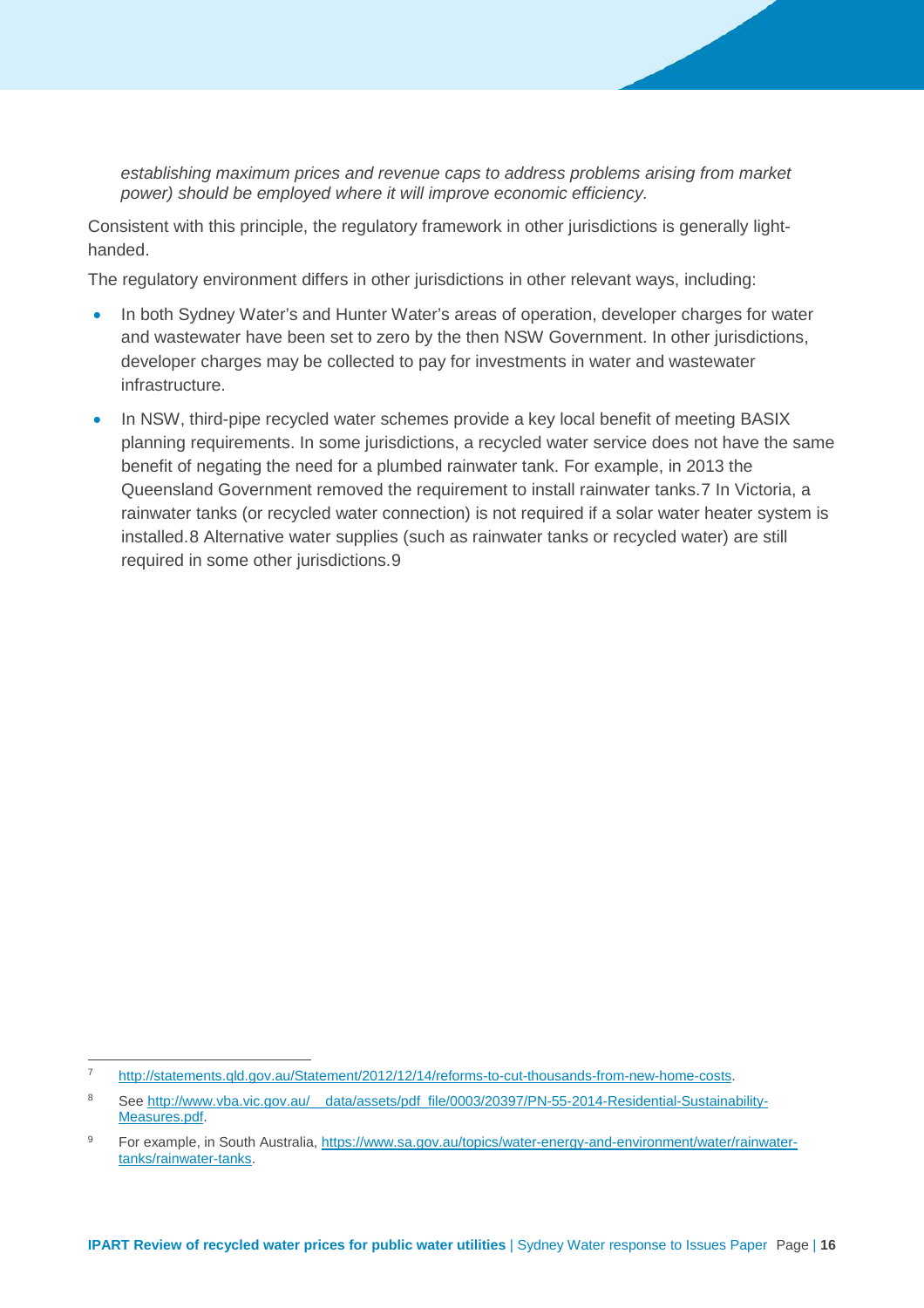*establishing maximum prices and revenue caps to address problems arising from market power) should be employed where it will improve economic efficiency.*

Consistent with this principle, the regulatory framework in other jurisdictions is generally light-handed.

The regulatory environment differs in other jurisdictions in other relevant ways, including:

- In both Sydney Water's and Hunter Water's areas of operation, developer charges for water and wastewater have been set to zero by the then NSW Government. In other jurisdictions, developer charges may be collected to pay for investments in water and wastewater infrastructure.
- In NSW, third-pipe recycled water schemes provide a key local benefit of meeting BASIX planning requirements. In some jurisdictions, a recycled water service does not have the same benefit of negating the need for a plumbed rainwater tank. For example, in 2013 the Queensland Government removed the requirement to install rainwater tanks.[7] In Victoria, a rainwater tanks (or recycled water connection) is not required if a solar water heater system is installed.[8] Alternative water supplies (such as rainwater tanks or recycled water) are still required in some other jurisdictions.[9]

---

[7] http://statements.qld.gov.au/Statement/2012/12/14/reforms-to-cut-thousands-from-new-home-costs.

[8] See http://www.vba.vic.gov.au/__data/assets/pdf_file/0003/20397/PN-55-2014-Residential-Sustainability-Measures.pdf.

[9] For example, in South Australia, https://www.sa.gov.au/topics/water-energy-and-environment/water/rainwater-tanks/rainwater-tanks.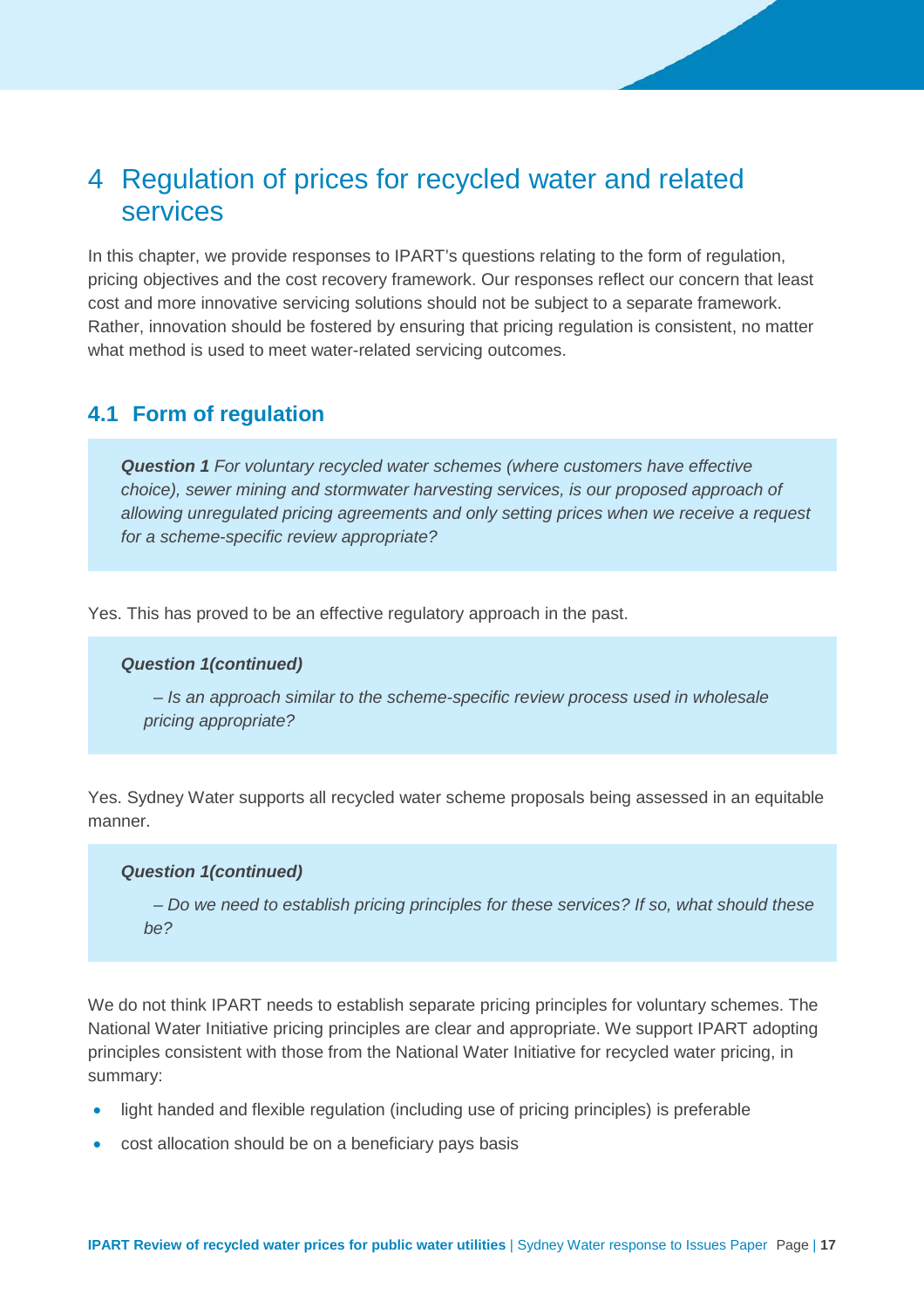# 4 Regulation of prices for recycled water and related services

In this chapter, we provide responses to IPART's questions relating to the form of regulation, pricing objectives and the cost recovery framework. Our responses reflect our concern that least cost and more innovative servicing solutions should not be subject to a separate framework. Rather, innovation should be fostered by ensuring that pricing regulation is consistent, no matter what method is used to meet water-related servicing outcomes.

## 4.1 Form of regulation

> ***Question 1*** *For voluntary recycled water schemes (where customers have effective choice), sewer mining and stormwater harvesting services, is our proposed approach of allowing unregulated pricing agreements and only setting prices when we receive a request for a scheme-specific review appropriate?*

Yes. This has proved to be an effective regulatory approach in the past.

> ***Question 1(continued)***
>
> *– Is an approach similar to the scheme-specific review process used in wholesale pricing appropriate?*

Yes. Sydney Water supports all recycled water scheme proposals being assessed in an equitable manner.

> ***Question 1(continued)***
>
> *– Do we need to establish pricing principles for these services? If so, what should these be?*

We do not think IPART needs to establish separate pricing principles for voluntary schemes. The National Water Initiative pricing principles are clear and appropriate. We support IPART adopting principles consistent with those from the National Water Initiative for recycled water pricing, in summary:

- light handed and flexible regulation (including use of pricing principles) is preferable
- cost allocation should be on a beneficiary pays basis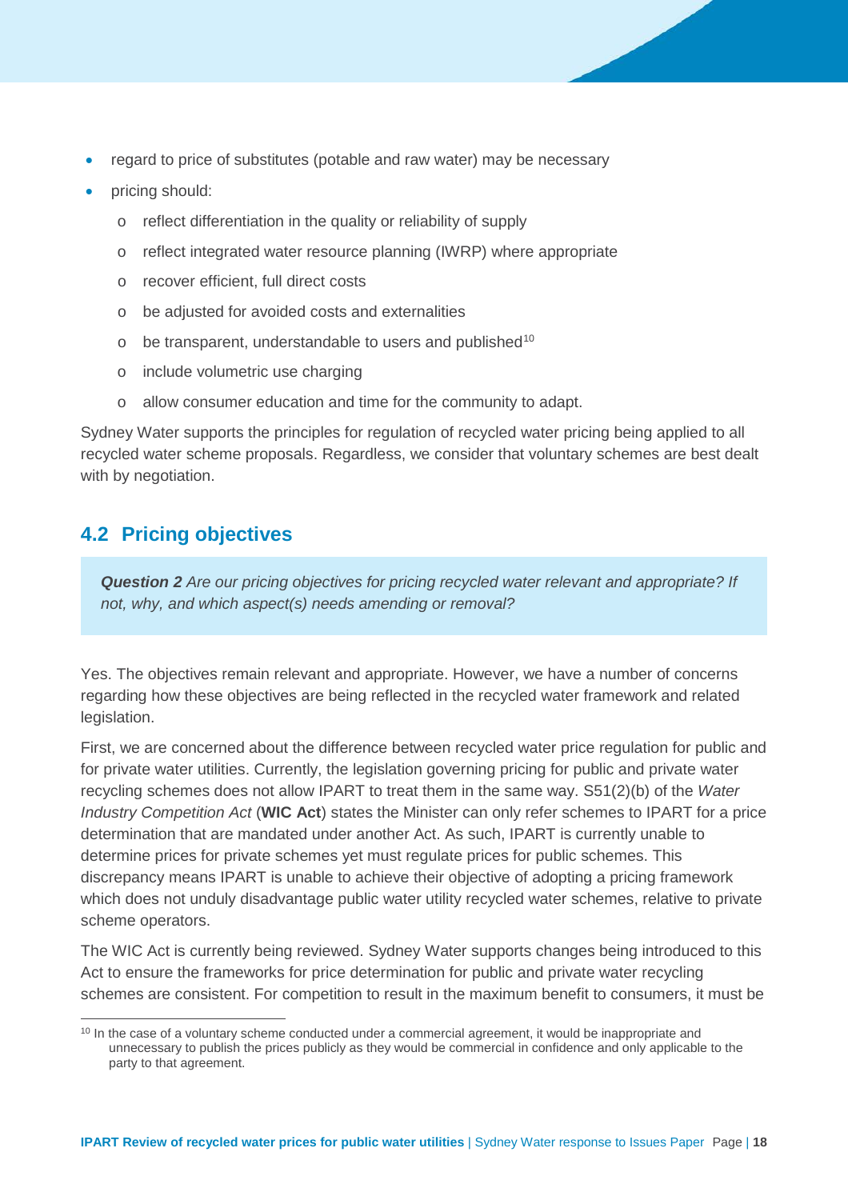- regard to price of substitutes (potable and raw water) may be necessary
- pricing should:
  - reflect differentiation in the quality or reliability of supply
  - reflect integrated water resource planning (IWRP) where appropriate
  - recover efficient, full direct costs
  - be adjusted for avoided costs and externalities
  - be transparent, understandable to users and published[10]
  - include volumetric use charging
  - allow consumer education and time for the community to adapt.

Sydney Water supports the principles for regulation of recycled water pricing being applied to all recycled water scheme proposals. Regardless, we consider that voluntary schemes are best dealt with by negotiation.

## 4.2 Pricing objectives

> ***Question 2*** *Are our pricing objectives for pricing recycled water relevant and appropriate? If not, why, and which aspect(s) needs amending or removal?*

Yes. The objectives remain relevant and appropriate. However, we have a number of concerns regarding how these objectives are being reflected in the recycled water framework and related legislation.

First, we are concerned about the difference between recycled water price regulation for public and for private water utilities. Currently, the legislation governing pricing for public and private water recycling schemes does not allow IPART to treat them in the same way. S51(2)(b) of the *Water Industry Competition Act* (**WIC Act**) states the Minister can only refer schemes to IPART for a price determination that are mandated under another Act. As such, IPART is currently unable to determine prices for private schemes yet must regulate prices for public schemes. This discrepancy means IPART is unable to achieve their objective of adopting a pricing framework which does not unduly disadvantage public water utility recycled water schemes, relative to private scheme operators.

The WIC Act is currently being reviewed. Sydney Water supports changes being introduced to this Act to ensure the frameworks for price determination for public and private water recycling schemes are consistent. For competition to result in the maximum benefit to consumers, it must be

[10] In the case of a voluntary scheme conducted under a commercial agreement, it would be inappropriate and unnecessary to publish the prices publicly as they would be commercial in confidence and only applicable to the party to that agreement.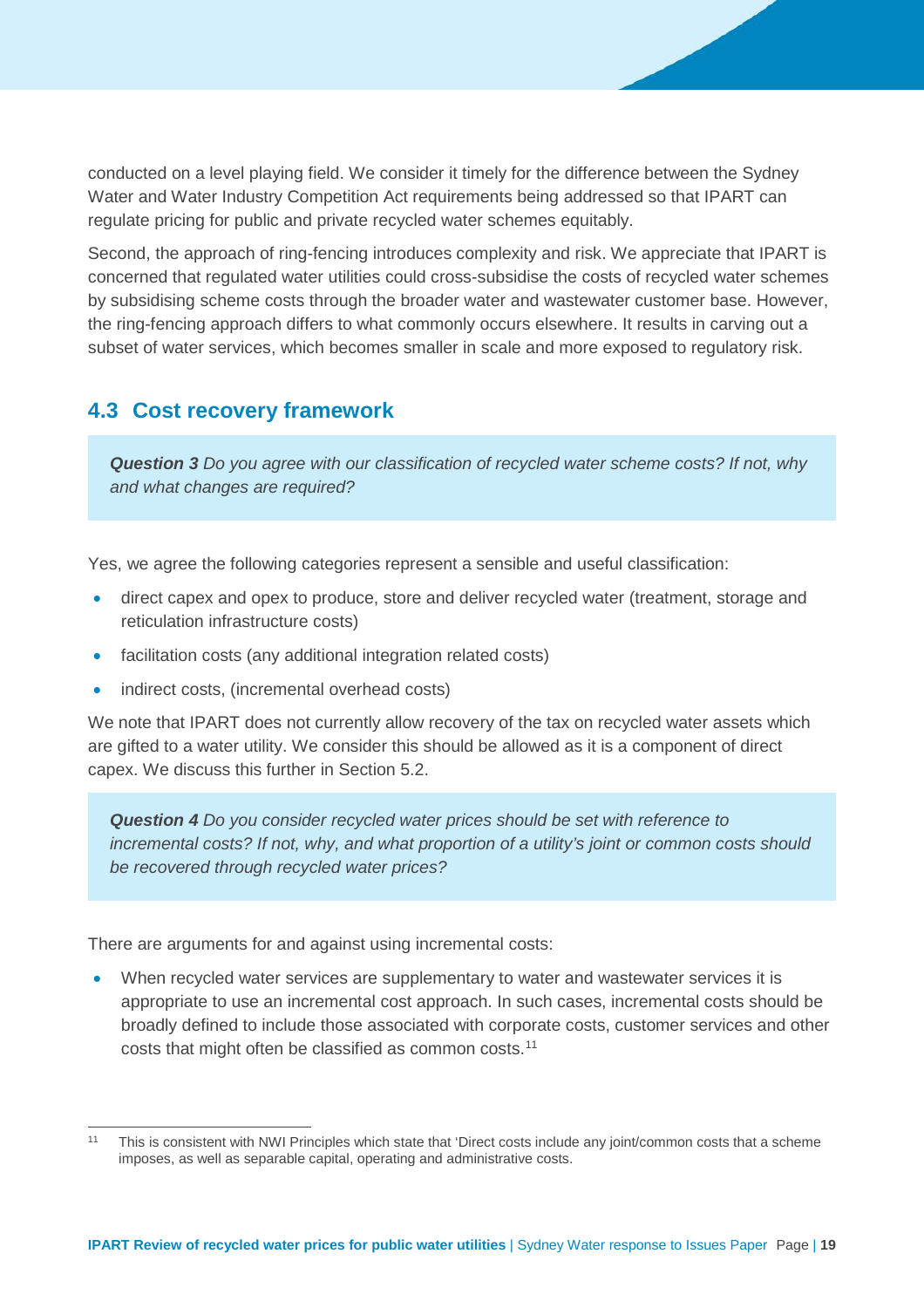conducted on a level playing field. We consider it timely for the difference between the Sydney Water and Water Industry Competition Act requirements being addressed so that IPART can regulate pricing for public and private recycled water schemes equitably.

Second, the approach of ring-fencing introduces complexity and risk. We appreciate that IPART is concerned that regulated water utilities could cross-subsidise the costs of recycled water schemes by subsidising scheme costs through the broader water and wastewater customer base. However, the ring-fencing approach differs to what commonly occurs elsewhere. It results in carving out a subset of water services, which becomes smaller in scale and more exposed to regulatory risk.

## 4.3 Cost recovery framework

> ***Question 3*** *Do you agree with our classification of recycled water scheme costs? If not, why and what changes are required?*

Yes, we agree the following categories represent a sensible and useful classification:

- direct capex and opex to produce, store and deliver recycled water (treatment, storage and reticulation infrastructure costs)
- facilitation costs (any additional integration related costs)
- indirect costs, (incremental overhead costs)

We note that IPART does not currently allow recovery of the tax on recycled water assets which are gifted to a water utility. We consider this should be allowed as it is a component of direct capex. We discuss this further in Section 5.2.

> ***Question 4*** *Do you consider recycled water prices should be set with reference to incremental costs? If not, why, and what proportion of a utility's joint or common costs should be recovered through recycled water prices?*

There are arguments for and against using incremental costs:

- When recycled water services are supplementary to water and wastewater services it is appropriate to use an incremental cost approach. In such cases, incremental costs should be broadly defined to include those associated with corporate costs, customer services and other costs that might often be classified as common costs.[11]

[11] This is consistent with NWI Principles which state that 'Direct costs include any joint/common costs that a scheme imposes, as well as separable capital, operating and administrative costs.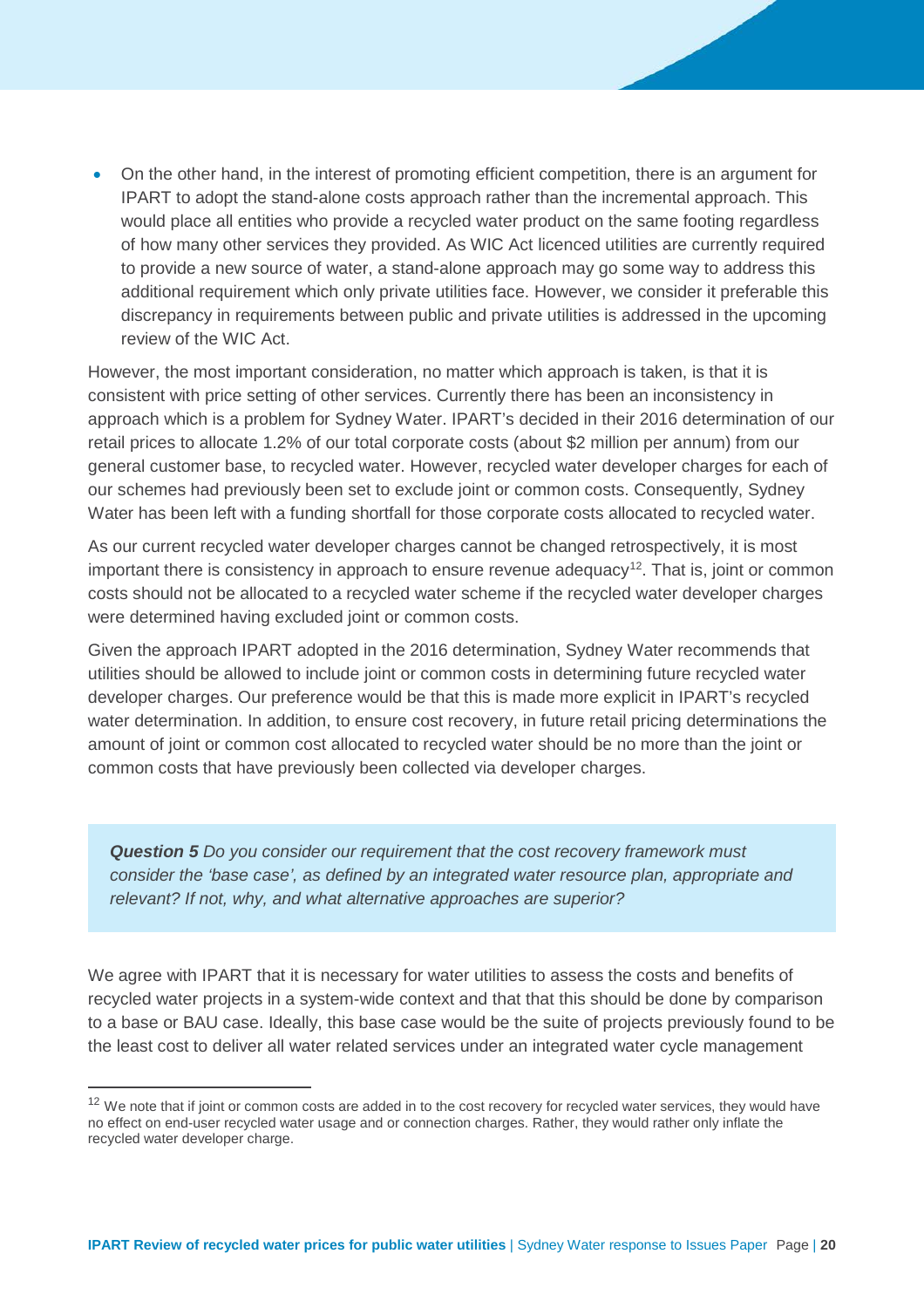- On the other hand, in the interest of promoting efficient competition, there is an argument for IPART to adopt the stand-alone costs approach rather than the incremental approach. This would place all entities who provide a recycled water product on the same footing regardless of how many other services they provided. As WIC Act licenced utilities are currently required to provide a new source of water, a stand-alone approach may go some way to address this additional requirement which only private utilities face. However, we consider it preferable this discrepancy in requirements between public and private utilities is addressed in the upcoming review of the WIC Act.

However, the most important consideration, no matter which approach is taken, is that it is consistent with price setting of other services. Currently there has been an inconsistency in approach which is a problem for Sydney Water. IPART's decided in their 2016 determination of our retail prices to allocate 1.2% of our total corporate costs (about $2 million per annum) from our general customer base, to recycled water. However, recycled water developer charges for each of our schemes had previously been set to exclude joint or common costs. Consequently, Sydney Water has been left with a funding shortfall for those corporate costs allocated to recycled water.

As our current recycled water developer charges cannot be changed retrospectively, it is most important there is consistency in approach to ensure revenue adequacy[12]. That is, joint or common costs should not be allocated to a recycled water scheme if the recycled water developer charges were determined having excluded joint or common costs.

Given the approach IPART adopted in the 2016 determination, Sydney Water recommends that utilities should be allowed to include joint or common costs in determining future recycled water developer charges. Our preference would be that this is made more explicit in IPART's recycled water determination. In addition, to ensure cost recovery, in future retail pricing determinations the amount of joint or common cost allocated to recycled water should be no more than the joint or common costs that have previously been collected via developer charges.

> ***Question 5*** *Do you consider our requirement that the cost recovery framework must consider the 'base case', as defined by an integrated water resource plan, appropriate and relevant? If not, why, and what alternative approaches are superior?*

We agree with IPART that it is necessary for water utilities to assess the costs and benefits of recycled water projects in a system-wide context and that that this should be done by comparison to a base or BAU case. Ideally, this base case would be the suite of projects previously found to be the least cost to deliver all water related services under an integrated water cycle management

[12] We note that if joint or common costs are added in to the cost recovery for recycled water services, they would have no effect on end-user recycled water usage and or connection charges. Rather, they would rather only inflate the recycled water developer charge.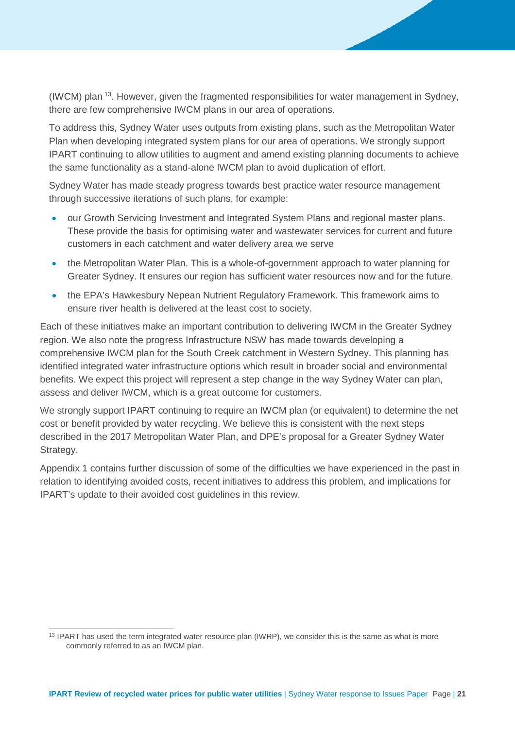(IWCM) plan [13]. However, given the fragmented responsibilities for water management in Sydney, there are few comprehensive IWCM plans in our area of operations.

To address this, Sydney Water uses outputs from existing plans, such as the Metropolitan Water Plan when developing integrated system plans for our area of operations. We strongly support IPART continuing to allow utilities to augment and amend existing planning documents to achieve the same functionality as a stand-alone IWCM plan to avoid duplication of effort.

Sydney Water has made steady progress towards best practice water resource management through successive iterations of such plans, for example:

- our Growth Servicing Investment and Integrated System Plans and regional master plans. These provide the basis for optimising water and wastewater services for current and future customers in each catchment and water delivery area we serve
- the Metropolitan Water Plan. This is a whole-of-government approach to water planning for Greater Sydney. It ensures our region has sufficient water resources now and for the future.
- the EPA's Hawkesbury Nepean Nutrient Regulatory Framework. This framework aims to ensure river health is delivered at the least cost to society.

Each of these initiatives make an important contribution to delivering IWCM in the Greater Sydney region. We also note the progress Infrastructure NSW has made towards developing a comprehensive IWCM plan for the South Creek catchment in Western Sydney. This planning has identified integrated water infrastructure options which result in broader social and environmental benefits. We expect this project will represent a step change in the way Sydney Water can plan, assess and deliver IWCM, which is a great outcome for customers.

We strongly support IPART continuing to require an IWCM plan (or equivalent) to determine the net cost or benefit provided by water recycling. We believe this is consistent with the next steps described in the 2017 Metropolitan Water Plan, and DPE's proposal for a Greater Sydney Water Strategy.

Appendix 1 contains further discussion of some of the difficulties we have experienced in the past in relation to identifying avoided costs, recent initiatives to address this problem, and implications for IPART's update to their avoided cost guidelines in this review.

[13] IPART has used the term integrated water resource plan (IWRP), we consider this is the same as what is more commonly referred to as an IWCM plan.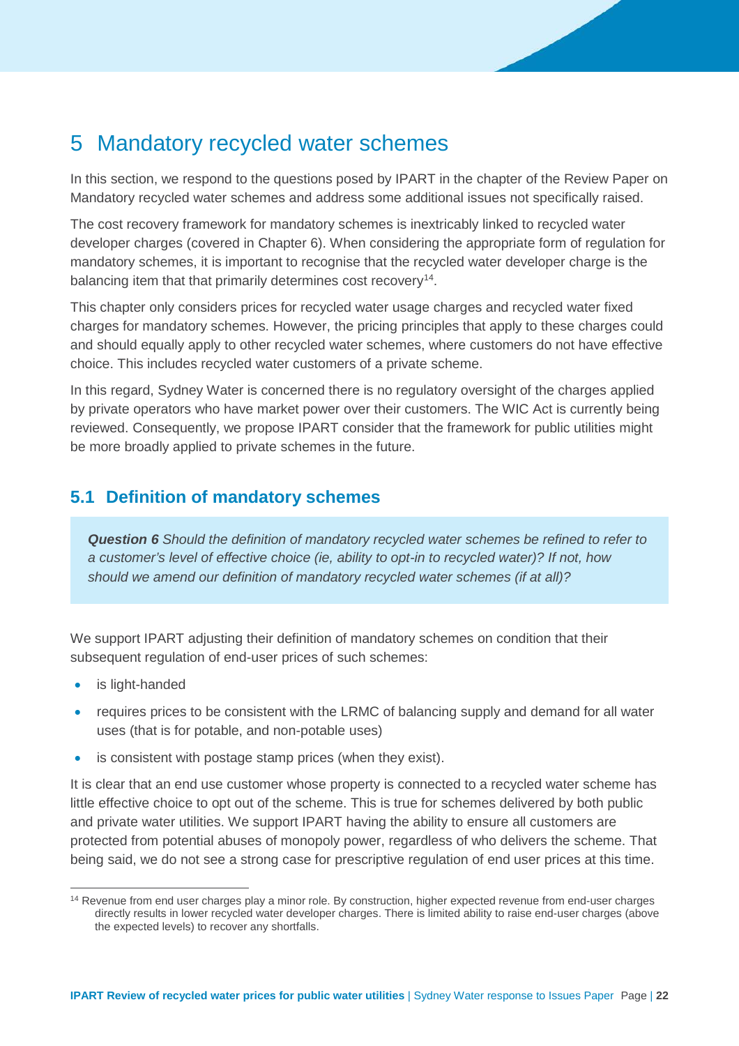# 5 Mandatory recycled water schemes

In this section, we respond to the questions posed by IPART in the chapter of the Review Paper on Mandatory recycled water schemes and address some additional issues not specifically raised.

The cost recovery framework for mandatory schemes is inextricably linked to recycled water developer charges (covered in Chapter 6). When considering the appropriate form of regulation for mandatory schemes, it is important to recognise that the recycled water developer charge is the balancing item that that primarily determines cost recovery[14].

This chapter only considers prices for recycled water usage charges and recycled water fixed charges for mandatory schemes. However, the pricing principles that apply to these charges could and should equally apply to other recycled water schemes, where customers do not have effective choice. This includes recycled water customers of a private scheme.

In this regard, Sydney Water is concerned there is no regulatory oversight of the charges applied by private operators who have market power over their customers. The WIC Act is currently being reviewed. Consequently, we propose IPART consider that the framework for public utilities might be more broadly applied to private schemes in the future.

## 5.1 Definition of mandatory schemes

> ***Question 6*** *Should the definition of mandatory recycled water schemes be refined to refer to a customer's level of effective choice (ie, ability to opt-in to recycled water)? If not, how should we amend our definition of mandatory recycled water schemes (if at all)?*

We support IPART adjusting their definition of mandatory schemes on condition that their subsequent regulation of end-user prices of such schemes:

- is light-handed
- requires prices to be consistent with the LRMC of balancing supply and demand for all water uses (that is for potable, and non-potable uses)
- is consistent with postage stamp prices (when they exist).

It is clear that an end use customer whose property is connected to a recycled water scheme has little effective choice to opt out of the scheme. This is true for schemes delivered by both public and private water utilities. We support IPART having the ability to ensure all customers are protected from potential abuses of monopoly power, regardless of who delivers the scheme. That being said, we do not see a strong case for prescriptive regulation of end user prices at this time.

[14] Revenue from end user charges play a minor role. By construction, higher expected revenue from end-user charges directly results in lower recycled water developer charges. There is limited ability to raise end-user charges (above the expected levels) to recover any shortfalls.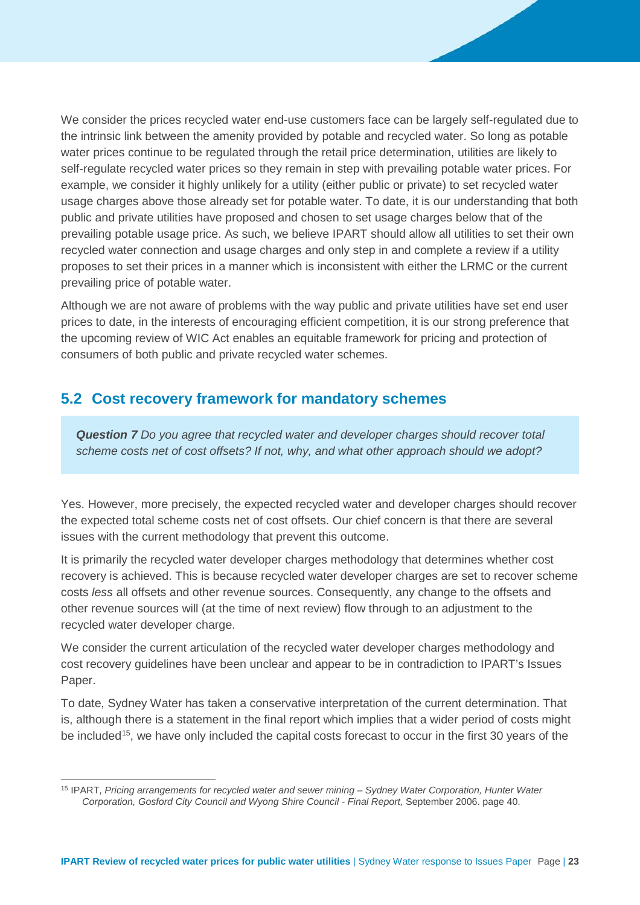We consider the prices recycled water end-use customers face can be largely self-regulated due to the intrinsic link between the amenity provided by potable and recycled water. So long as potable water prices continue to be regulated through the retail price determination, utilities are likely to self-regulate recycled water prices so they remain in step with prevailing potable water prices. For example, we consider it highly unlikely for a utility (either public or private) to set recycled water usage charges above those already set for potable water. To date, it is our understanding that both public and private utilities have proposed and chosen to set usage charges below that of the prevailing potable usage price. As such, we believe IPART should allow all utilities to set their own recycled water connection and usage charges and only step in and complete a review if a utility proposes to set their prices in a manner which is inconsistent with either the LRMC or the current prevailing price of potable water.

Although we are not aware of problems with the way public and private utilities have set end user prices to date, in the interests of encouraging efficient competition, it is our strong preference that the upcoming review of WIC Act enables an equitable framework for pricing and protection of consumers of both public and private recycled water schemes.

## 5.2 Cost recovery framework for mandatory schemes

> ***Question 7*** *Do you agree that recycled water and developer charges should recover total scheme costs net of cost offsets? If not, why, and what other approach should we adopt?*

Yes. However, more precisely, the expected recycled water and developer charges should recover the expected total scheme costs net of cost offsets. Our chief concern is that there are several issues with the current methodology that prevent this outcome.

It is primarily the recycled water developer charges methodology that determines whether cost recovery is achieved. This is because recycled water developer charges are set to recover scheme costs *less* all offsets and other revenue sources. Consequently, any change to the offsets and other revenue sources will (at the time of next review) flow through to an adjustment to the recycled water developer charge.

We consider the current articulation of the recycled water developer charges methodology and cost recovery guidelines have been unclear and appear to be in contradiction to IPART's Issues Paper.

To date, Sydney Water has taken a conservative interpretation of the current determination. That is, although there is a statement in the final report which implies that a wider period of costs might be included[15], we have only included the capital costs forecast to occur in the first 30 years of the

---

[15] IPART, *Pricing arrangements for recycled water and sewer mining – Sydney Water Corporation, Hunter Water Corporation, Gosford City Council and Wyong Shire Council - Final Report,* September 2006. page 40.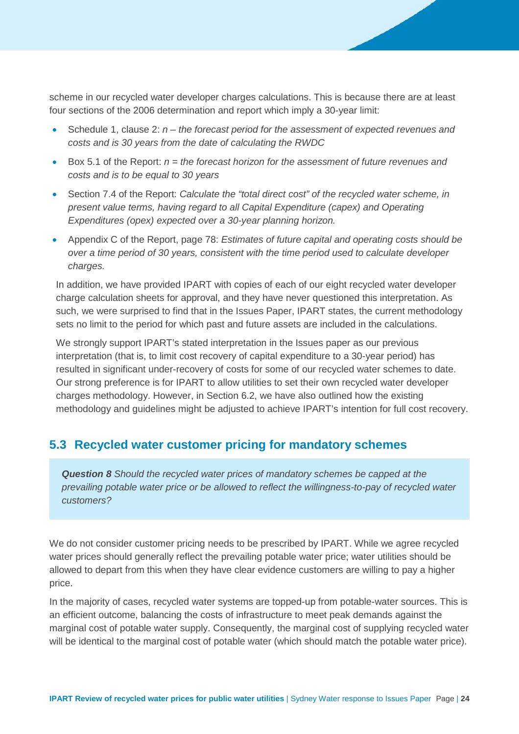scheme in our recycled water developer charges calculations. This is because there are at least four sections of the 2006 determination and report which imply a 30-year limit:

- Schedule 1, clause 2: *n – the forecast period for the assessment of expected revenues and costs and is 30 years from the date of calculating the RWDC*
- Box 5.1 of the Report: *n = the forecast horizon for the assessment of future revenues and costs and is to be equal to 30 years*
- Section 7.4 of the Report: *Calculate the "total direct cost" of the recycled water scheme, in present value terms, having regard to all Capital Expenditure (capex) and Operating Expenditures (opex) expected over a 30-year planning horizon.*
- Appendix C of the Report, page 78: *Estimates of future capital and operating costs should be over a time period of 30 years, consistent with the time period used to calculate developer charges.*

In addition, we have provided IPART with copies of each of our eight recycled water developer charge calculation sheets for approval, and they have never questioned this interpretation. As such, we were surprised to find that in the Issues Paper, IPART states, the current methodology sets no limit to the period for which past and future assets are included in the calculations.

We strongly support IPART's stated interpretation in the Issues paper as our previous interpretation (that is, to limit cost recovery of capital expenditure to a 30-year period) has resulted in significant under-recovery of costs for some of our recycled water schemes to date. Our strong preference is for IPART to allow utilities to set their own recycled water developer charges methodology. However, in Section 6.2, we have also outlined how the existing methodology and guidelines might be adjusted to achieve IPART's intention for full cost recovery.

## 5.3 Recycled water customer pricing for mandatory schemes

> ***Question 8*** *Should the recycled water prices of mandatory schemes be capped at the prevailing potable water price or be allowed to reflect the willingness-to-pay of recycled water customers?*

We do not consider customer pricing needs to be prescribed by IPART. While we agree recycled water prices should generally reflect the prevailing potable water price; water utilities should be allowed to depart from this when they have clear evidence customers are willing to pay a higher price.

In the majority of cases, recycled water systems are topped-up from potable-water sources. This is an efficient outcome, balancing the costs of infrastructure to meet peak demands against the marginal cost of potable water supply. Consequently, the marginal cost of supplying recycled water will be identical to the marginal cost of potable water (which should match the potable water price).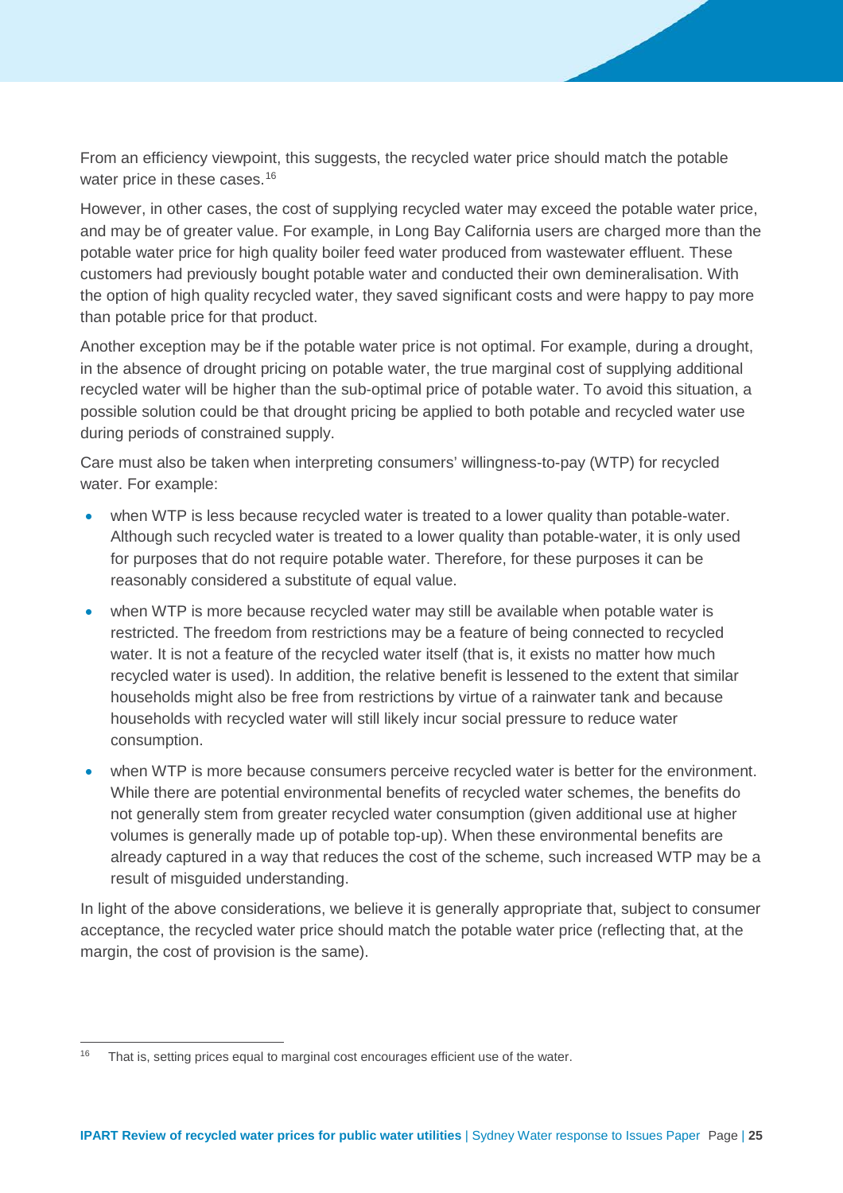From an efficiency viewpoint, this suggests, the recycled water price should match the potable water price in these cases.[16]

However, in other cases, the cost of supplying recycled water may exceed the potable water price, and may be of greater value. For example, in Long Bay California users are charged more than the potable water price for high quality boiler feed water produced from wastewater effluent. These customers had previously bought potable water and conducted their own demineralisation. With the option of high quality recycled water, they saved significant costs and were happy to pay more than potable price for that product.

Another exception may be if the potable water price is not optimal. For example, during a drought, in the absence of drought pricing on potable water, the true marginal cost of supplying additional recycled water will be higher than the sub-optimal price of potable water. To avoid this situation, a possible solution could be that drought pricing be applied to both potable and recycled water use during periods of constrained supply.

Care must also be taken when interpreting consumers' willingness-to-pay (WTP) for recycled water. For example:

- when WTP is less because recycled water is treated to a lower quality than potable-water. Although such recycled water is treated to a lower quality than potable-water, it is only used for purposes that do not require potable water. Therefore, for these purposes it can be reasonably considered a substitute of equal value.
- when WTP is more because recycled water may still be available when potable water is restricted. The freedom from restrictions may be a feature of being connected to recycled water. It is not a feature of the recycled water itself (that is, it exists no matter how much recycled water is used). In addition, the relative benefit is lessened to the extent that similar households might also be free from restrictions by virtue of a rainwater tank and because households with recycled water will still likely incur social pressure to reduce water consumption.
- when WTP is more because consumers perceive recycled water is better for the environment. While there are potential environmental benefits of recycled water schemes, the benefits do not generally stem from greater recycled water consumption (given additional use at higher volumes is generally made up of potable top-up). When these environmental benefits are already captured in a way that reduces the cost of the scheme, such increased WTP may be a result of misguided understanding.

In light of the above considerations, we believe it is generally appropriate that, subject to consumer acceptance, the recycled water price should match the potable water price (reflecting that, at the margin, the cost of provision is the same).

[16] That is, setting prices equal to marginal cost encourages efficient use of the water.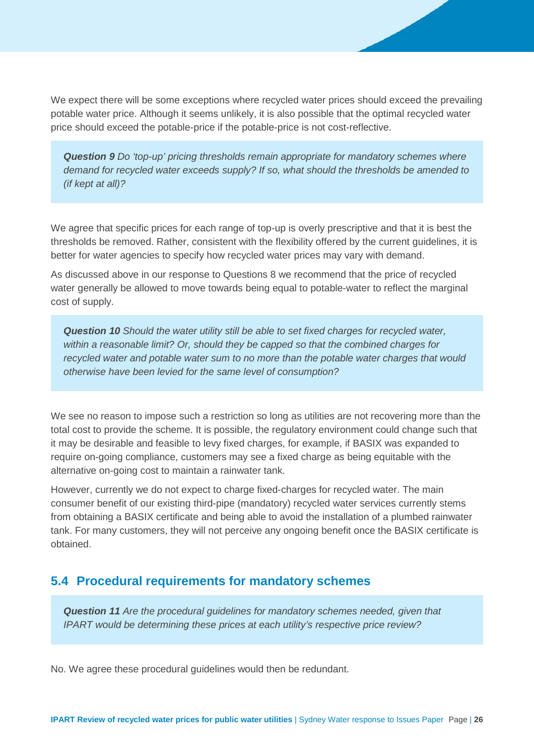We expect there will be some exceptions where recycled water prices should exceed the prevailing potable water price. Although it seems unlikely, it is also possible that the optimal recycled water price should exceed the potable-price if the potable-price is not cost-reflective.

> ***Question 9*** *Do 'top-up' pricing thresholds remain appropriate for mandatory schemes where demand for recycled water exceeds supply? If so, what should the thresholds be amended to (if kept at all)?*

We agree that specific prices for each range of top-up is overly prescriptive and that it is best the thresholds be removed. Rather, consistent with the flexibility offered by the current guidelines, it is better for water agencies to specify how recycled water prices may vary with demand.

As discussed above in our response to Questions 8 we recommend that the price of recycled water generally be allowed to move towards being equal to potable-water to reflect the marginal cost of supply.

> ***Question 10*** *Should the water utility still be able to set fixed charges for recycled water, within a reasonable limit? Or, should they be capped so that the combined charges for recycled water and potable water sum to no more than the potable water charges that would otherwise have been levied for the same level of consumption?*

We see no reason to impose such a restriction so long as utilities are not recovering more than the total cost to provide the scheme. It is possible, the regulatory environment could change such that it may be desirable and feasible to levy fixed charges, for example, if BASIX was expanded to require on-going compliance, customers may see a fixed charge as being equitable with the alternative on-going cost to maintain a rainwater tank.

However, currently we do not expect to charge fixed-charges for recycled water. The main consumer benefit of our existing third-pipe (mandatory) recycled water services currently stems from obtaining a BASIX certificate and being able to avoid the installation of a plumbed rainwater tank. For many customers, they will not perceive any ongoing benefit once the BASIX certificate is obtained.

## 5.4 Procedural requirements for mandatory schemes

> ***Question 11*** *Are the procedural guidelines for mandatory schemes needed, given that IPART would be determining these prices at each utility's respective price review?*

No. We agree these procedural guidelines would then be redundant.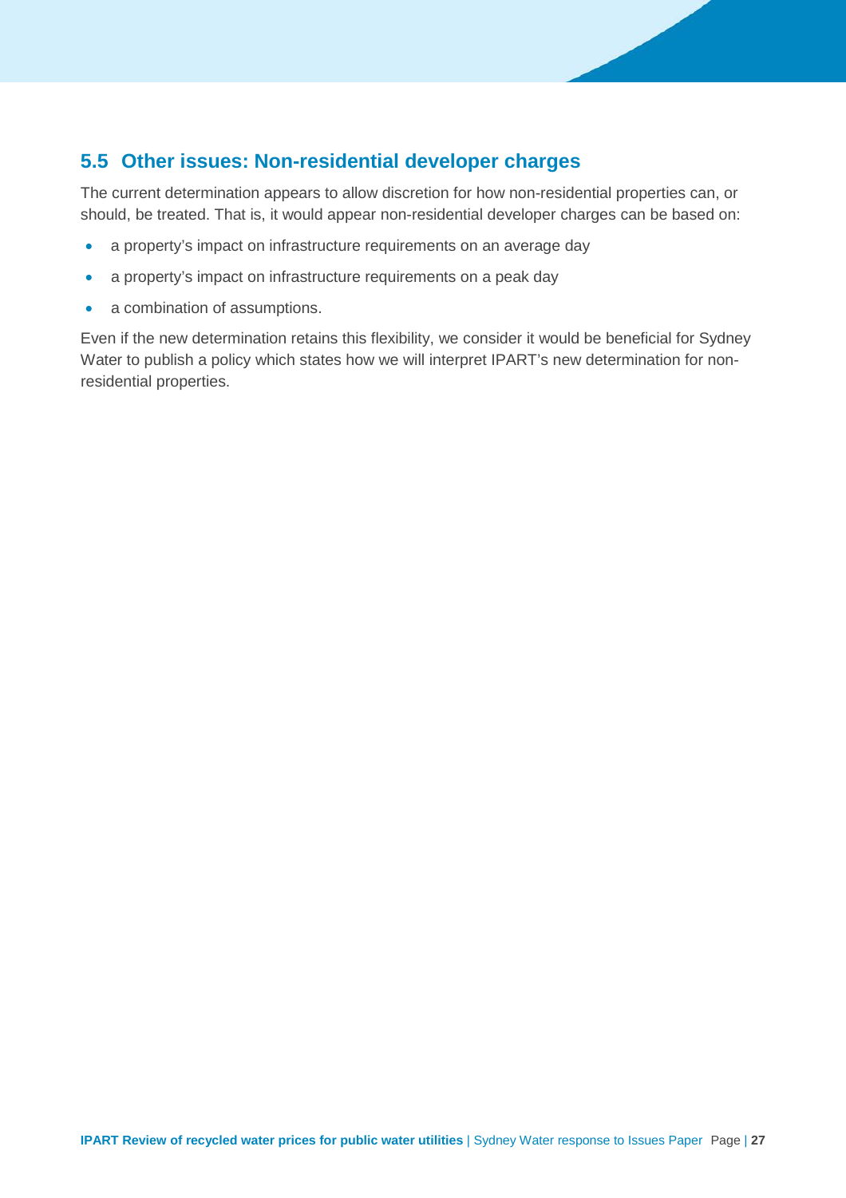## 5.5 Other issues: Non-residential developer charges

The current determination appears to allow discretion for how non-residential properties can, or should, be treated. That is, it would appear non-residential developer charges can be based on:

- a property's impact on infrastructure requirements on an average day
- a property's impact on infrastructure requirements on a peak day
- a combination of assumptions.

Even if the new determination retains this flexibility, we consider it would be beneficial for Sydney Water to publish a policy which states how we will interpret IPART's new determination for non-residential properties.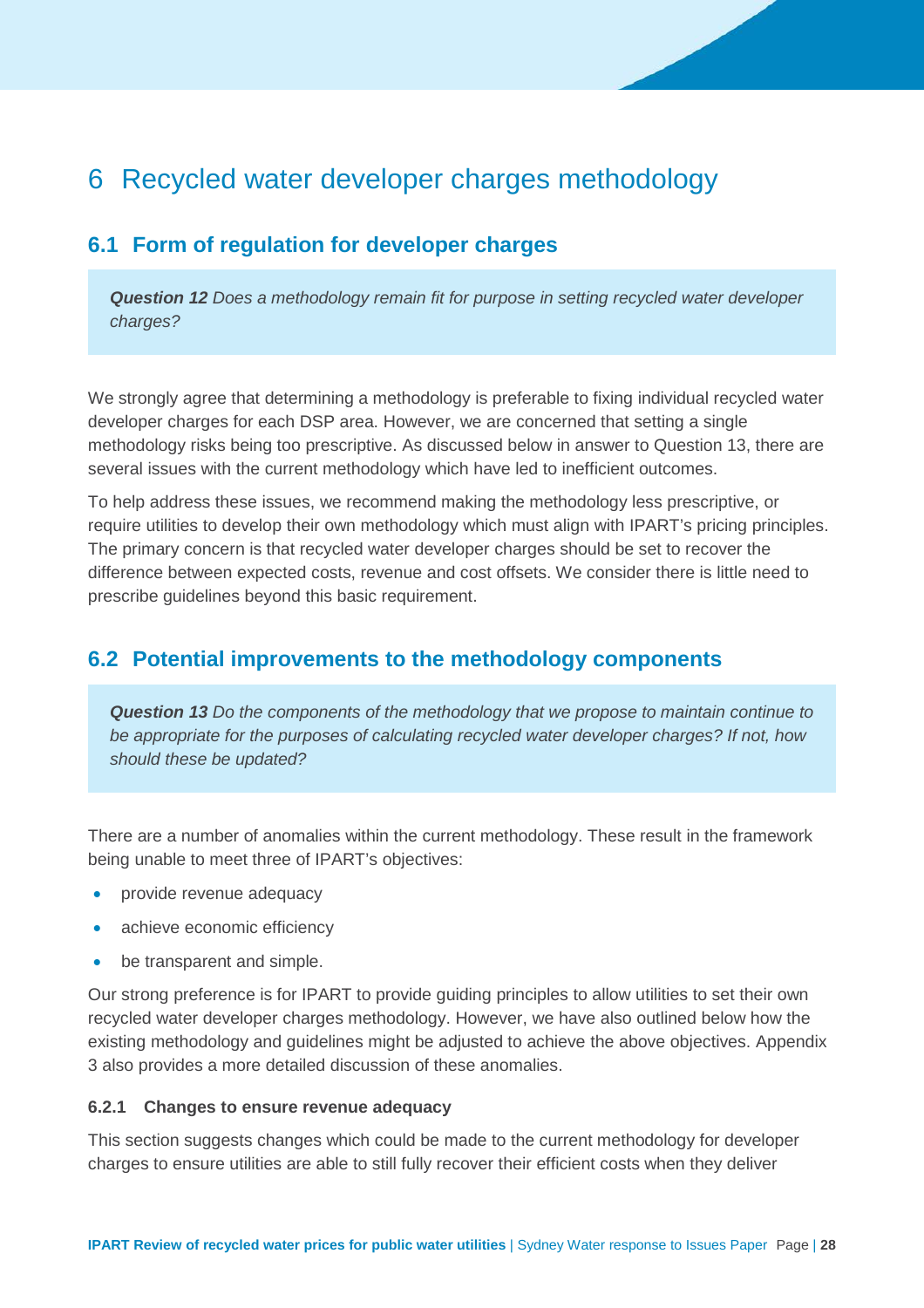# 6 Recycled water developer charges methodology

## 6.1 Form of regulation for developer charges

> ***Question 12*** *Does a methodology remain fit for purpose in setting recycled water developer charges?*

We strongly agree that determining a methodology is preferable to fixing individual recycled water developer charges for each DSP area. However, we are concerned that setting a single methodology risks being too prescriptive. As discussed below in answer to Question 13, there are several issues with the current methodology which have led to inefficient outcomes.

To help address these issues, we recommend making the methodology less prescriptive, or require utilities to develop their own methodology which must align with IPART's pricing principles. The primary concern is that recycled water developer charges should be set to recover the difference between expected costs, revenue and cost offsets. We consider there is little need to prescribe guidelines beyond this basic requirement.

## 6.2 Potential improvements to the methodology components

> ***Question 13*** *Do the components of the methodology that we propose to maintain continue to be appropriate for the purposes of calculating recycled water developer charges? If not, how should these be updated?*

There are a number of anomalies within the current methodology. These result in the framework being unable to meet three of IPART's objectives:

- provide revenue adequacy
- achieve economic efficiency
- be transparent and simple.

Our strong preference is for IPART to provide guiding principles to allow utilities to set their own recycled water developer charges methodology. However, we have also outlined below how the existing methodology and guidelines might be adjusted to achieve the above objectives. Appendix 3 also provides a more detailed discussion of these anomalies.

### 6.2.1 Changes to ensure revenue adequacy

This section suggests changes which could be made to the current methodology for developer charges to ensure utilities are able to still fully recover their efficient costs when they deliver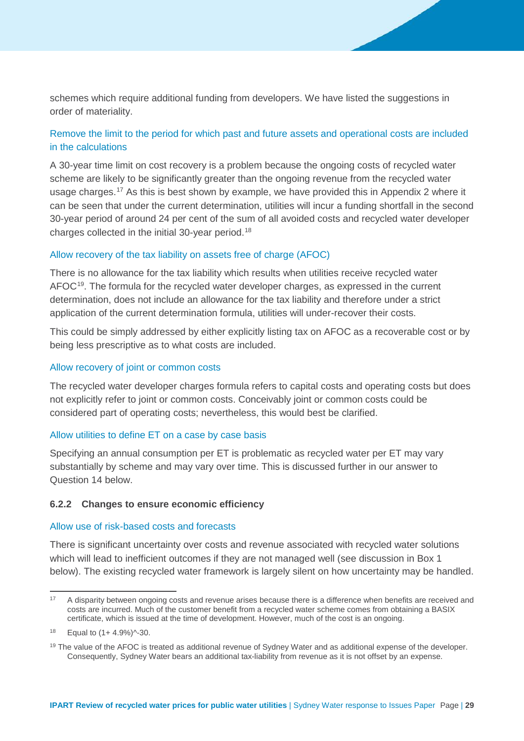schemes which require additional funding from developers. We have listed the suggestions in order of materiality.

### Remove the limit to the period for which past and future assets and operational costs are included in the calculations

A 30-year time limit on cost recovery is a problem because the ongoing costs of recycled water scheme are likely to be significantly greater than the ongoing revenue from the recycled water usage charges.[17] As this is best shown by example, we have provided this in Appendix 2 where it can be seen that under the current determination, utilities will incur a funding shortfall in the second 30-year period of around 24 per cent of the sum of all avoided costs and recycled water developer charges collected in the initial 30-year period.[18]

### Allow recovery of the tax liability on assets free of charge (AFOC)

There is no allowance for the tax liability which results when utilities receive recycled water AFOC[19]. The formula for the recycled water developer charges, as expressed in the current determination, does not include an allowance for the tax liability and therefore under a strict application of the current determination formula, utilities will under-recover their costs.

This could be simply addressed by either explicitly listing tax on AFOC as a recoverable cost or by being less prescriptive as to what costs are included.

### Allow recovery of joint or common costs

The recycled water developer charges formula refers to capital costs and operating costs but does not explicitly refer to joint or common costs. Conceivably joint or common costs could be considered part of operating costs; nevertheless, this would best be clarified.

### Allow utilities to define ET on a case by case basis

Specifying an annual consumption per ET is problematic as recycled water per ET may vary substantially by scheme and may vary over time. This is discussed further in our answer to Question 14 below.

## 6.2.2 Changes to ensure economic efficiency

### Allow use of risk-based costs and forecasts

There is significant uncertainty over costs and revenue associated with recycled water solutions which will lead to inefficient outcomes if they are not managed well (see discussion in Box 1 below). The existing recycled water framework is largely silent on how uncertainty may be handled.

---

[17] A disparity between ongoing costs and revenue arises because there is a difference when benefits are received and costs are incurred. Much of the customer benefit from a recycled water scheme comes from obtaining a BASIX certificate, which is issued at the time of development. However, much of the cost is an ongoing.

[18] Equal to $(1+4.9\%)^{-30}$.

[19] The value of the AFOC is treated as additional revenue of Sydney Water and as additional expense of the developer. Consequently, Sydney Water bears an additional tax-liability from revenue as it is not offset by an expense.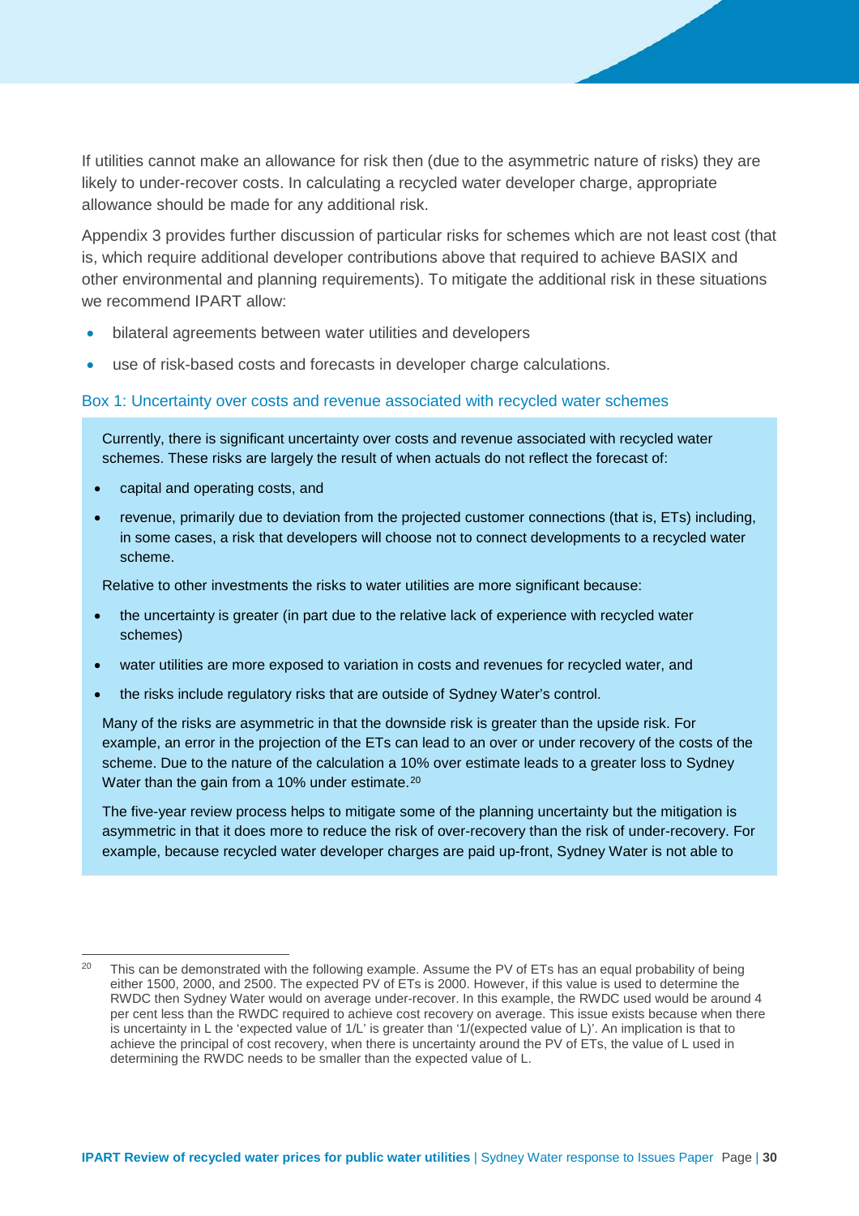If utilities cannot make an allowance for risk then (due to the asymmetric nature of risks) they are likely to under-recover costs. In calculating a recycled water developer charge, appropriate allowance should be made for any additional risk.

Appendix 3 provides further discussion of particular risks for schemes which are not least cost (that is, which require additional developer contributions above that required to achieve BASIX and other environmental and planning requirements). To mitigate the additional risk in these situations we recommend IPART allow:

- bilateral agreements between water utilities and developers
- use of risk-based costs and forecasts in developer charge calculations.

### Box 1: Uncertainty over costs and revenue associated with recycled water schemes

Currently, there is significant uncertainty over costs and revenue associated with recycled water schemes. These risks are largely the result of when actuals do not reflect the forecast of:

- capital and operating costs, and
- revenue, primarily due to deviation from the projected customer connections (that is, ETs) including, in some cases, a risk that developers will choose not to connect developments to a recycled water scheme.

Relative to other investments the risks to water utilities are more significant because:

- the uncertainty is greater (in part due to the relative lack of experience with recycled water schemes)
- water utilities are more exposed to variation in costs and revenues for recycled water, and
- the risks include regulatory risks that are outside of Sydney Water's control.

Many of the risks are asymmetric in that the downside risk is greater than the upside risk. For example, an error in the projection of the ETs can lead to an over or under recovery of the costs of the scheme. Due to the nature of the calculation a 10% over estimate leads to a greater loss to Sydney Water than the gain from a 10% under estimate.[20]

The five-year review process helps to mitigate some of the planning uncertainty but the mitigation is asymmetric in that it does more to reduce the risk of over-recovery than the risk of under-recovery. For example, because recycled water developer charges are paid up-front, Sydney Water is not able to

---

[20] This can be demonstrated with the following example. Assume the PV of ETs has an equal probability of being either 1500, 2000, and 2500. The expected PV of ETs is 2000. However, if this value is used to determine the RWDC then Sydney Water would on average under-recover. In this example, the RWDC used would be around 4 per cent less than the RWDC required to achieve cost recovery on average. This issue exists because when there is uncertainty in L the 'expected value of 1/L' is greater than '1/(expected value of L)'. An implication is that to achieve the principal of cost recovery, when there is uncertainty around the PV of ETs, the value of L used in determining the RWDC needs to be smaller than the expected value of L.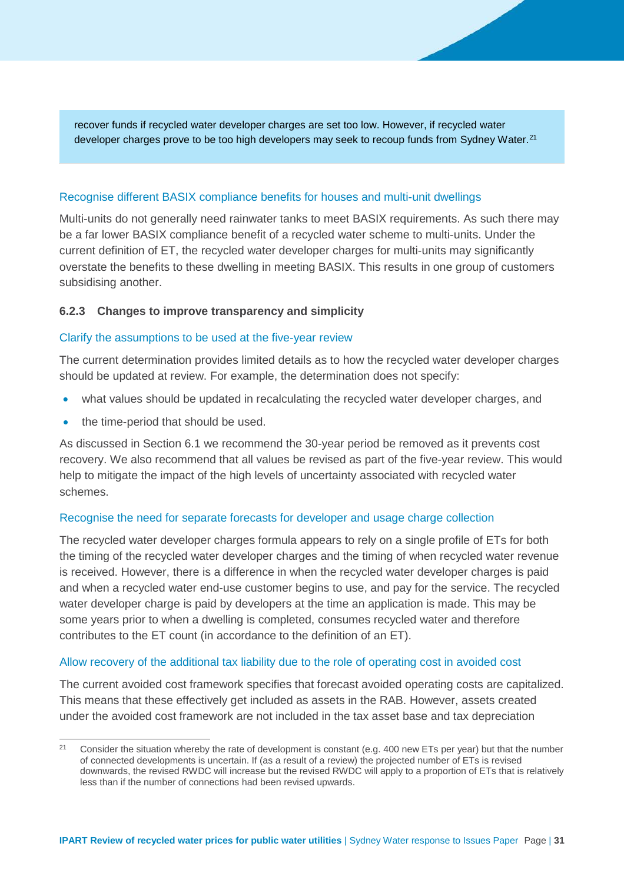recover funds if recycled water developer charges are set too low. However, if recycled water developer charges prove to be too high developers may seek to recoup funds from Sydney Water.[21]

### Recognise different BASIX compliance benefits for houses and multi-unit dwellings

Multi-units do not generally need rainwater tanks to meet BASIX requirements. As such there may be a far lower BASIX compliance benefit of a recycled water scheme to multi-units. Under the current definition of ET, the recycled water developer charges for multi-units may significantly overstate the benefits to these dwelling in meeting BASIX. This results in one group of customers subsidising another.

### 6.2.3 Changes to improve transparency and simplicity

#### Clarify the assumptions to be used at the five-year review

The current determination provides limited details as to how the recycled water developer charges should be updated at review. For example, the determination does not specify:

- what values should be updated in recalculating the recycled water developer charges, and
- the time-period that should be used.

As discussed in Section 6.1 we recommend the 30-year period be removed as it prevents cost recovery. We also recommend that all values be revised as part of the five-year review. This would help to mitigate the impact of the high levels of uncertainty associated with recycled water schemes.

#### Recognise the need for separate forecasts for developer and usage charge collection

The recycled water developer charges formula appears to rely on a single profile of ETs for both the timing of the recycled water developer charges and the timing of when recycled water revenue is received. However, there is a difference in when the recycled water developer charges is paid and when a recycled water end-use customer begins to use, and pay for the service. The recycled water developer charge is paid by developers at the time an application is made. This may be some years prior to when a dwelling is completed, consumes recycled water and therefore contributes to the ET count (in accordance to the definition of an ET).

#### Allow recovery of the additional tax liability due to the role of operating cost in avoided cost

The current avoided cost framework specifies that forecast avoided operating costs are capitalized. This means that these effectively get included as assets in the RAB. However, assets created under the avoided cost framework are not included in the tax asset base and tax depreciation

---

[21] Consider the situation whereby the rate of development is constant (e.g. 400 new ETs per year) but that the number of connected developments is uncertain. If (as a result of a review) the projected number of ETs is revised downwards, the revised RWDC will increase but the revised RWDC will apply to a proportion of ETs that is relatively less than if the number of connections had been revised upwards.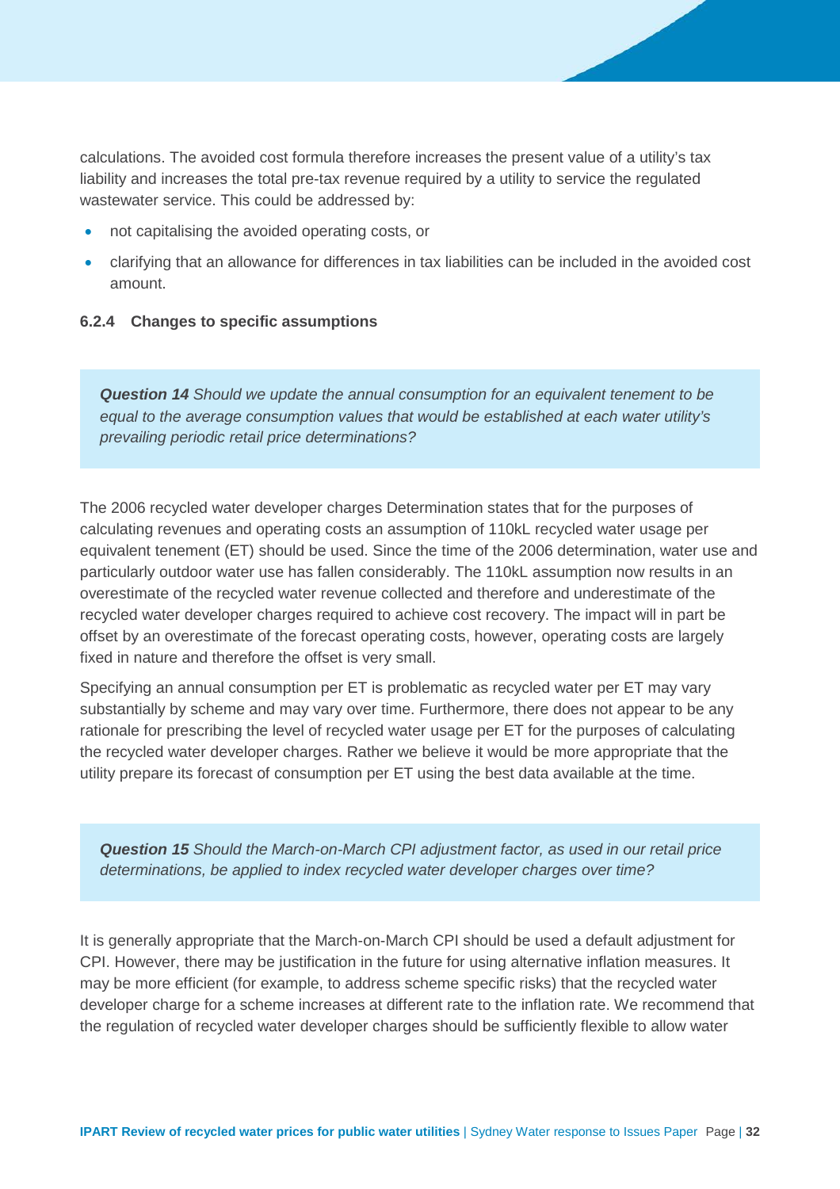calculations. The avoided cost formula therefore increases the present value of a utility's tax liability and increases the total pre-tax revenue required by a utility to service the regulated wastewater service. This could be addressed by:

- not capitalising the avoided operating costs, or
- clarifying that an allowance for differences in tax liabilities can be included in the avoided cost amount.

### 6.2.4 Changes to specific assumptions

> ***Question 14*** *Should we update the annual consumption for an equivalent tenement to be equal to the average consumption values that would be established at each water utility's prevailing periodic retail price determinations?*

The 2006 recycled water developer charges Determination states that for the purposes of calculating revenues and operating costs an assumption of 110kL recycled water usage per equivalent tenement (ET) should be used. Since the time of the 2006 determination, water use and particularly outdoor water use has fallen considerably. The 110kL assumption now results in an overestimate of the recycled water revenue collected and therefore and underestimate of the recycled water developer charges required to achieve cost recovery. The impact will in part be offset by an overestimate of the forecast operating costs, however, operating costs are largely fixed in nature and therefore the offset is very small.

Specifying an annual consumption per ET is problematic as recycled water per ET may vary substantially by scheme and may vary over time. Furthermore, there does not appear to be any rationale for prescribing the level of recycled water usage per ET for the purposes of calculating the recycled water developer charges. Rather we believe it would be more appropriate that the utility prepare its forecast of consumption per ET using the best data available at the time.

> ***Question 15*** *Should the March-on-March CPI adjustment factor, as used in our retail price determinations, be applied to index recycled water developer charges over time?*

It is generally appropriate that the March-on-March CPI should be used a default adjustment for CPI. However, there may be justification in the future for using alternative inflation measures. It may be more efficient (for example, to address scheme specific risks) that the recycled water developer charge for a scheme increases at different rate to the inflation rate. We recommend that the regulation of recycled water developer charges should be sufficiently flexible to allow water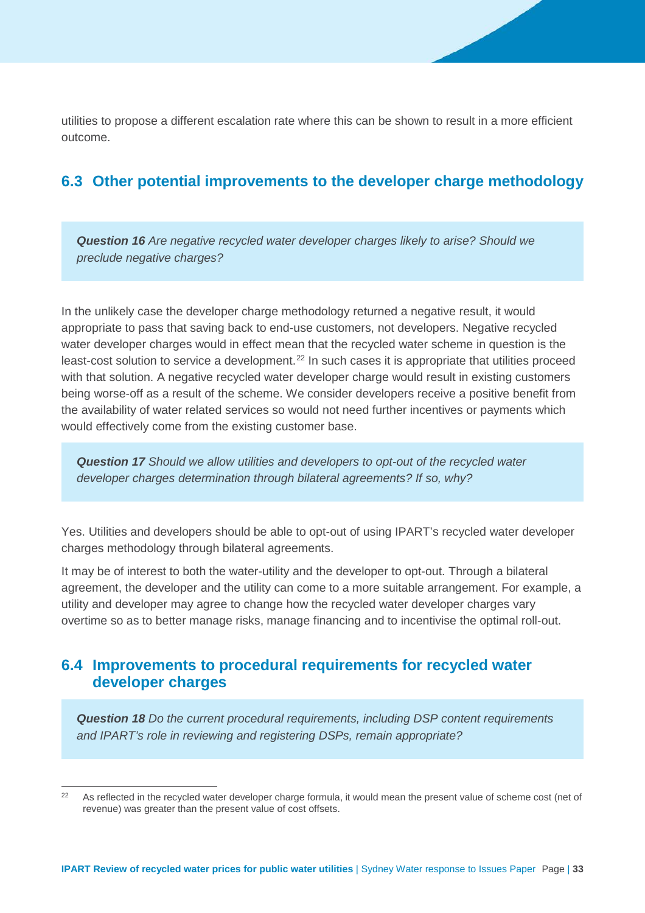utilities to propose a different escalation rate where this can be shown to result in a more efficient outcome.

## 6.3 Other potential improvements to the developer charge methodology

***Question 16*** *Are negative recycled water developer charges likely to arise? Should we preclude negative charges?*

In the unlikely case the developer charge methodology returned a negative result, it would appropriate to pass that saving back to end-use customers, not developers. Negative recycled water developer charges would in effect mean that the recycled water scheme in question is the least-cost solution to service a development.[22] In such cases it is appropriate that utilities proceed with that solution. A negative recycled water developer charge would result in existing customers being worse-off as a result of the scheme. We consider developers receive a positive benefit from the availability of water related services so would not need further incentives or payments which would effectively come from the existing customer base.

***Question 17*** *Should we allow utilities and developers to opt-out of the recycled water developer charges determination through bilateral agreements? If so, why?*

Yes. Utilities and developers should be able to opt-out of using IPART's recycled water developer charges methodology through bilateral agreements.

It may be of interest to both the water-utility and the developer to opt-out. Through a bilateral agreement, the developer and the utility can come to a more suitable arrangement. For example, a utility and developer may agree to change how the recycled water developer charges vary overtime so as to better manage risks, manage financing and to incentivise the optimal roll-out.

## 6.4 Improvements to procedural requirements for recycled water developer charges

***Question 18*** *Do the current procedural requirements, including DSP content requirements and IPART's role in reviewing and registering DSPs, remain appropriate?*

[22] As reflected in the recycled water developer charge formula, it would mean the present value of scheme cost (net of revenue) was greater than the present value of cost offsets.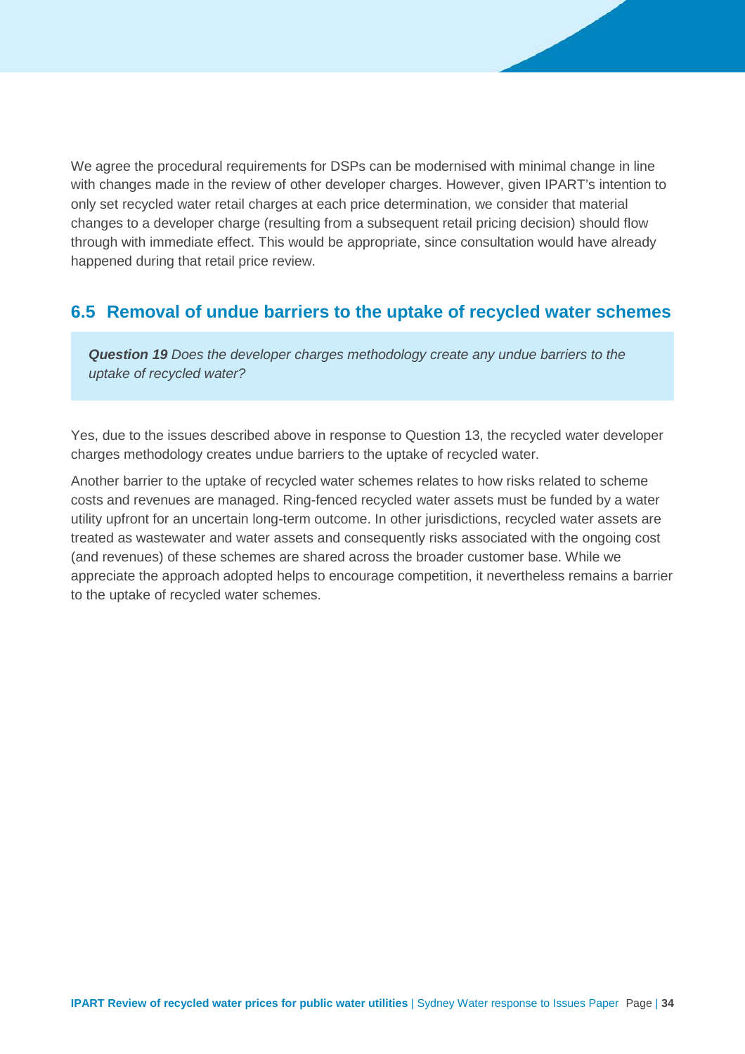We agree the procedural requirements for DSPs can be modernised with minimal change in line with changes made in the review of other developer charges. However, given IPART's intention to only set recycled water retail charges at each price determination, we consider that material changes to a developer charge (resulting from a subsequent retail pricing decision) should flow through with immediate effect. This would be appropriate, since consultation would have already happened during that retail price review.

## 6.5 Removal of undue barriers to the uptake of recycled water schemes

> ***Question 19*** *Does the developer charges methodology create any undue barriers to the uptake of recycled water?*

Yes, due to the issues described above in response to Question 13, the recycled water developer charges methodology creates undue barriers to the uptake of recycled water.

Another barrier to the uptake of recycled water schemes relates to how risks related to scheme costs and revenues are managed. Ring-fenced recycled water assets must be funded by a water utility upfront for an uncertain long-term outcome. In other jurisdictions, recycled water assets are treated as wastewater and water assets and consequently risks associated with the ongoing cost (and revenues) of these schemes are shared across the broader customer base. While we appreciate the approach adopted helps to encourage competition, it nevertheless remains a barrier to the uptake of recycled water schemes.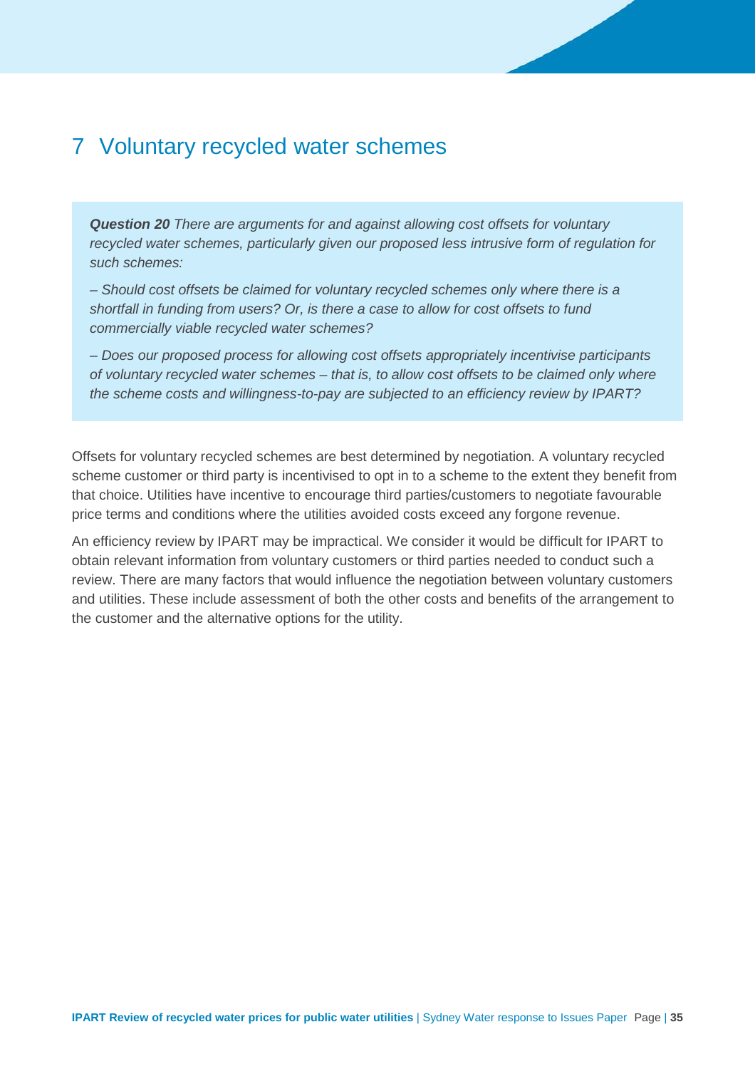# 7 Voluntary recycled water schemes

> ***Question 20*** *There are arguments for and against allowing cost offsets for voluntary recycled water schemes, particularly given our proposed less intrusive form of regulation for such schemes:*
>
> *– Should cost offsets be claimed for voluntary recycled schemes only where there is a shortfall in funding from users? Or, is there a case to allow for cost offsets to fund commercially viable recycled water schemes?*
>
> *– Does our proposed process for allowing cost offsets appropriately incentivise participants of voluntary recycled water schemes – that is, to allow cost offsets to be claimed only where the scheme costs and willingness-to-pay are subjected to an efficiency review by IPART?*

Offsets for voluntary recycled schemes are best determined by negotiation. A voluntary recycled scheme customer or third party is incentivised to opt in to a scheme to the extent they benefit from that choice. Utilities have incentive to encourage third parties/customers to negotiate favourable price terms and conditions where the utilities avoided costs exceed any forgone revenue.

An efficiency review by IPART may be impractical. We consider it would be difficult for IPART to obtain relevant information from voluntary customers or third parties needed to conduct such a review. There are many factors that would influence the negotiation between voluntary customers and utilities. These include assessment of both the other costs and benefits of the arrangement to the customer and the alternative options for the utility.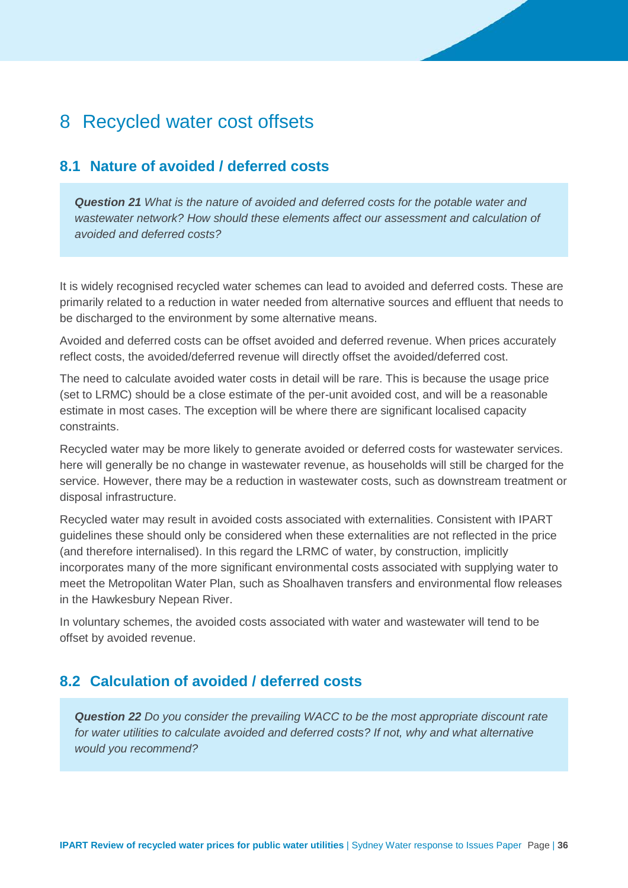# 8 Recycled water cost offsets

## 8.1 Nature of avoided / deferred costs

***Question 21*** *What is the nature of avoided and deferred costs for the potable water and wastewater network? How should these elements affect our assessment and calculation of avoided and deferred costs?*

It is widely recognised recycled water schemes can lead to avoided and deferred costs. These are primarily related to a reduction in water needed from alternative sources and effluent that needs to be discharged to the environment by some alternative means.

Avoided and deferred costs can be offset avoided and deferred revenue. When prices accurately reflect costs, the avoided/deferred revenue will directly offset the avoided/deferred cost.

The need to calculate avoided water costs in detail will be rare. This is because the usage price (set to LRMC) should be a close estimate of the per-unit avoided cost, and will be a reasonable estimate in most cases. The exception will be where there are significant localised capacity constraints.

Recycled water may be more likely to generate avoided or deferred costs for wastewater services. here will generally be no change in wastewater revenue, as households will still be charged for the service. However, there may be a reduction in wastewater costs, such as downstream treatment or disposal infrastructure.

Recycled water may result in avoided costs associated with externalities. Consistent with IPART guidelines these should only be considered when these externalities are not reflected in the price (and therefore internalised). In this regard the LRMC of water, by construction, implicitly incorporates many of the more significant environmental costs associated with supplying water to meet the Metropolitan Water Plan, such as Shoalhaven transfers and environmental flow releases in the Hawkesbury Nepean River.

In voluntary schemes, the avoided costs associated with water and wastewater will tend to be offset by avoided revenue.

## 8.2 Calculation of avoided / deferred costs

***Question 22*** *Do you consider the prevailing WACC to be the most appropriate discount rate for water utilities to calculate avoided and deferred costs? If not, why and what alternative would you recommend?*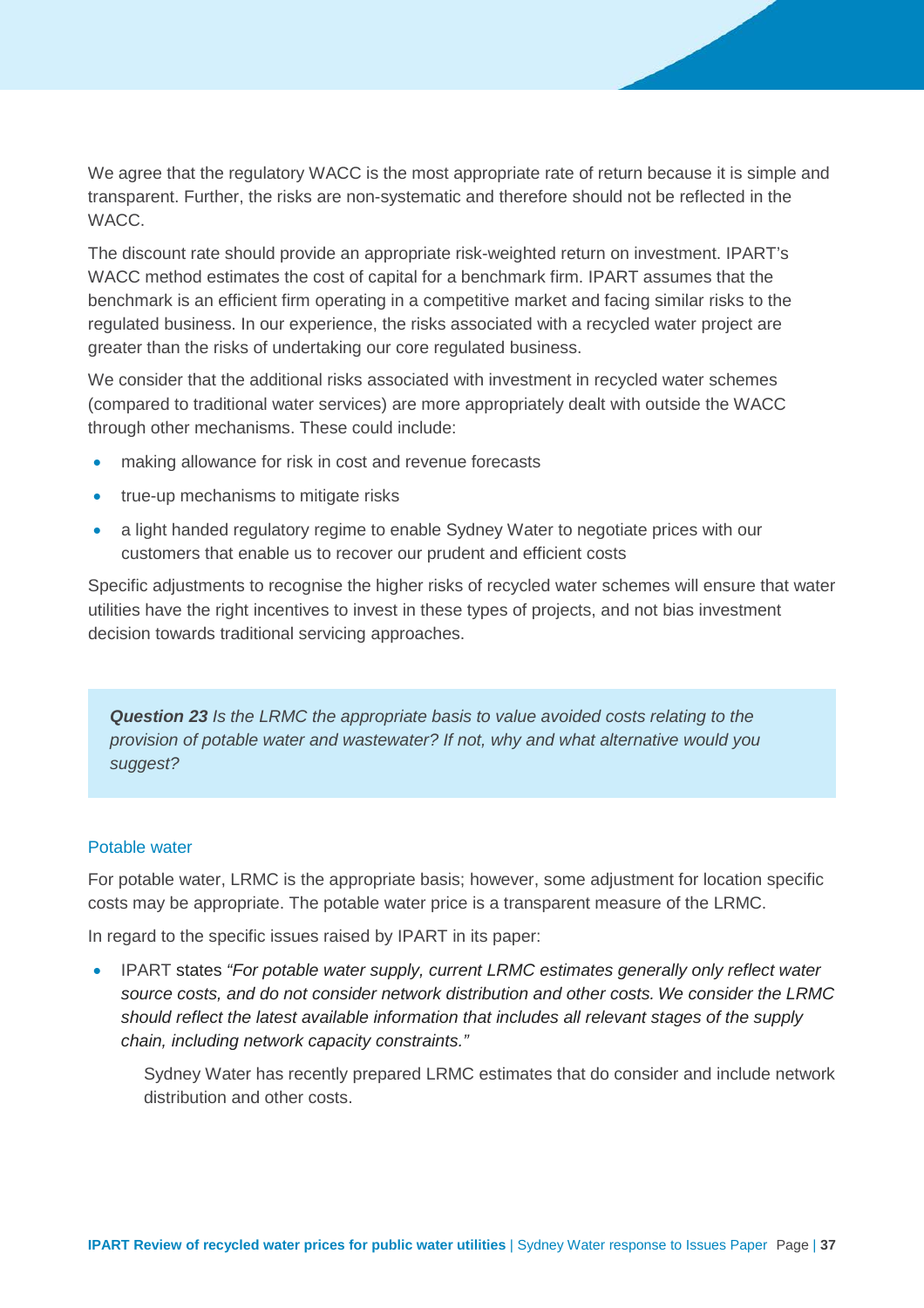We agree that the regulatory WACC is the most appropriate rate of return because it is simple and transparent. Further, the risks are non-systematic and therefore should not be reflected in the WACC.

The discount rate should provide an appropriate risk-weighted return on investment. IPART's WACC method estimates the cost of capital for a benchmark firm. IPART assumes that the benchmark is an efficient firm operating in a competitive market and facing similar risks to the regulated business. In our experience, the risks associated with a recycled water project are greater than the risks of undertaking our core regulated business.

We consider that the additional risks associated with investment in recycled water schemes (compared to traditional water services) are more appropriately dealt with outside the WACC through other mechanisms. These could include:

- making allowance for risk in cost and revenue forecasts
- true-up mechanisms to mitigate risks
- a light handed regulatory regime to enable Sydney Water to negotiate prices with our customers that enable us to recover our prudent and efficient costs

Specific adjustments to recognise the higher risks of recycled water schemes will ensure that water utilities have the right incentives to invest in these types of projects, and not bias investment decision towards traditional servicing approaches.

> ***Question 23*** *Is the LRMC the appropriate basis to value avoided costs relating to the provision of potable water and wastewater? If not, why and what alternative would you suggest?*

### Potable water

For potable water, LRMC is the appropriate basis; however, some adjustment for location specific costs may be appropriate. The potable water price is a transparent measure of the LRMC.

In regard to the specific issues raised by IPART in its paper:

- IPART states *"For potable water supply, current LRMC estimates generally only reflect water source costs, and do not consider network distribution and other costs. We consider the LRMC should reflect the latest available information that includes all relevant stages of the supply chain, including network capacity constraints."*

  Sydney Water has recently prepared LRMC estimates that do consider and include network distribution and other costs.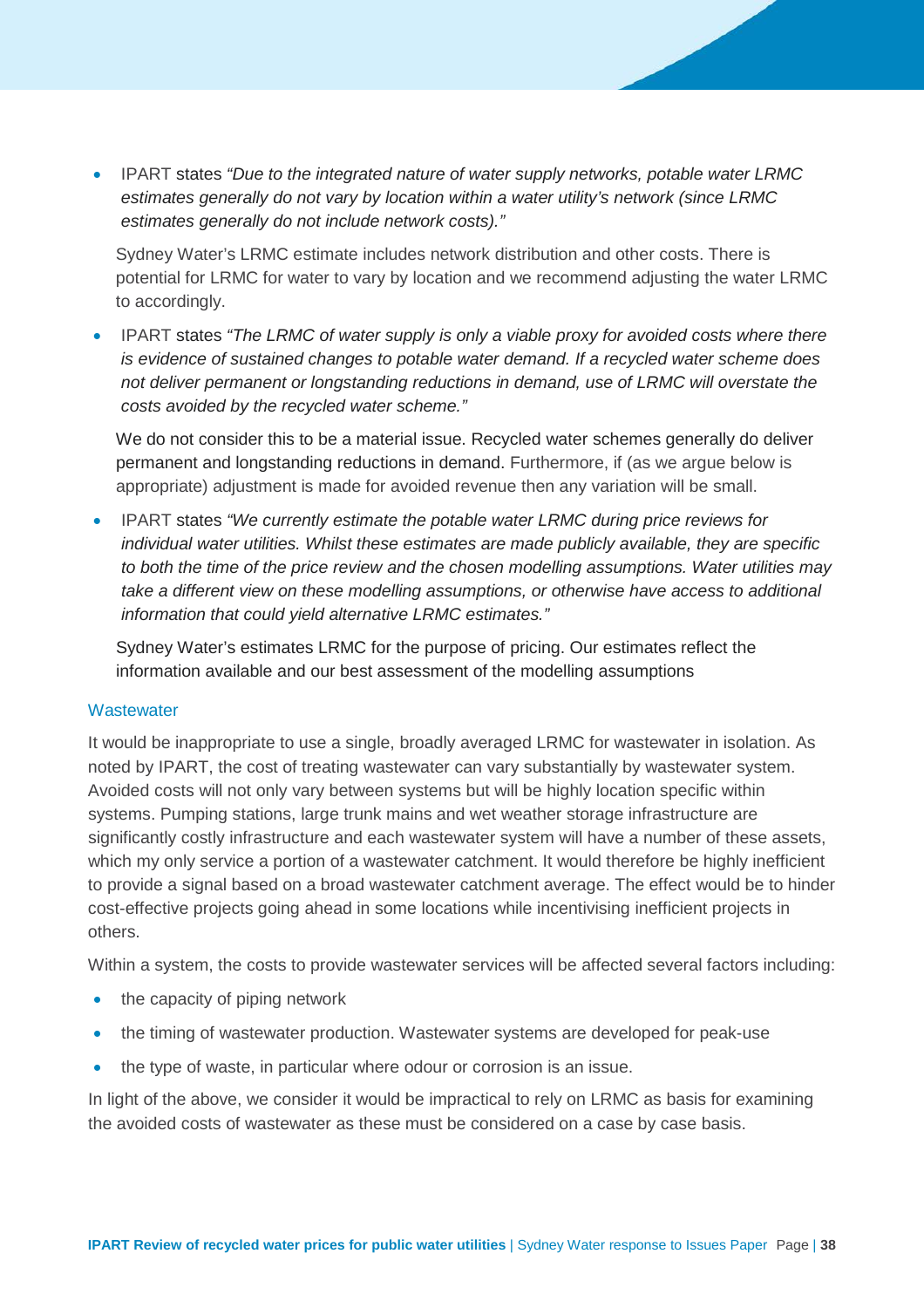- IPART states *"Due to the integrated nature of water supply networks, potable water LRMC estimates generally do not vary by location within a water utility's network (since LRMC estimates generally do not include network costs)."*

  Sydney Water's LRMC estimate includes network distribution and other costs. There is potential for LRMC for water to vary by location and we recommend adjusting the water LRMC to accordingly.

- IPART states *"The LRMC of water supply is only a viable proxy for avoided costs where there is evidence of sustained changes to potable water demand. If a recycled water scheme does not deliver permanent or longstanding reductions in demand, use of LRMC will overstate the costs avoided by the recycled water scheme."*

  We do not consider this to be a material issue. Recycled water schemes generally do deliver permanent and longstanding reductions in demand. Furthermore, if (as we argue below is appropriate) adjustment is made for avoided revenue then any variation will be small.

- IPART states *"We currently estimate the potable water LRMC during price reviews for individual water utilities. Whilst these estimates are made publicly available, they are specific to both the time of the price review and the chosen modelling assumptions. Water utilities may take a different view on these modelling assumptions, or otherwise have access to additional information that could yield alternative LRMC estimates."*

  Sydney Water's estimates LRMC for the purpose of pricing. Our estimates reflect the information available and our best assessment of the modelling assumptions

### Wastewater

It would be inappropriate to use a single, broadly averaged LRMC for wastewater in isolation. As noted by IPART, the cost of treating wastewater can vary substantially by wastewater system. Avoided costs will not only vary between systems but will be highly location specific within systems. Pumping stations, large trunk mains and wet weather storage infrastructure are significantly costly infrastructure and each wastewater system will have a number of these assets, which my only service a portion of a wastewater catchment. It would therefore be highly inefficient to provide a signal based on a broad wastewater catchment average. The effect would be to hinder cost-effective projects going ahead in some locations while incentivising inefficient projects in others.

Within a system, the costs to provide wastewater services will be affected several factors including:

- the capacity of piping network
- the timing of wastewater production. Wastewater systems are developed for peak-use
- the type of waste, in particular where odour or corrosion is an issue.

In light of the above, we consider it would be impractical to rely on LRMC as basis for examining the avoided costs of wastewater as these must be considered on a case by case basis.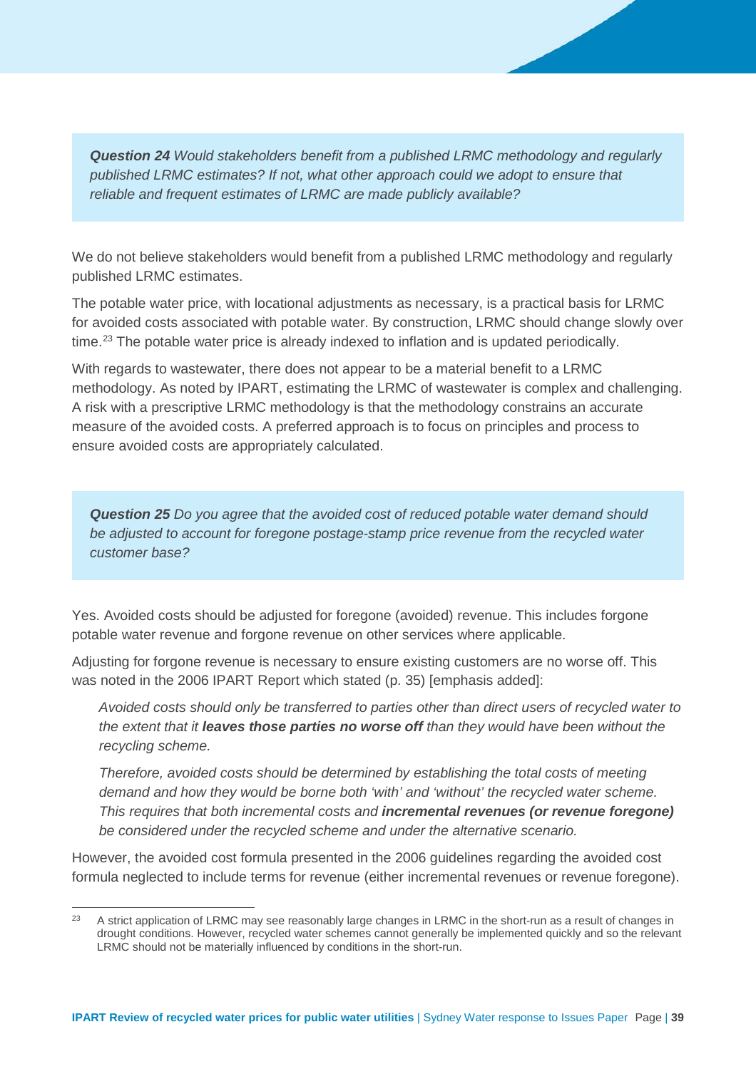> ***Question 24*** *Would stakeholders benefit from a published LRMC methodology and regularly published LRMC estimates? If not, what other approach could we adopt to ensure that reliable and frequent estimates of LRMC are made publicly available?*

We do not believe stakeholders would benefit from a published LRMC methodology and regularly published LRMC estimates.

The potable water price, with locational adjustments as necessary, is a practical basis for LRMC for avoided costs associated with potable water. By construction, LRMC should change slowly over time.[23] The potable water price is already indexed to inflation and is updated periodically.

With regards to wastewater, there does not appear to be a material benefit to a LRMC methodology. As noted by IPART, estimating the LRMC of wastewater is complex and challenging. A risk with a prescriptive LRMC methodology is that the methodology constrains an accurate measure of the avoided costs. A preferred approach is to focus on principles and process to ensure avoided costs are appropriately calculated.

> ***Question 25*** *Do you agree that the avoided cost of reduced potable water demand should be adjusted to account for foregone postage-stamp price revenue from the recycled water customer base?*

Yes. Avoided costs should be adjusted for foregone (avoided) revenue. This includes forgone potable water revenue and forgone revenue on other services where applicable.

Adjusting for forgone revenue is necessary to ensure existing customers are no worse off. This was noted in the 2006 IPART Report which stated (p. 35) [emphasis added]:

> *Avoided costs should only be transferred to parties other than direct users of recycled water to the extent that it* ***leaves those parties no worse off*** *than they would have been without the recycling scheme.*
>
> *Therefore, avoided costs should be determined by establishing the total costs of meeting demand and how they would be borne both 'with' and 'without' the recycled water scheme. This requires that both incremental costs and* ***incremental revenues (or revenue foregone)*** *be considered under the recycled scheme and under the alternative scenario.*

However, the avoided cost formula presented in the 2006 guidelines regarding the avoided cost formula neglected to include terms for revenue (either incremental revenues or revenue foregone).

---

[23] A strict application of LRMC may see reasonably large changes in LRMC in the short-run as a result of changes in drought conditions. However, recycled water schemes cannot generally be implemented quickly and so the relevant LRMC should not be materially influenced by conditions in the short-run.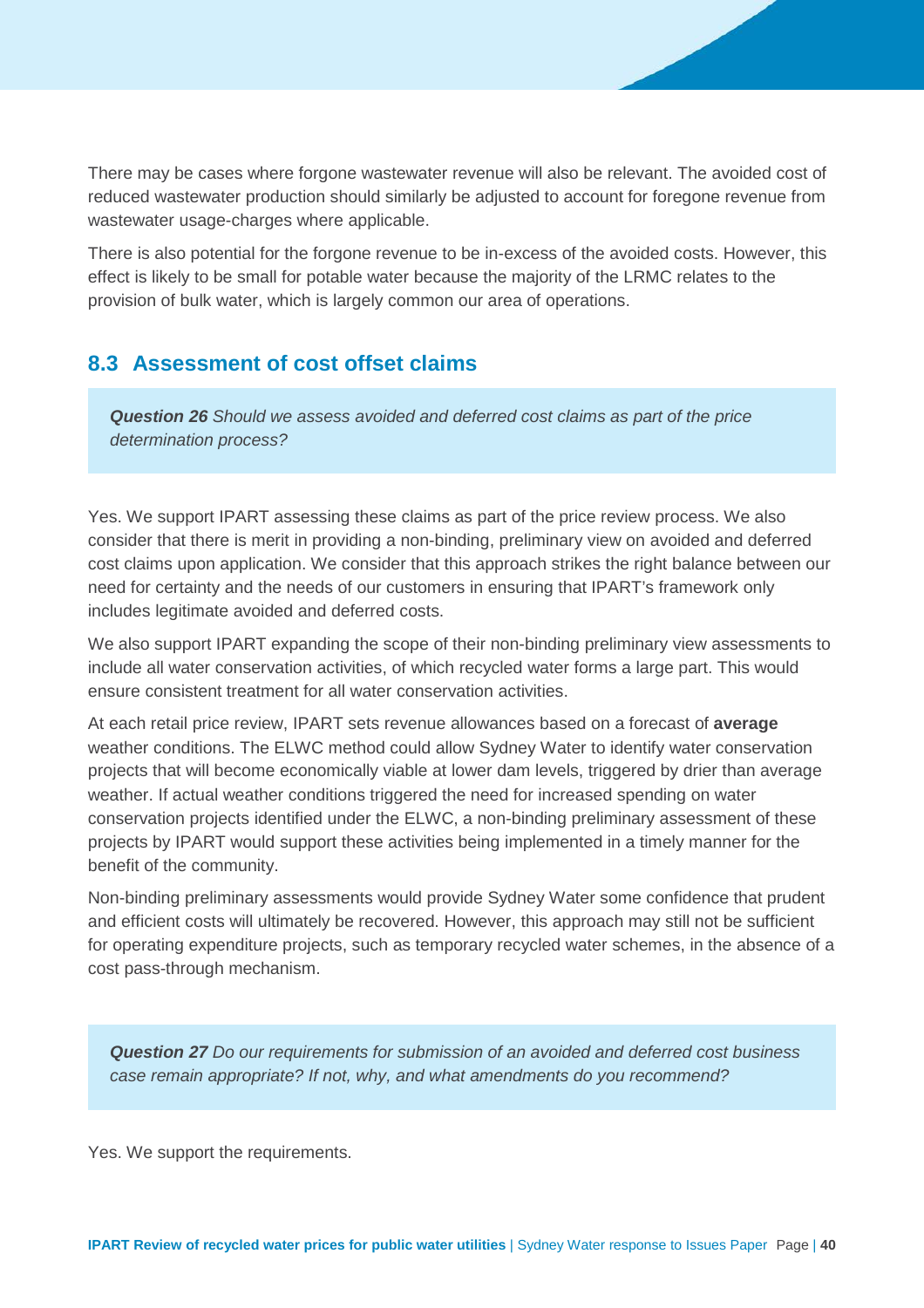There may be cases where forgone wastewater revenue will also be relevant. The avoided cost of reduced wastewater production should similarly be adjusted to account for foregone revenue from wastewater usage-charges where applicable.

There is also potential for the forgone revenue to be in-excess of the avoided costs. However, this effect is likely to be small for potable water because the majority of the LRMC relates to the provision of bulk water, which is largely common our area of operations.

## 8.3 Assessment of cost offset claims

> ***Question 26*** *Should we assess avoided and deferred cost claims as part of the price determination process?*

Yes. We support IPART assessing these claims as part of the price review process. We also consider that there is merit in providing a non-binding, preliminary view on avoided and deferred cost claims upon application. We consider that this approach strikes the right balance between our need for certainty and the needs of our customers in ensuring that IPART's framework only includes legitimate avoided and deferred costs.

We also support IPART expanding the scope of their non-binding preliminary view assessments to include all water conservation activities, of which recycled water forms a large part. This would ensure consistent treatment for all water conservation activities.

At each retail price review, IPART sets revenue allowances based on a forecast of **average** weather conditions. The ELWC method could allow Sydney Water to identify water conservation projects that will become economically viable at lower dam levels, triggered by drier than average weather. If actual weather conditions triggered the need for increased spending on water conservation projects identified under the ELWC, a non-binding preliminary assessment of these projects by IPART would support these activities being implemented in a timely manner for the benefit of the community.

Non-binding preliminary assessments would provide Sydney Water some confidence that prudent and efficient costs will ultimately be recovered. However, this approach may still not be sufficient for operating expenditure projects, such as temporary recycled water schemes, in the absence of a cost pass-through mechanism.

> ***Question 27*** *Do our requirements for submission of an avoided and deferred cost business case remain appropriate? If not, why, and what amendments do you recommend?*

Yes. We support the requirements.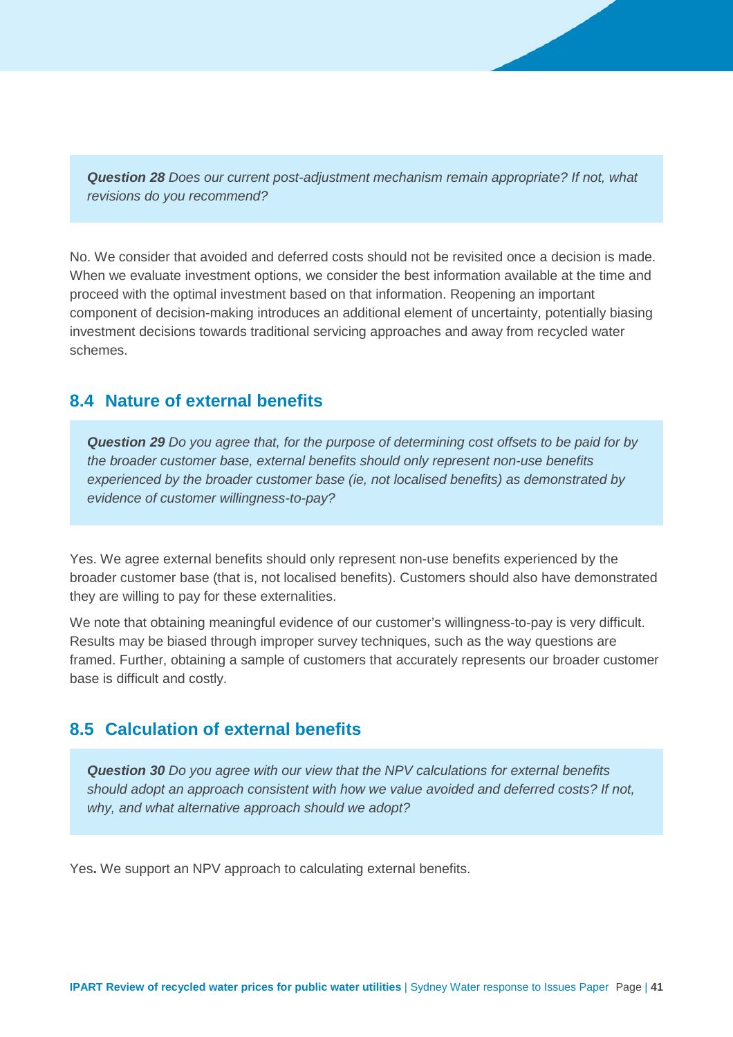***Question 28*** *Does our current post-adjustment mechanism remain appropriate? If not, what revisions do you recommend?*

No. We consider that avoided and deferred costs should not be revisited once a decision is made. When we evaluate investment options, we consider the best information available at the time and proceed with the optimal investment based on that information. Reopening an important component of decision-making introduces an additional element of uncertainty, potentially biasing investment decisions towards traditional servicing approaches and away from recycled water schemes.

## 8.4 Nature of external benefits

***Question 29*** *Do you agree that, for the purpose of determining cost offsets to be paid for by the broader customer base, external benefits should only represent non-use benefits experienced by the broader customer base (ie, not localised benefits) as demonstrated by evidence of customer willingness-to-pay?*

Yes. We agree external benefits should only represent non-use benefits experienced by the broader customer base (that is, not localised benefits). Customers should also have demonstrated they are willing to pay for these externalities.

We note that obtaining meaningful evidence of our customer's willingness-to-pay is very difficult. Results may be biased through improper survey techniques, such as the way questions are framed. Further, obtaining a sample of customers that accurately represents our broader customer base is difficult and costly.

## 8.5 Calculation of external benefits

***Question 30*** *Do you agree with our view that the NPV calculations for external benefits should adopt an approach consistent with how we value avoided and deferred costs? If not, why, and what alternative approach should we adopt?*

Yes**.** We support an NPV approach to calculating external benefits.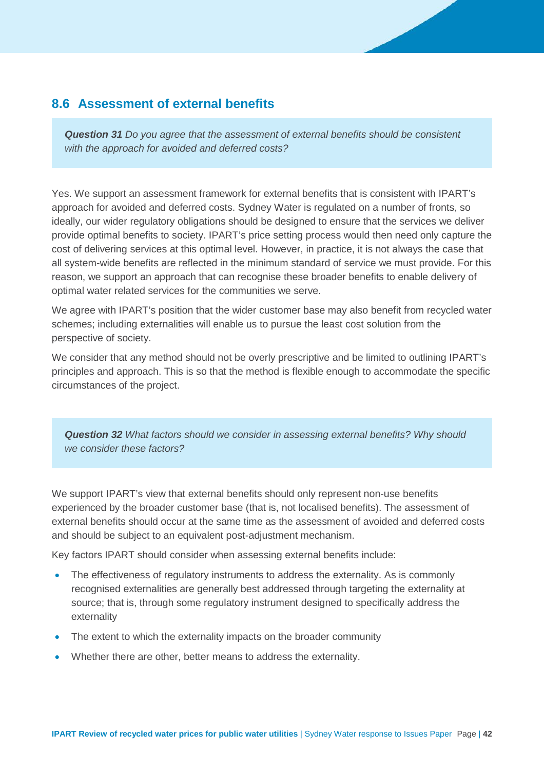## 8.6 Assessment of external benefits

> ***Question 31*** *Do you agree that the assessment of external benefits should be consistent with the approach for avoided and deferred costs?*

Yes. We support an assessment framework for external benefits that is consistent with IPART's approach for avoided and deferred costs. Sydney Water is regulated on a number of fronts, so ideally, our wider regulatory obligations should be designed to ensure that the services we deliver provide optimal benefits to society. IPART's price setting process would then need only capture the cost of delivering services at this optimal level. However, in practice, it is not always the case that all system-wide benefits are reflected in the minimum standard of service we must provide. For this reason, we support an approach that can recognise these broader benefits to enable delivery of optimal water related services for the communities we serve.

We agree with IPART's position that the wider customer base may also benefit from recycled water schemes; including externalities will enable us to pursue the least cost solution from the perspective of society.

We consider that any method should not be overly prescriptive and be limited to outlining IPART's principles and approach. This is so that the method is flexible enough to accommodate the specific circumstances of the project.

> ***Question 32*** *What factors should we consider in assessing external benefits? Why should we consider these factors?*

We support IPART's view that external benefits should only represent non-use benefits experienced by the broader customer base (that is, not localised benefits). The assessment of external benefits should occur at the same time as the assessment of avoided and deferred costs and should be subject to an equivalent post-adjustment mechanism.

Key factors IPART should consider when assessing external benefits include:

- The effectiveness of regulatory instruments to address the externality. As is commonly recognised externalities are generally best addressed through targeting the externality at source; that is, through some regulatory instrument designed to specifically address the externality
- The extent to which the externality impacts on the broader community
- Whether there are other, better means to address the externality.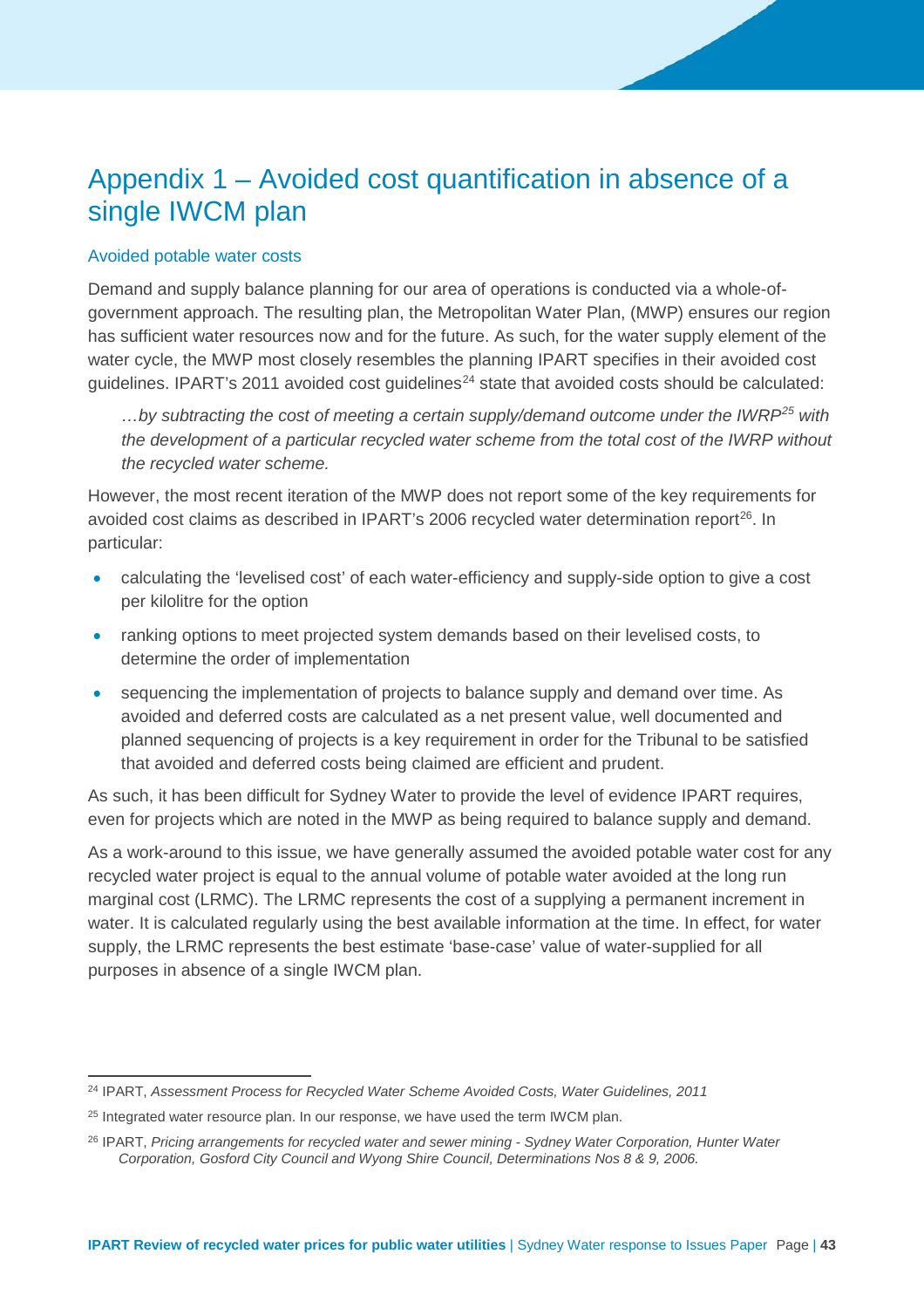# Appendix 1 – Avoided cost quantification in absence of a single IWCM plan

## Avoided potable water costs

Demand and supply balance planning for our area of operations is conducted via a whole-of-government approach. The resulting plan, the Metropolitan Water Plan, (MWP) ensures our region has sufficient water resources now and for the future. As such, for the water supply element of the water cycle, the MWP most closely resembles the planning IPART specifies in their avoided cost guidelines. IPART's 2011 avoided cost guidelines[24] state that avoided costs should be calculated:

> *…by subtracting the cost of meeting a certain supply/demand outcome under the IWRP[25] with the development of a particular recycled water scheme from the total cost of the IWRP without the recycled water scheme.*

However, the most recent iteration of the MWP does not report some of the key requirements for avoided cost claims as described in IPART's 2006 recycled water determination report[26]. In particular:

- calculating the 'levelised cost' of each water-efficiency and supply-side option to give a cost per kilolitre for the option
- ranking options to meet projected system demands based on their levelised costs, to determine the order of implementation
- sequencing the implementation of projects to balance supply and demand over time. As avoided and deferred costs are calculated as a net present value, well documented and planned sequencing of projects is a key requirement in order for the Tribunal to be satisfied that avoided and deferred costs being claimed are efficient and prudent.

As such, it has been difficult for Sydney Water to provide the level of evidence IPART requires, even for projects which are noted in the MWP as being required to balance supply and demand.

As a work-around to this issue, we have generally assumed the avoided potable water cost for any recycled water project is equal to the annual volume of potable water avoided at the long run marginal cost (LRMC). The LRMC represents the cost of a supplying a permanent increment in water. It is calculated regularly using the best available information at the time. In effect, for water supply, the LRMC represents the best estimate 'base-case' value of water-supplied for all purposes in absence of a single IWCM plan.

---

[24] IPART, *Assessment Process for Recycled Water Scheme Avoided Costs, Water Guidelines, 2011*

[25] Integrated water resource plan. In our response, we have used the term IWCM plan.

[26] IPART, *Pricing arrangements for recycled water and sewer mining - Sydney Water Corporation, Hunter Water Corporation, Gosford City Council and Wyong Shire Council, Determinations Nos 8 & 9, 2006.*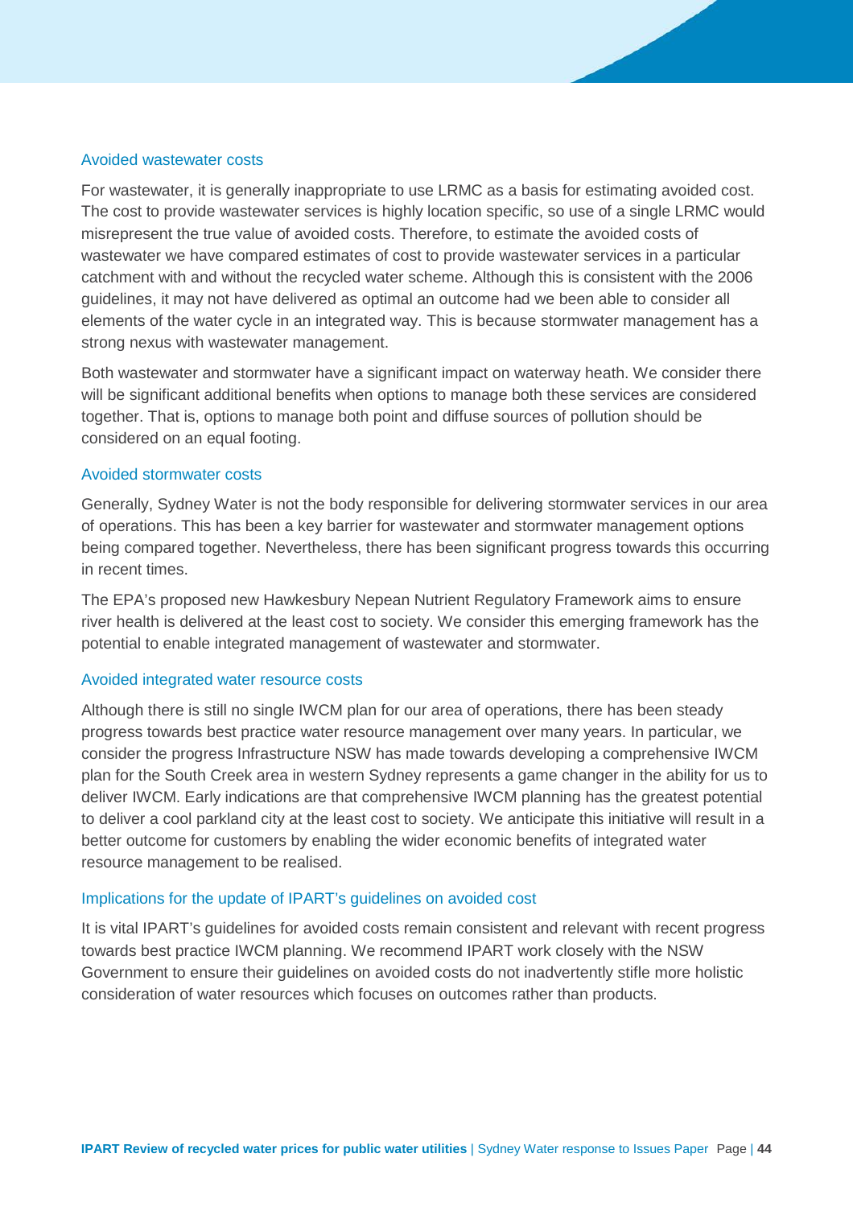### Avoided wastewater costs

For wastewater, it is generally inappropriate to use LRMC as a basis for estimating avoided cost. The cost to provide wastewater services is highly location specific, so use of a single LRMC would misrepresent the true value of avoided costs. Therefore, to estimate the avoided costs of wastewater we have compared estimates of cost to provide wastewater services in a particular catchment with and without the recycled water scheme. Although this is consistent with the 2006 guidelines, it may not have delivered as optimal an outcome had we been able to consider all elements of the water cycle in an integrated way. This is because stormwater management has a strong nexus with wastewater management.

Both wastewater and stormwater have a significant impact on waterway heath. We consider there will be significant additional benefits when options to manage both these services are considered together. That is, options to manage both point and diffuse sources of pollution should be considered on an equal footing.

### Avoided stormwater costs

Generally, Sydney Water is not the body responsible for delivering stormwater services in our area of operations. This has been a key barrier for wastewater and stormwater management options being compared together. Nevertheless, there has been significant progress towards this occurring in recent times.

The EPA's proposed new Hawkesbury Nepean Nutrient Regulatory Framework aims to ensure river health is delivered at the least cost to society. We consider this emerging framework has the potential to enable integrated management of wastewater and stormwater.

### Avoided integrated water resource costs

Although there is still no single IWCM plan for our area of operations, there has been steady progress towards best practice water resource management over many years. In particular, we consider the progress Infrastructure NSW has made towards developing a comprehensive IWCM plan for the South Creek area in western Sydney represents a game changer in the ability for us to deliver IWCM. Early indications are that comprehensive IWCM planning has the greatest potential to deliver a cool parkland city at the least cost to society. We anticipate this initiative will result in a better outcome for customers by enabling the wider economic benefits of integrated water resource management to be realised.

### Implications for the update of IPART's guidelines on avoided cost

It is vital IPART's guidelines for avoided costs remain consistent and relevant with recent progress towards best practice IWCM planning. We recommend IPART work closely with the NSW Government to ensure their guidelines on avoided costs do not inadvertently stifle more holistic consideration of water resources which focuses on outcomes rather than products.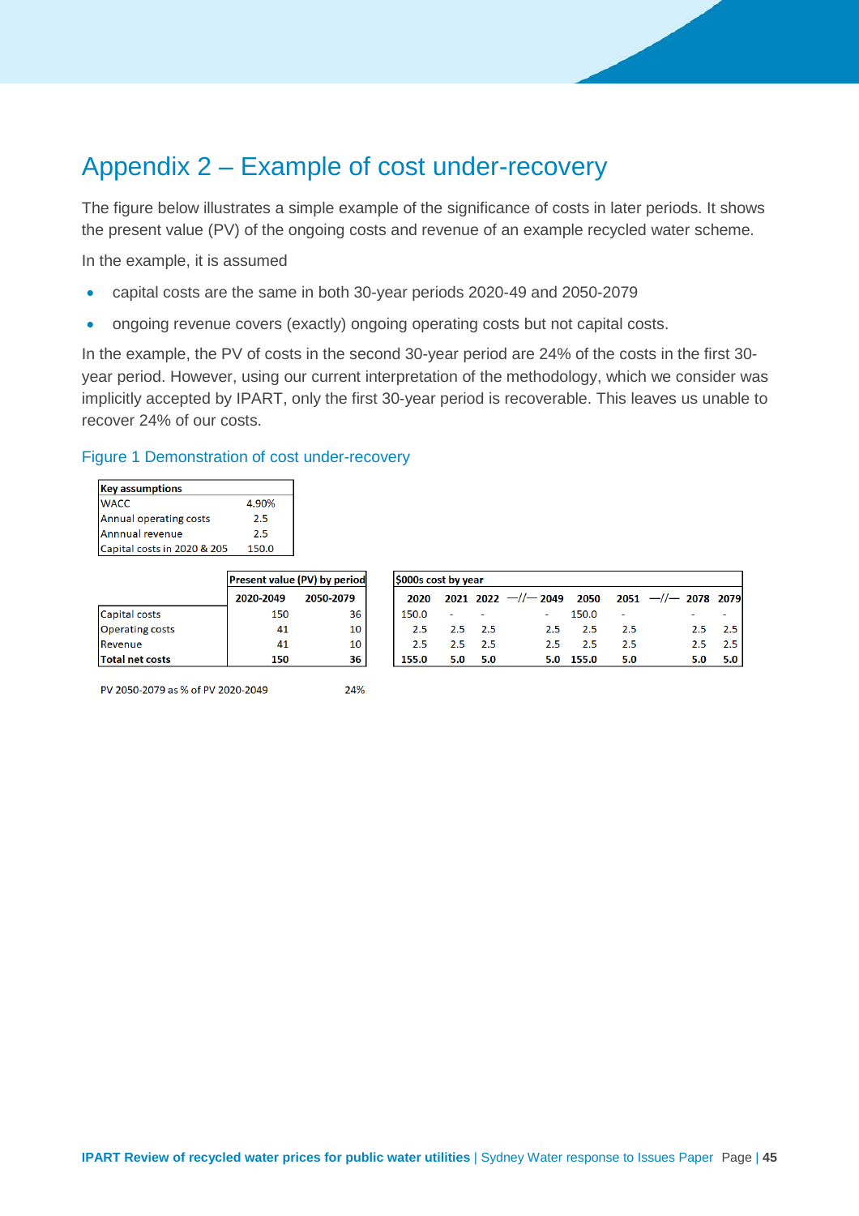# Appendix 2 – Example of cost under-recovery

The figure below illustrates a simple example of the significance of costs in later periods. It shows the present value (PV) of the ongoing costs and revenue of an example recycled water scheme.

In the example, it is assumed

- capital costs are the same in both 30-year periods 2020-49 and 2050-2079
- ongoing revenue covers (exactly) ongoing operating costs but not capital costs.

In the example, the PV of costs in the second 30-year period are 24% of the costs in the first 30-year period. However, using our current interpretation of the methodology, which we consider was implicitly accepted by IPART, only the first 30-year period is recoverable. This leaves us unable to recover 24% of our costs.

Figure 1 Demonstration of cost under-recovery

| Key assumptions | |
|---|---|
| WACC | 4.90% |
| Annual operating costs | 2.5 |
| Annnual revenue | 2.5 |
| Capital costs in 2020 & 205 | 150.0 |

| | Present value (PV) by period | |
|---|---|---|
| | 2020-2049 | 2050-2079 |
| Capital costs | 150 | 36 |
| Operating costs | 41 | 10 |
| Revenue | 41 | 10 |
| **Total net costs** | **150** | **36** |

| $000s cost by year | | | | | | | | | | |
|---|---|---|---|---|---|---|---|---|---|---|
| 2020 | 2021 | 2022 | —//— | 2049 | 2050 | 2051 | —//— | 2078 | 2079 |
| 150.0 | - | - | | - | 150.0 | - | | - | - |
| 2.5 | 2.5 | 2.5 | | 2.5 | 2.5 | 2.5 | | 2.5 | 2.5 |
| 2.5 | 2.5 | 2.5 | | 2.5 | 2.5 | 2.5 | | 2.5 | 2.5 |
| **155.0** | **5.0** | **5.0** | | **5.0** | **155.0** | **5.0** | | **5.0** | **5.0** |

PV 2050-2079 as % of PV 2020-2049 24%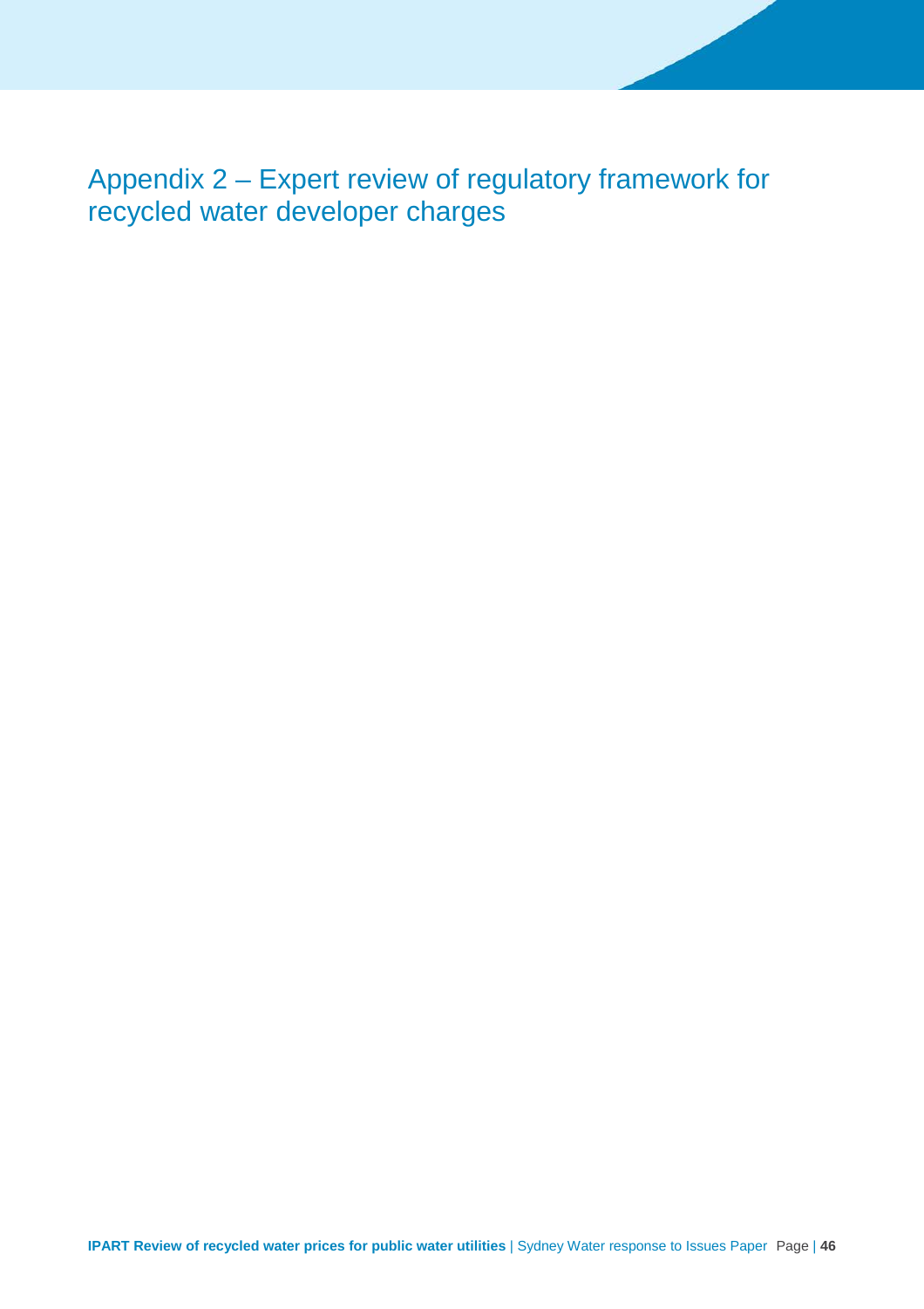# Appendix 2 – Expert review of regulatory framework for recycled water developer charges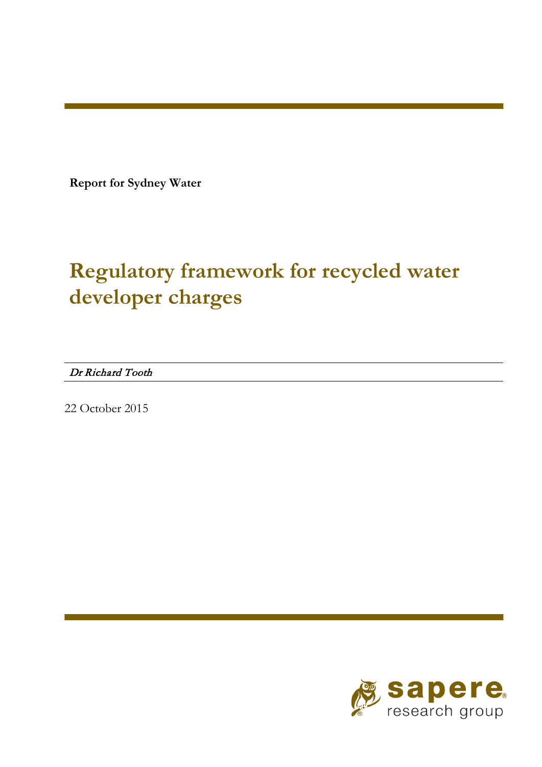Report for Sydney Water

# Regulatory framework for recycled water developer charges

*Dr Richard Tooth*

22 October 2015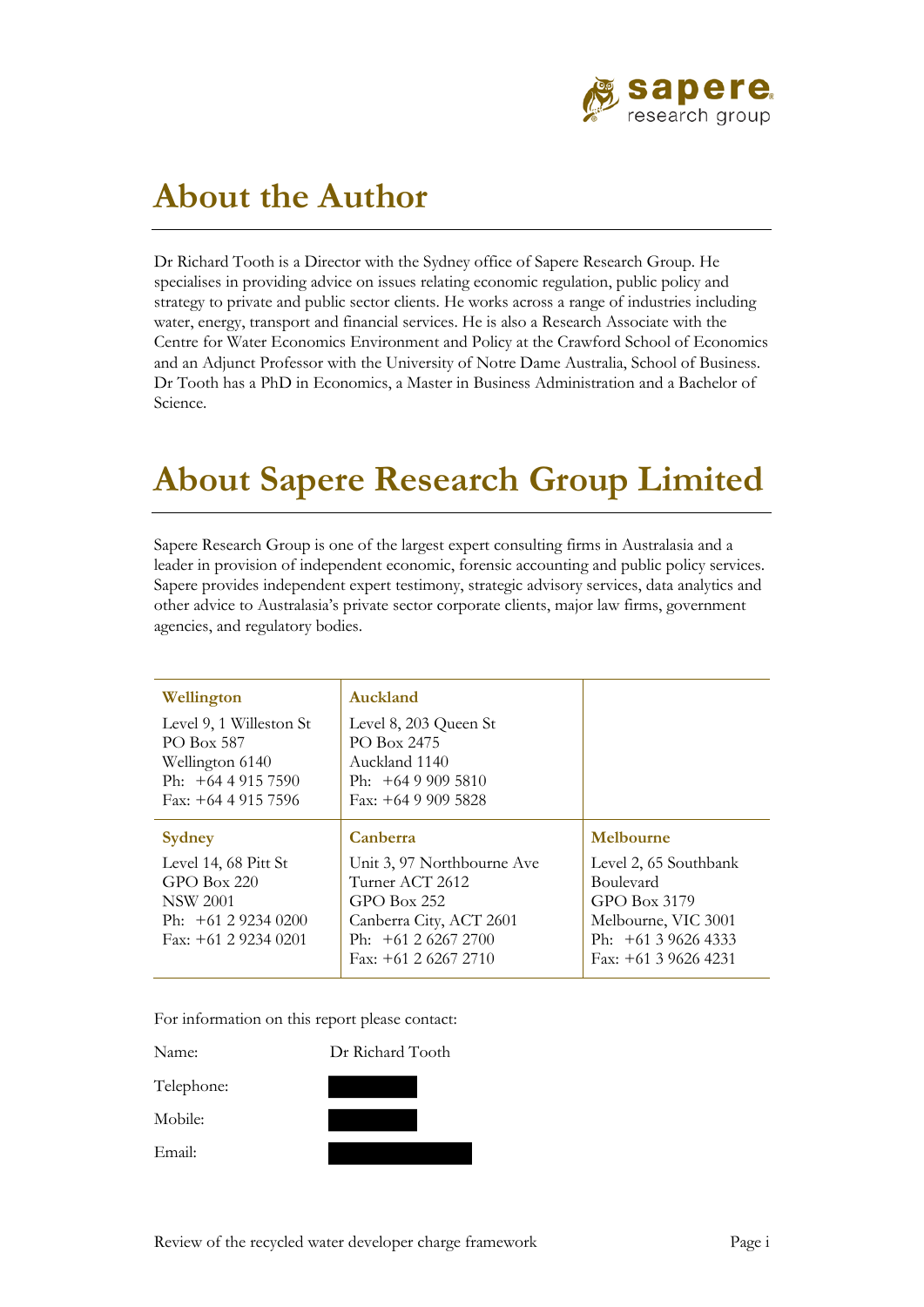# About the Author

Dr Richard Tooth is a Director with the Sydney office of Sapere Research Group. He specialises in providing advice on issues relating economic regulation, public policy and strategy to private and public sector clients. He works across a range of industries including water, energy, transport and financial services. He is also a Research Associate with the Centre for Water Economics Environment and Policy at the Crawford School of Economics and an Adjunct Professor with the University of Notre Dame Australia, School of Business. Dr Tooth has a PhD in Economics, a Master in Business Administration and a Bachelor of Science.

# About Sapere Research Group Limited

Sapere Research Group is one of the largest expert consulting firms in Australasia and a leader in provision of independent economic, forensic accounting and public policy services. Sapere provides independent expert testimony, strategic advisory services, data analytics and other advice to Australasia's private sector corporate clients, major law firms, government agencies, and regulatory bodies.

| Wellington | Auckland | |
|---|---|---|
| Level 9, 1 Willeston St<br>PO Box 587<br>Wellington 6140<br>Ph: +64 4 915 7590<br>Fax: +64 4 915 7596 | Level 8, 203 Queen St<br>PO Box 2475<br>Auckland 1140<br>Ph: +64 9 909 5810<br>Fax: +64 9 909 5828 | |
| **Sydney** | **Canberra** | **Melbourne** |
| Level 14, 68 Pitt St<br>GPO Box 220<br>NSW 2001<br>Ph: +61 2 9234 0200<br>Fax: +61 2 9234 0201 | Unit 3, 97 Northbourne Ave<br>Turner ACT 2612<br>GPO Box 252<br>Canberra City, ACT 2601<br>Ph: +61 2 6267 2700<br>Fax: +61 2 6267 2710 | Level 2, 65 Southbank Boulevard<br>GPO Box 3179<br>Melbourne, VIC 3001<br>Ph: +61 3 9626 4333<br>Fax: +61 3 9626 4231 |

For information on this report please contact:

Name: Dr Richard Tooth

Telephone:

Mobile:

Email: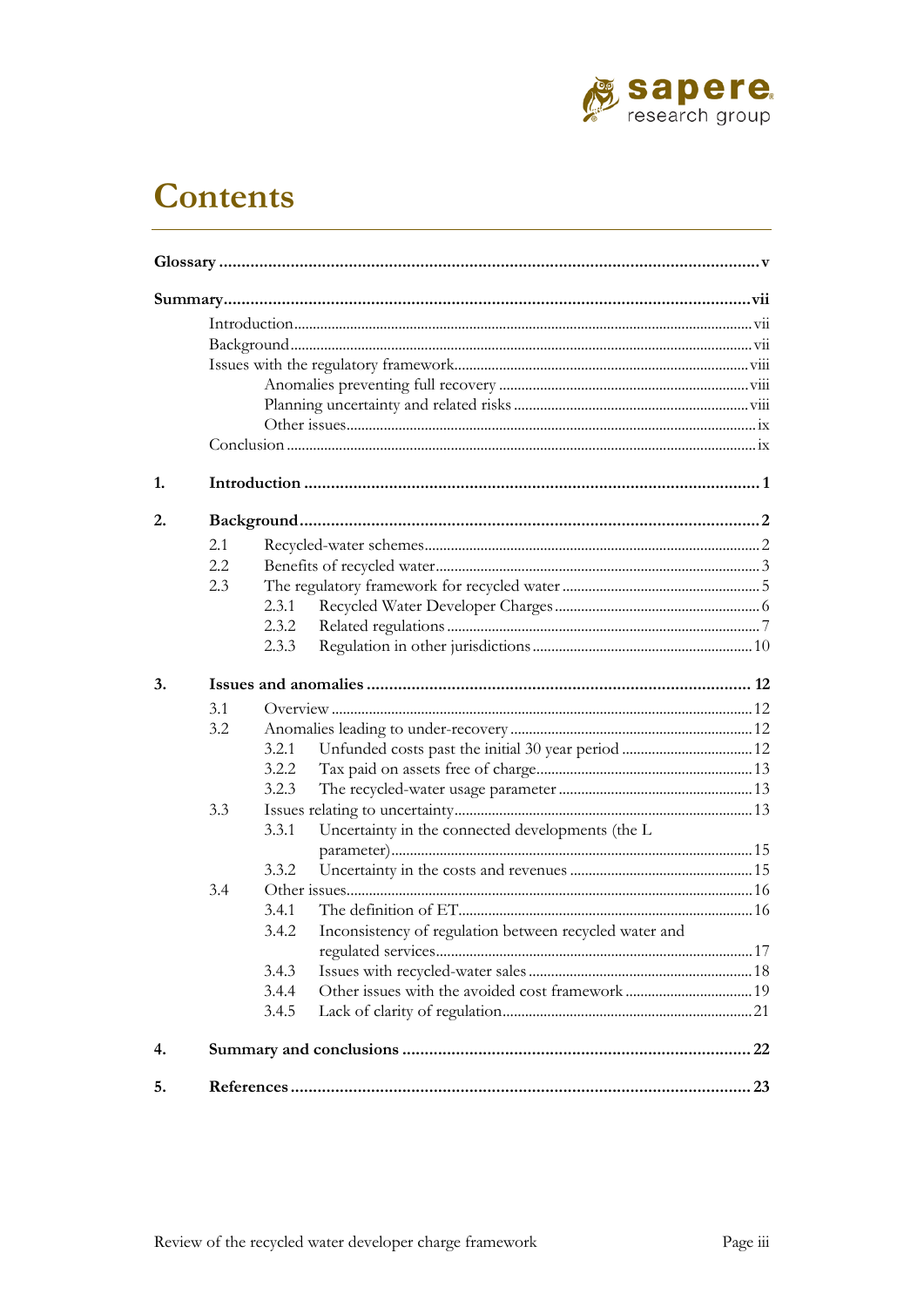# Contents

| | | |
|---|---|---|
| **Glossary** | | **v** |
| **Summary** | | **vii** |
| Introduction | | vii |
| Background | | vii |
| Issues with the regulatory framework | | viii |
| Anomalies preventing full recovery | | viii |
| Planning uncertainty and related risks | | viii |
| Other issues | | ix |
| Conclusion | | ix |
| **1.** | **Introduction** | **1** |
| **2.** | **Background** | **2** |
| 2.1 | Recycled-water schemes | 2 |
| 2.2 | Benefits of recycled water | 3 |
| 2.3 | The regulatory framework for recycled water | 5 |
| 2.3.1 | Recycled Water Developer Charges | 6 |
| 2.3.2 | Related regulations | 7 |
| 2.3.3 | Regulation in other jurisdictions | 10 |
| **3.** | **Issues and anomalies** | **12** |
| 3.1 | Overview | 12 |
| 3.2 | Anomalies leading to under-recovery | 12 |
| 3.2.1 | Unfunded costs past the initial 30 year period | 12 |
| 3.2.2 | Tax paid on assets free of charge | 13 |
| 3.2.3 | The recycled-water usage parameter | 13 |
| 3.3 | Issues relating to uncertainty | 13 |
| 3.3.1 | Uncertainty in the connected developments (the L parameter) | 15 |
| 3.3.2 | Uncertainty in the costs and revenues | 15 |
| 3.4 | Other issues | 16 |
| 3.4.1 | The definition of ET | 16 |
| 3.4.2 | Inconsistency of regulation between recycled water and regulated services | 17 |
| 3.4.3 | Issues with recycled-water sales | 18 |
| 3.4.4 | Other issues with the avoided cost framework | 19 |
| 3.4.5 | Lack of clarity of regulation | 21 |
| **4.** | **Summary and conclusions** | **22** |
| **5.** | **References** | **23** |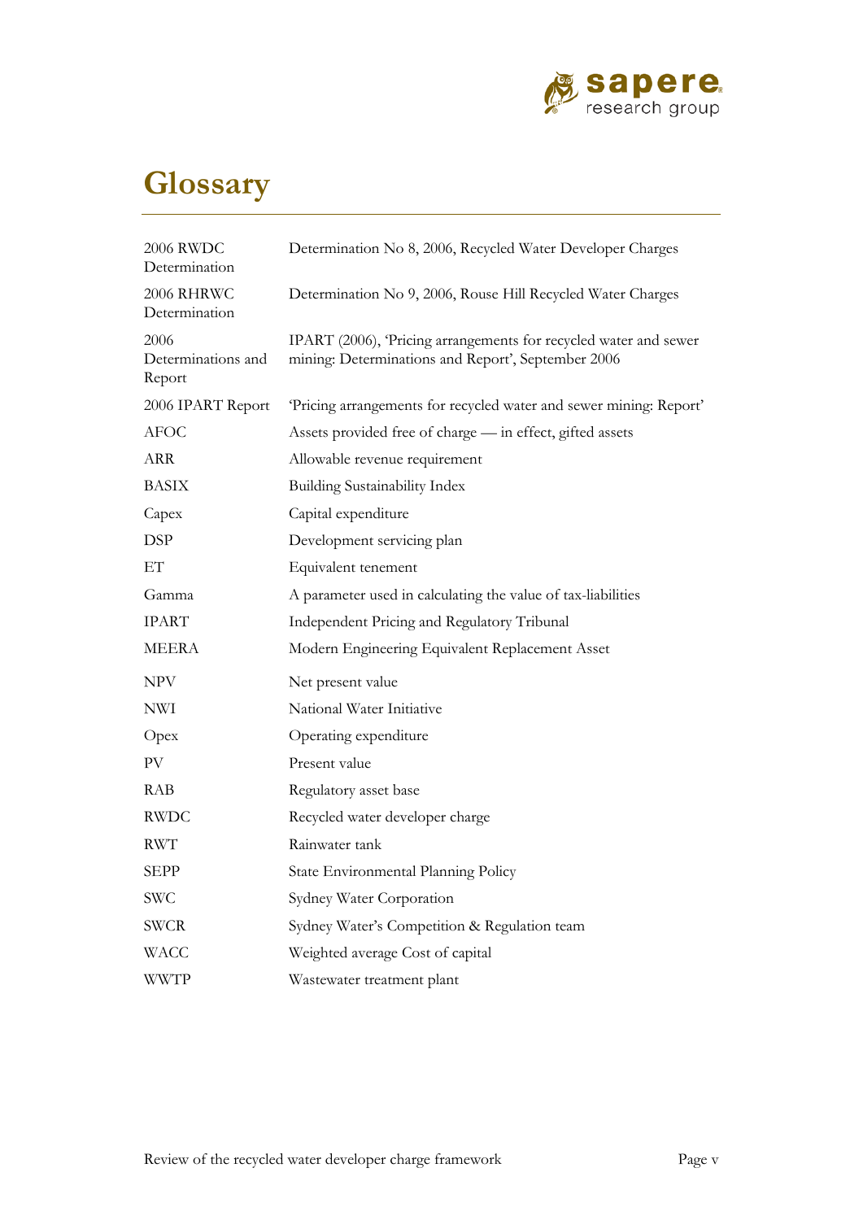# Glossary

| | |
|---|---|
| 2006 RWDC Determination | Determination No 8, 2006, Recycled Water Developer Charges |
| 2006 RHRWC Determination | Determination No 9, 2006, Rouse Hill Recycled Water Charges |
| 2006 Determinations and Report | IPART (2006), 'Pricing arrangements for recycled water and sewer mining: Determinations and Report', September 2006 |
| 2006 IPART Report | 'Pricing arrangements for recycled water and sewer mining: Report' |
| AFOC | Assets provided free of charge — in effect, gifted assets |
| ARR | Allowable revenue requirement |
| BASIX | Building Sustainability Index |
| Capex | Capital expenditure |
| DSP | Development servicing plan |
| ET | Equivalent tenement |
| Gamma | A parameter used in calculating the value of tax-liabilities |
| IPART | Independent Pricing and Regulatory Tribunal |
| MEERA | Modern Engineering Equivalent Replacement Asset |
| NPV | Net present value |
| NWI | National Water Initiative |
| Opex | Operating expenditure |
| PV | Present value |
| RAB | Regulatory asset base |
| RWDC | Recycled water developer charge |
| RWT | Rainwater tank |
| SEPP | State Environmental Planning Policy |
| SWC | Sydney Water Corporation |
| SWCR | Sydney Water's Competition & Regulation team |
| WACC | Weighted average Cost of capital |
| WWTP | Wastewater treatment plant |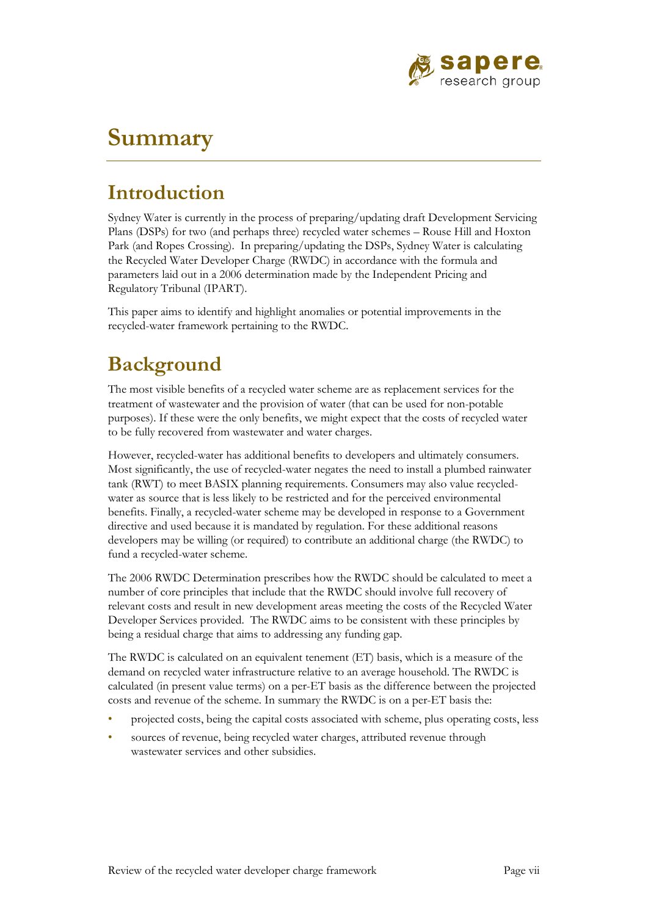# Summary

## Introduction

Sydney Water is currently in the process of preparing/updating draft Development Servicing Plans (DSPs) for two (and perhaps three) recycled water schemes – Rouse Hill and Hoxton Park (and Ropes Crossing). In preparing/updating the DSPs, Sydney Water is calculating the Recycled Water Developer Charge (RWDC) in accordance with the formula and parameters laid out in a 2006 determination made by the Independent Pricing and Regulatory Tribunal (IPART).

This paper aims to identify and highlight anomalies or potential improvements in the recycled-water framework pertaining to the RWDC.

## Background

The most visible benefits of a recycled water scheme are as replacement services for the treatment of wastewater and the provision of water (that can be used for non-potable purposes). If these were the only benefits, we might expect that the costs of recycled water to be fully recovered from wastewater and water charges.

However, recycled-water has additional benefits to developers and ultimately consumers. Most significantly, the use of recycled-water negates the need to install a plumbed rainwater tank (RWT) to meet BASIX planning requirements. Consumers may also value recycled-water as source that is less likely to be restricted and for the perceived environmental benefits. Finally, a recycled-water scheme may be developed in response to a Government directive and used because it is mandated by regulation. For these additional reasons developers may be willing (or required) to contribute an additional charge (the RWDC) to fund a recycled-water scheme.

The 2006 RWDC Determination prescribes how the RWDC should be calculated to meet a number of core principles that include that the RWDC should involve full recovery of relevant costs and result in new development areas meeting the costs of the Recycled Water Developer Services provided. The RWDC aims to be consistent with these principles by being a residual charge that aims to addressing any funding gap.

The RWDC is calculated on an equivalent tenement (ET) basis, which is a measure of the demand on recycled water infrastructure relative to an average household. The RWDC is calculated (in present value terms) on a per-ET basis as the difference between the projected costs and revenue of the scheme. In summary the RWDC is on a per-ET basis the:

- projected costs, being the capital costs associated with scheme, plus operating costs, less
- sources of revenue, being recycled water charges, attributed revenue through wastewater services and other subsidies.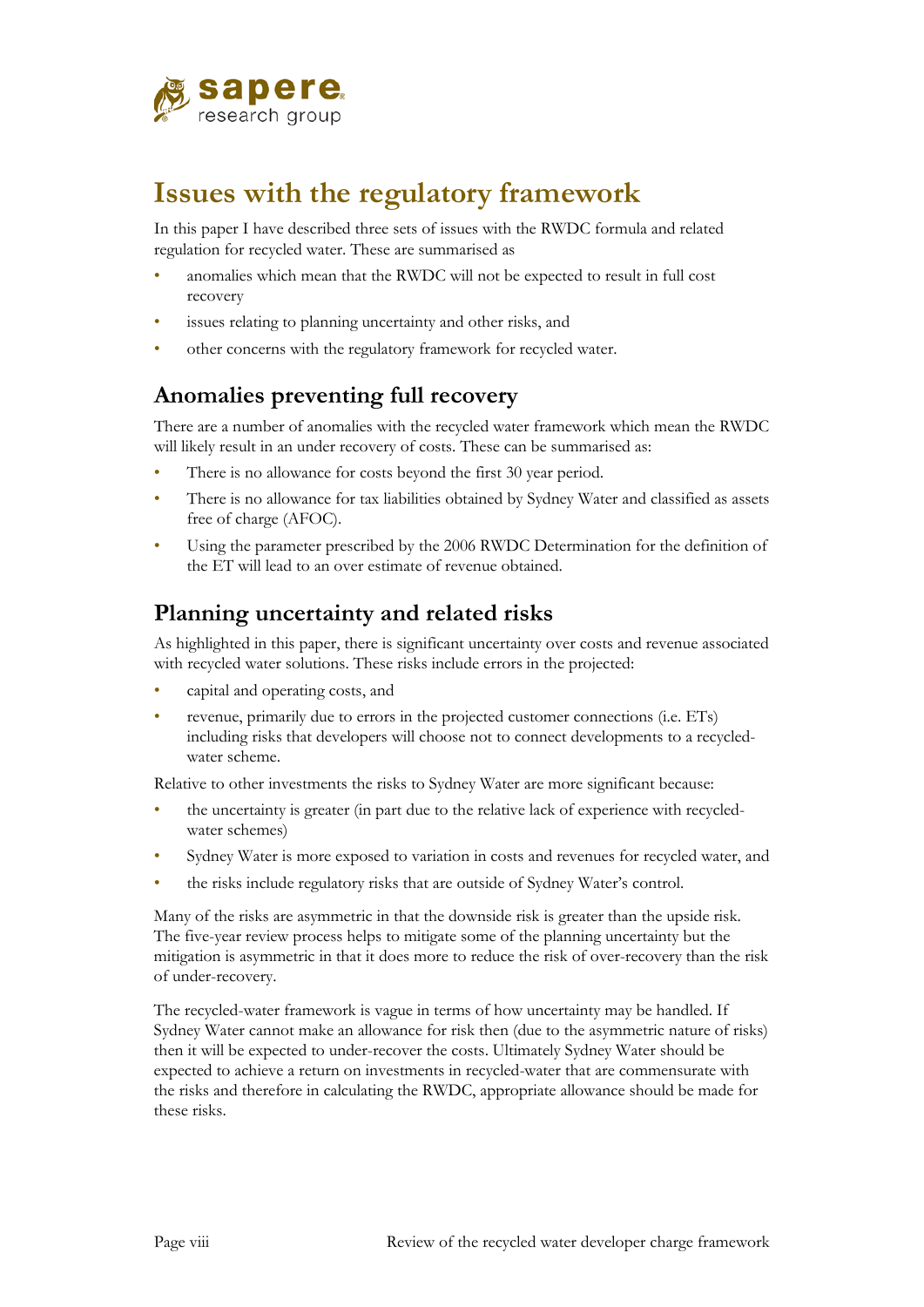# Issues with the regulatory framework

In this paper I have described three sets of issues with the RWDC formula and related regulation for recycled water. These are summarised as

- anomalies which mean that the RWDC will not be expected to result in full cost recovery
- issues relating to planning uncertainty and other risks, and
- other concerns with the regulatory framework for recycled water.

## Anomalies preventing full recovery

There are a number of anomalies with the recycled water framework which mean the RWDC will likely result in an under recovery of costs. These can be summarised as:

- There is no allowance for costs beyond the first 30 year period.
- There is no allowance for tax liabilities obtained by Sydney Water and classified as assets free of charge (AFOC).
- Using the parameter prescribed by the 2006 RWDC Determination for the definition of the ET will lead to an over estimate of revenue obtained.

## Planning uncertainty and related risks

As highlighted in this paper, there is significant uncertainty over costs and revenue associated with recycled water solutions. These risks include errors in the projected:

- capital and operating costs, and
- revenue, primarily due to errors in the projected customer connections (i.e. ETs) including risks that developers will choose not to connect developments to a recycled-water scheme.

Relative to other investments the risks to Sydney Water are more significant because:

- the uncertainty is greater (in part due to the relative lack of experience with recycled-water schemes)
- Sydney Water is more exposed to variation in costs and revenues for recycled water, and
- the risks include regulatory risks that are outside of Sydney Water's control.

Many of the risks are asymmetric in that the downside risk is greater than the upside risk. The five-year review process helps to mitigate some of the planning uncertainty but the mitigation is asymmetric in that it does more to reduce the risk of over-recovery than the risk of under-recovery.

The recycled-water framework is vague in terms of how uncertainty may be handled. If Sydney Water cannot make an allowance for risk then (due to the asymmetric nature of risks) then it will be expected to under-recover the costs. Ultimately Sydney Water should be expected to achieve a return on investments in recycled-water that are commensurate with the risks and therefore in calculating the RWDC, appropriate allowance should be made for these risks.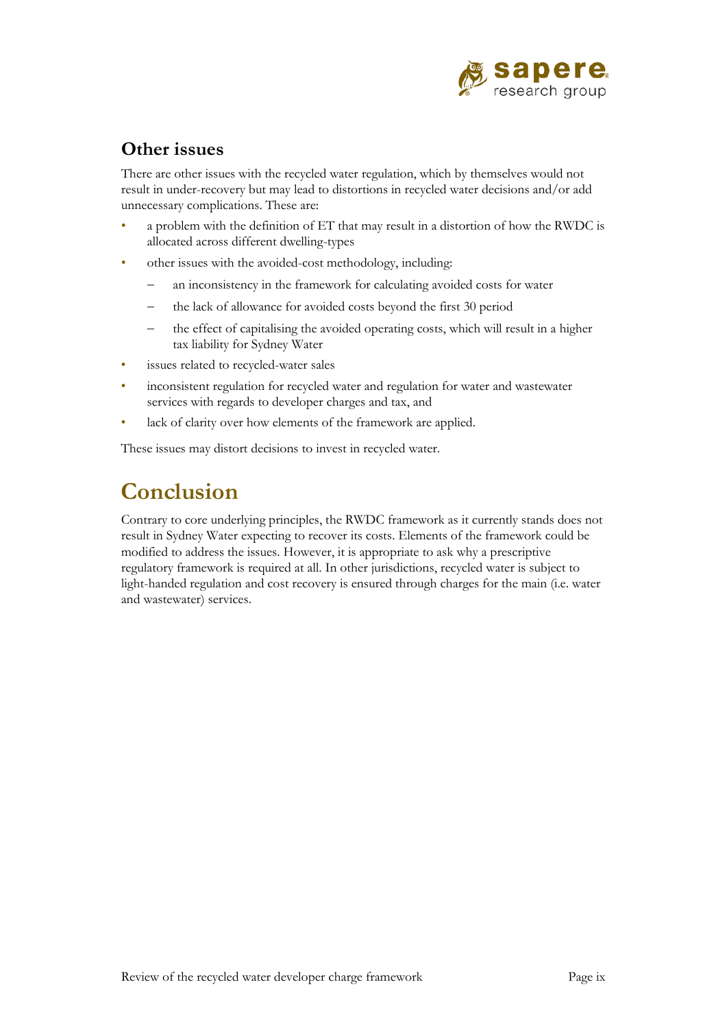### Other issues

There are other issues with the recycled water regulation, which by themselves would not result in under-recovery but may lead to distortions in recycled water decisions and/or add unnecessary complications. These are:

- a problem with the definition of ET that may result in a distortion of how the RWDC is allocated across different dwelling-types
- other issues with the avoided-cost methodology, including:
  - an inconsistency in the framework for calculating avoided costs for water
  - the lack of allowance for avoided costs beyond the first 30 period
  - the effect of capitalising the avoided operating costs, which will result in a higher tax liability for Sydney Water
- issues related to recycled-water sales
- inconsistent regulation for recycled water and regulation for water and wastewater services with regards to developer charges and tax, and
- lack of clarity over how elements of the framework are applied.

These issues may distort decisions to invest in recycled water.

## Conclusion

Contrary to core underlying principles, the RWDC framework as it currently stands does not result in Sydney Water expecting to recover its costs. Elements of the framework could be modified to address the issues. However, it is appropriate to ask why a prescriptive regulatory framework is required at all. In other jurisdictions, recycled water is subject to light-handed regulation and cost recovery is ensured through charges for the main (i.e. water and wastewater) services.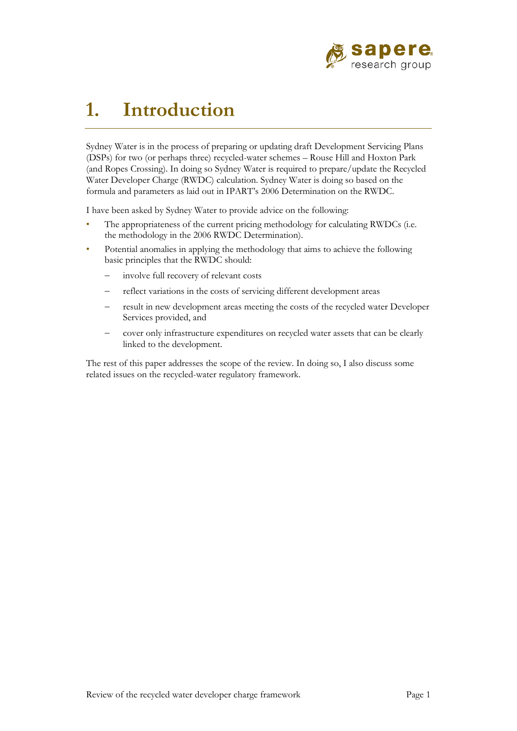# 1. Introduction

Sydney Water is in the process of preparing or updating draft Development Servicing Plans (DSPs) for two (or perhaps three) recycled-water schemes – Rouse Hill and Hoxton Park (and Ropes Crossing). In doing so Sydney Water is required to prepare/update the Recycled Water Developer Charge (RWDC) calculation. Sydney Water is doing so based on the formula and parameters as laid out in IPART's 2006 Determination on the RWDC.

I have been asked by Sydney Water to provide advice on the following:

- The appropriateness of the current pricing methodology for calculating RWDCs (i.e. the methodology in the 2006 RWDC Determination).
- Potential anomalies in applying the methodology that aims to achieve the following basic principles that the RWDC should:
  - involve full recovery of relevant costs
  - reflect variations in the costs of servicing different development areas
  - result in new development areas meeting the costs of the recycled water Developer Services provided, and
  - cover only infrastructure expenditures on recycled water assets that can be clearly linked to the development.

The rest of this paper addresses the scope of the review. In doing so, I also discuss some related issues on the recycled-water regulatory framework.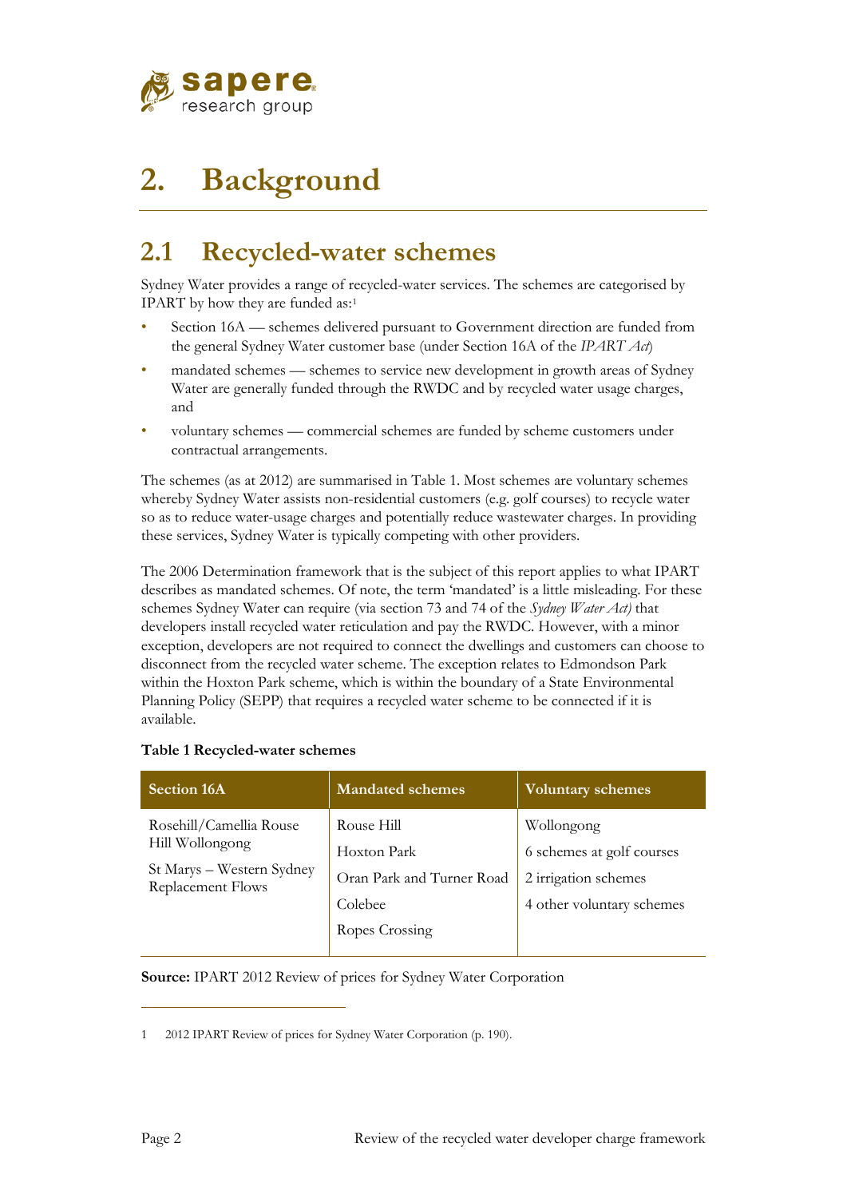# 2. Background

## 2.1 Recycled-water schemes

Sydney Water provides a range of recycled-water services. The schemes are categorised by IPART by how they are funded as:[1]

- Section 16A — schemes delivered pursuant to Government direction are funded from the general Sydney Water customer base (under Section 16A of the *IPART Act*)
- mandated schemes — schemes to service new development in growth areas of Sydney Water are generally funded through the RWDC and by recycled water usage charges, and
- voluntary schemes — commercial schemes are funded by scheme customers under contractual arrangements.

The schemes (as at 2012) are summarised in Table 1. Most schemes are voluntary schemes whereby Sydney Water assists non-residential customers (e.g. golf courses) to recycle water so as to reduce water-usage charges and potentially reduce wastewater charges. In providing these services, Sydney Water is typically competing with other providers.

The 2006 Determination framework that is the subject of this report applies to what IPART describes as mandated schemes. Of note, the term 'mandated' is a little misleading. For these schemes Sydney Water can require (via section 73 and 74 of the *Sydney Water Act)* that developers install recycled water reticulation and pay the RWDC. However, with a minor exception, developers are not required to connect the dwellings and customers can choose to disconnect from the recycled water scheme. The exception relates to Edmondson Park within the Hoxton Park scheme, which is within the boundary of a State Environmental Planning Policy (SEPP) that requires a recycled water scheme to be connected if it is available.

**Table 1 Recycled-water schemes**

| Section 16A | Mandated schemes | Voluntary schemes |
|---|---|---|
| Rosehill/Camellia Rouse Hill Wollongong<br>St Marys – Western Sydney Replacement Flows | Rouse Hill<br>Hoxton Park<br>Oran Park and Turner Road<br>Colebee<br>Ropes Crossing | Wollongong<br>6 schemes at golf courses<br>2 irrigation schemes<br>4 other voluntary schemes |

**Source:** IPART 2012 Review of prices for Sydney Water Corporation

1 2012 IPART Review of prices for Sydney Water Corporation (p. 190).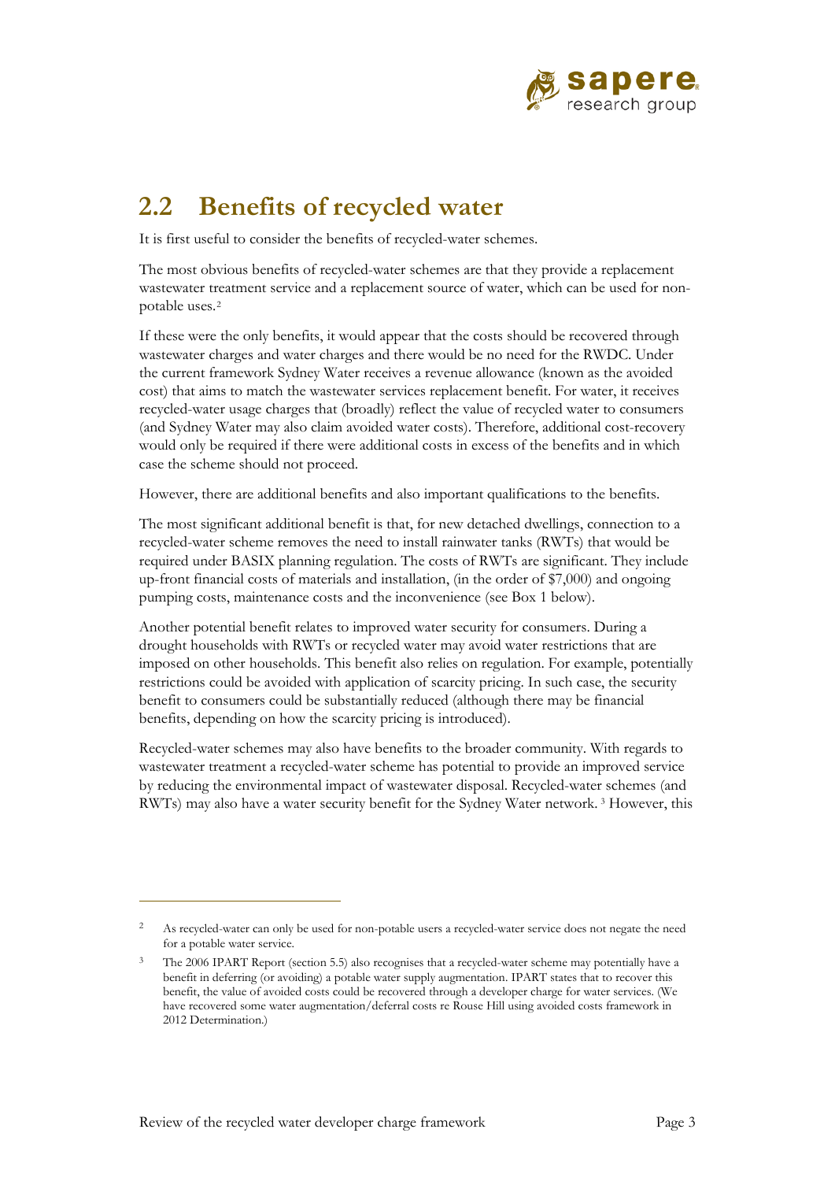## 2.2 Benefits of recycled water

It is first useful to consider the benefits of recycled-water schemes.

The most obvious benefits of recycled-water schemes are that they provide a replacement wastewater treatment service and a replacement source of water, which can be used for non-potable uses.[2]

If these were the only benefits, it would appear that the costs should be recovered through wastewater charges and water charges and there would be no need for the RWDC. Under the current framework Sydney Water receives a revenue allowance (known as the avoided cost) that aims to match the wastewater services replacement benefit. For water, it receives recycled-water usage charges that (broadly) reflect the value of recycled water to consumers (and Sydney Water may also claim avoided water costs). Therefore, additional cost-recovery would only be required if there were additional costs in excess of the benefits and in which case the scheme should not proceed.

However, there are additional benefits and also important qualifications to the benefits.

The most significant additional benefit is that, for new detached dwellings, connection to a recycled-water scheme removes the need to install rainwater tanks (RWTs) that would be required under BASIX planning regulation. The costs of RWTs are significant. They include up-front financial costs of materials and installation, (in the order of $7,000) and ongoing pumping costs, maintenance costs and the inconvenience (see Box 1 below).

Another potential benefit relates to improved water security for consumers. During a drought households with RWTs or recycled water may avoid water restrictions that are imposed on other households. This benefit also relies on regulation. For example, potentially restrictions could be avoided with application of scarcity pricing. In such case, the security benefit to consumers could be substantially reduced (although there may be financial benefits, depending on how the scarcity pricing is introduced).

Recycled-water schemes may also have benefits to the broader community. With regards to wastewater treatment a recycled-water scheme has potential to provide an improved service by reducing the environmental impact of wastewater disposal. Recycled-water schemes (and RWTs) may also have a water security benefit for the Sydney Water network.[3] However, this

---

[2] As recycled-water can only be used for non-potable users a recycled-water service does not negate the need for a potable water service.

[3] The 2006 IPART Report (section 5.5) also recognises that a recycled-water scheme may potentially have a benefit in deferring (or avoiding) a potable water supply augmentation. IPART states that to recover this benefit, the value of avoided costs could be recovered through a developer charge for water services. (We have recovered some water augmentation/deferral costs re Rouse Hill using avoided costs framework in 2012 Determination.)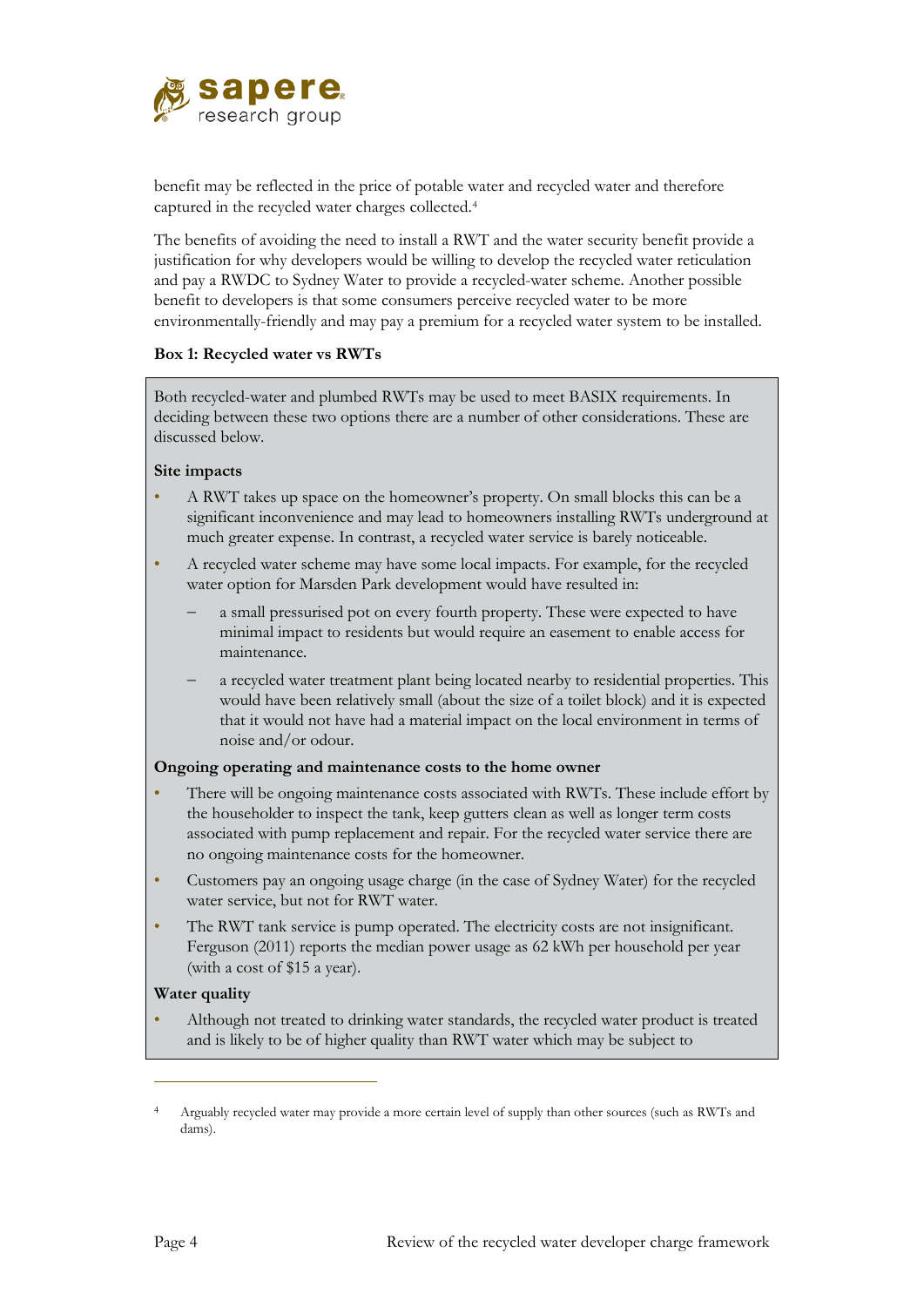benefit may be reflected in the price of potable water and recycled water and therefore captured in the recycled water charges collected.[4]

The benefits of avoiding the need to install a RWT and the water security benefit provide a justification for why developers would be willing to develop the recycled water reticulation and pay a RWDC to Sydney Water to provide a recycled-water scheme. Another possible benefit to developers is that some consumers perceive recycled water to be more environmentally-friendly and may pay a premium for a recycled water system to be installed.

**Box 1: Recycled water vs RWTs**

Both recycled-water and plumbed RWTs may be used to meet BASIX requirements. In deciding between these two options there are a number of other considerations. These are discussed below.

**Site impacts**

- A RWT takes up space on the homeowner's property. On small blocks this can be a significant inconvenience and may lead to homeowners installing RWTs underground at much greater expense. In contrast, a recycled water service is barely noticeable.
- A recycled water scheme may have some local impacts. For example, for the recycled water option for Marsden Park development would have resulted in:
  - a small pressurised pot on every fourth property. These were expected to have minimal impact to residents but would require an easement to enable access for maintenance.
  - a recycled water treatment plant being located nearby to residential properties. This would have been relatively small (about the size of a toilet block) and it is expected that it would not have had a material impact on the local environment in terms of noise and/or odour.

**Ongoing operating and maintenance costs to the home owner**

- There will be ongoing maintenance costs associated with RWTs. These include effort by the householder to inspect the tank, keep gutters clean as well as longer term costs associated with pump replacement and repair. For the recycled water service there are no ongoing maintenance costs for the homeowner.
- Customers pay an ongoing usage charge (in the case of Sydney Water) for the recycled water service, but not for RWT water.
- The RWT tank service is pump operated. The electricity costs are not insignificant. Ferguson (2011) reports the median power usage as 62 kWh per household per year (with a cost of $15 a year).

**Water quality**

- Although not treated to drinking water standards, the recycled water product is treated and is likely to be of higher quality than RWT water which may be subject to

---

[4] Arguably recycled water may provide a more certain level of supply than other sources (such as RWTs and dams).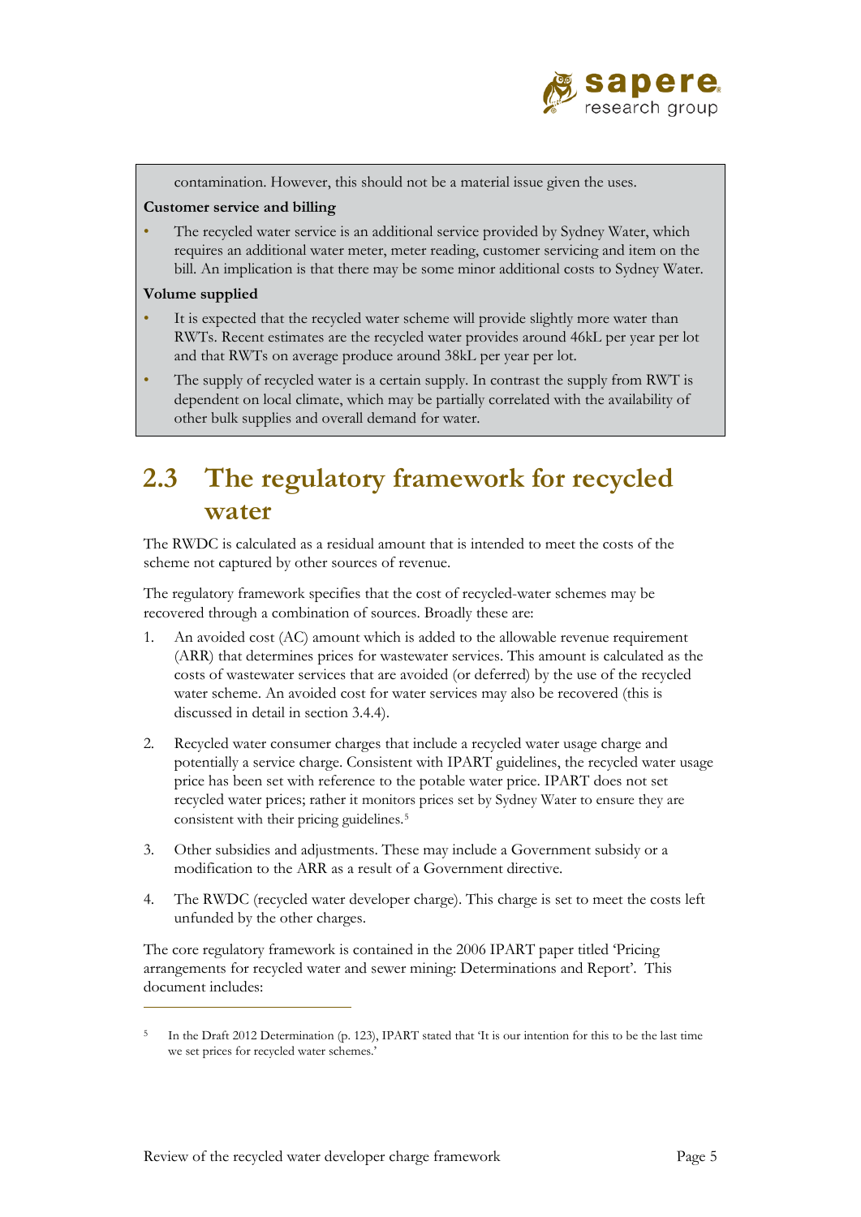contamination. However, this should not be a material issue given the uses.

**Customer service and billing**

- The recycled water service is an additional service provided by Sydney Water, which requires an additional water meter, meter reading, customer servicing and item on the bill. An implication is that there may be some minor additional costs to Sydney Water.

**Volume supplied**

- It is expected that the recycled water scheme will provide slightly more water than RWTs. Recent estimates are the recycled water provides around 46kL per year per lot and that RWTs on average produce around 38kL per year per lot.
- The supply of recycled water is a certain supply. In contrast the supply from RWT is dependent on local climate, which may be partially correlated with the availability of other bulk supplies and overall demand for water.

## 2.3 The regulatory framework for recycled water

The RWDC is calculated as a residual amount that is intended to meet the costs of the scheme not captured by other sources of revenue.

The regulatory framework specifies that the cost of recycled-water schemes may be recovered through a combination of sources. Broadly these are:

1. An avoided cost (AC) amount which is added to the allowable revenue requirement (ARR) that determines prices for wastewater services. This amount is calculated as the costs of wastewater services that are avoided (or deferred) by the use of the recycled water scheme. An avoided cost for water services may also be recovered (this is discussed in detail in section 3.4.4).
2. Recycled water consumer charges that include a recycled water usage charge and potentially a service charge. Consistent with IPART guidelines, the recycled water usage price has been set with reference to the potable water price. IPART does not set recycled water prices; rather it monitors prices set by Sydney Water to ensure they are consistent with their pricing guidelines.[5]
3. Other subsidies and adjustments. These may include a Government subsidy or a modification to the ARR as a result of a Government directive.
4. The RWDC (recycled water developer charge). This charge is set to meet the costs left unfunded by the other charges.

The core regulatory framework is contained in the 2006 IPART paper titled 'Pricing arrangements for recycled water and sewer mining: Determinations and Report'. This document includes:

[5] In the Draft 2012 Determination (p. 123), IPART stated that 'It is our intention for this to be the last time we set prices for recycled water schemes.'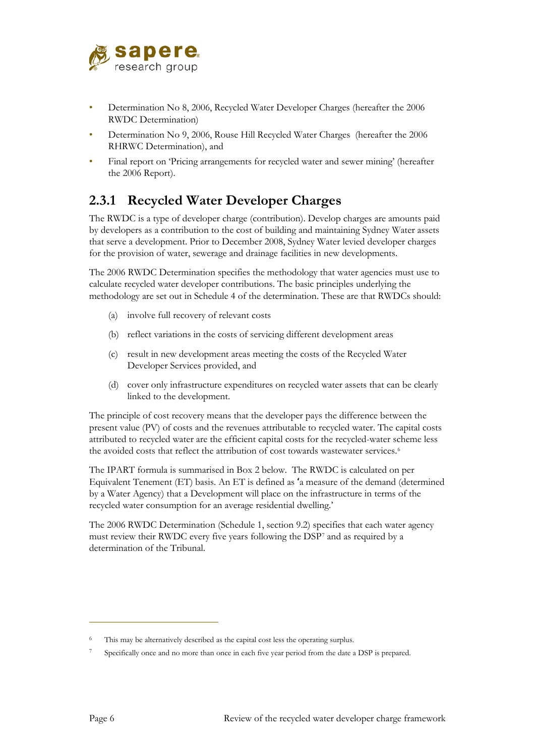- Determination No 8, 2006, Recycled Water Developer Charges (hereafter the 2006 RWDC Determination)
- Determination No 9, 2006, Rouse Hill Recycled Water Charges (hereafter the 2006 RHRWC Determination), and
- Final report on 'Pricing arrangements for recycled water and sewer mining' (hereafter the 2006 Report).

### 2.3.1 Recycled Water Developer Charges

The RWDC is a type of developer charge (contribution). Develop charges are amounts paid by developers as a contribution to the cost of building and maintaining Sydney Water assets that serve a development. Prior to December 2008, Sydney Water levied developer charges for the provision of water, sewerage and drainage facilities in new developments.

The 2006 RWDC Determination specifies the methodology that water agencies must use to calculate recycled water developer contributions. The basic principles underlying the methodology are set out in Schedule 4 of the determination. These are that RWDCs should:

(a) involve full recovery of relevant costs

(b) reflect variations in the costs of servicing different development areas

(c) result in new development areas meeting the costs of the Recycled Water Developer Services provided, and

(d) cover only infrastructure expenditures on recycled water assets that can be clearly linked to the development.

The principle of cost recovery means that the developer pays the difference between the present value (PV) of costs and the revenues attributable to recycled water. The capital costs attributed to recycled water are the efficient capital costs for the recycled-water scheme less the avoided costs that reflect the attribution of cost towards wastewater services.[6]

The IPART formula is summarised in Box 2 below. The RWDC is calculated on per Equivalent Tenement (ET) basis. An ET is defined as 'a measure of the demand (determined by a Water Agency) that a Development will place on the infrastructure in terms of the recycled water consumption for an average residential dwelling.'

The 2006 RWDC Determination (Schedule 1, section 9.2) specifies that each water agency must review their RWDC every five years following the DSP[7] and as required by a determination of the Tribunal.

---

[6] This may be alternatively described as the capital cost less the operating surplus.

[7] Specifically once and no more than once in each five year period from the date a DSP is prepared.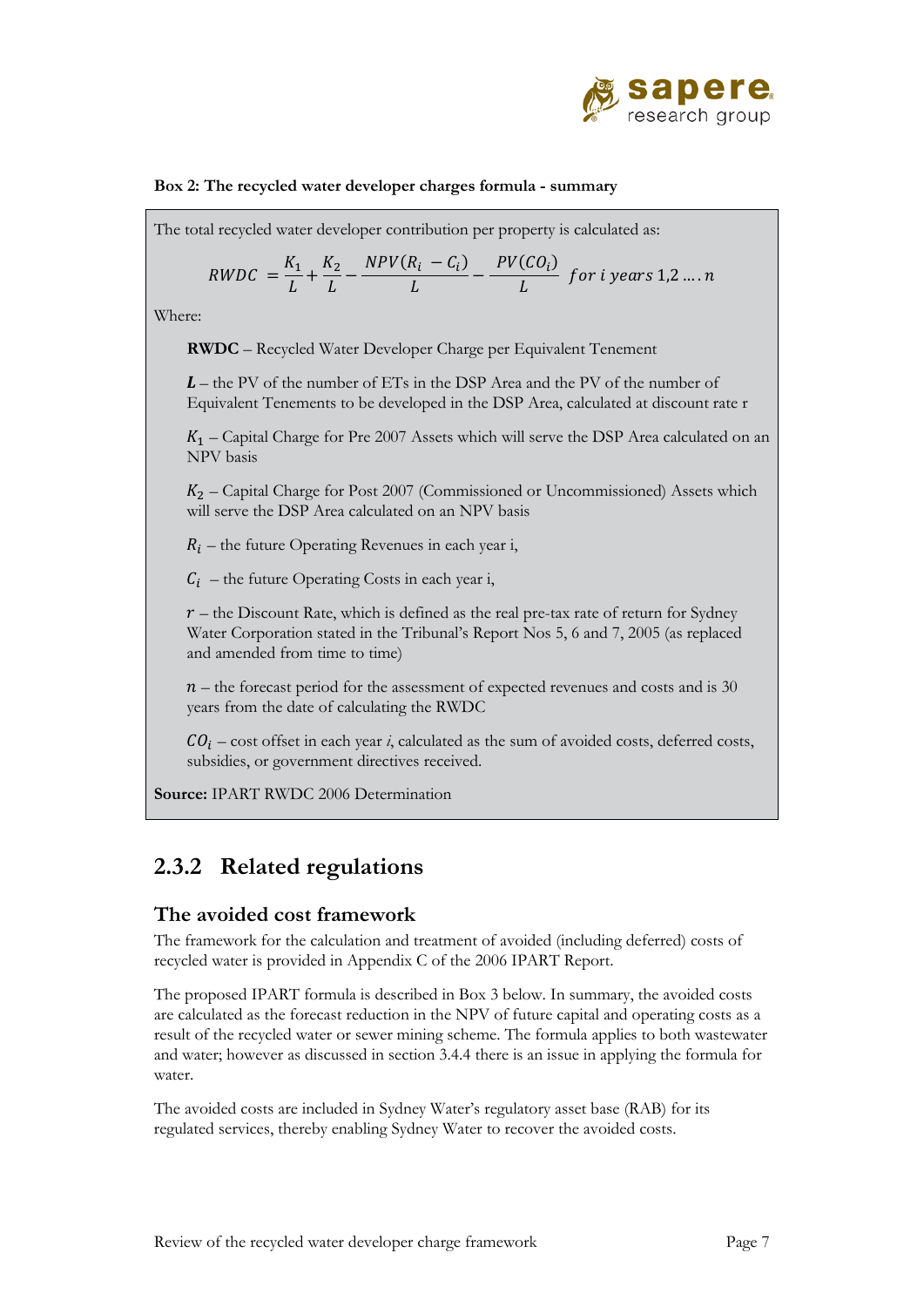**Box 2: The recycled water developer charges formula - summary**

The total recycled water developer contribution per property is calculated as:

$$RWDC = \frac{K_1}{L} + \frac{K_2}{L} - \frac{NPV(R_i - C_i)}{L} - \frac{PV(CO_i)}{L} \quad for\ i\ years\ 1,2 \ldots .n$$

Where:

**RWDC** – Recycled Water Developer Charge per Equivalent Tenement

***L*** – the PV of the number of ETs in the DSP Area and the PV of the number of Equivalent Tenements to be developed in the DSP Area, calculated at discount rate r

$K_1$ – Capital Charge for Pre 2007 Assets which will serve the DSP Area calculated on an NPV basis

$K_2$ – Capital Charge for Post 2007 (Commissioned or Uncommissioned) Assets which will serve the DSP Area calculated on an NPV basis

$R_i$ – the future Operating Revenues in each year i,

$C_i$ – the future Operating Costs in each year i,

$r$ – the Discount Rate, which is defined as the real pre-tax rate of return for Sydney Water Corporation stated in the Tribunal's Report Nos 5, 6 and 7, 2005 (as replaced and amended from time to time)

$n$ – the forecast period for the assessment of expected revenues and costs and is 30 years from the date of calculating the RWDC

$CO_i$ – cost offset in each year *i*, calculated as the sum of avoided costs, deferred costs, subsidies, or government directives received.

**Source:** IPART RWDC 2006 Determination

## 2.3.2 Related regulations

### The avoided cost framework

The framework for the calculation and treatment of avoided (including deferred) costs of recycled water is provided in Appendix C of the 2006 IPART Report.

The proposed IPART formula is described in Box 3 below. In summary, the avoided costs are calculated as the forecast reduction in the NPV of future capital and operating costs as a result of the recycled water or sewer mining scheme. The formula applies to both wastewater and water; however as discussed in section 3.4.4 there is an issue in applying the formula for water.

The avoided costs are included in Sydney Water's regulatory asset base (RAB) for its regulated services, thereby enabling Sydney Water to recover the avoided costs.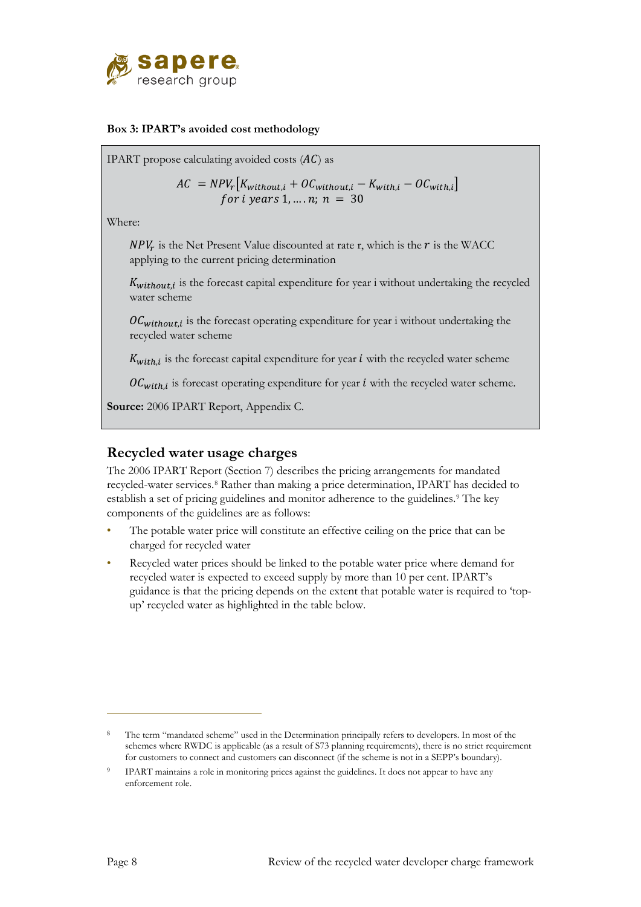**Box 3: IPART's avoided cost methodology**

IPART propose calculating avoided costs ($AC$) as

$$AC = NPV_r\left[K_{without,i} + OC_{without,i} - K_{with,i} - OC_{with,i}\right]$$
$$for\ i\ years\ 1, \ldots.n;\ n = 30$$

Where:

$NPV_r$ is the Net Present Value discounted at rate r, which is the $r$ is the WACC applying to the current pricing determination

$K_{without,i}$ is the forecast capital expenditure for year i without undertaking the recycled water scheme

$OC_{without,i}$ is the forecast operating expenditure for year i without undertaking the recycled water scheme

$K_{with,i}$ is the forecast capital expenditure for year $i$ with the recycled water scheme

$OC_{with,i}$ is forecast operating expenditure for year $i$ with the recycled water scheme.

**Source:** 2006 IPART Report, Appendix C.

## Recycled water usage charges

The 2006 IPART Report (Section 7) describes the pricing arrangements for mandated recycled-water services.[8] Rather than making a price determination, IPART has decided to establish a set of pricing guidelines and monitor adherence to the guidelines.[9] The key components of the guidelines are as follows:

- The potable water price will constitute an effective ceiling on the price that can be charged for recycled water
- Recycled water prices should be linked to the potable water price where demand for recycled water is expected to exceed supply by more than 10 per cent. IPART's guidance is that the pricing depends on the extent that potable water is required to 'top-up' recycled water as highlighted in the table below.

---

[8] The term "mandated scheme" used in the Determination principally refers to developers. In most of the schemes where RWDC is applicable (as a result of S73 planning requirements), there is no strict requirement for customers to connect and customers can disconnect (if the scheme is not in a SEPP's boundary).

[9] IPART maintains a role in monitoring prices against the guidelines. It does not appear to have any enforcement role.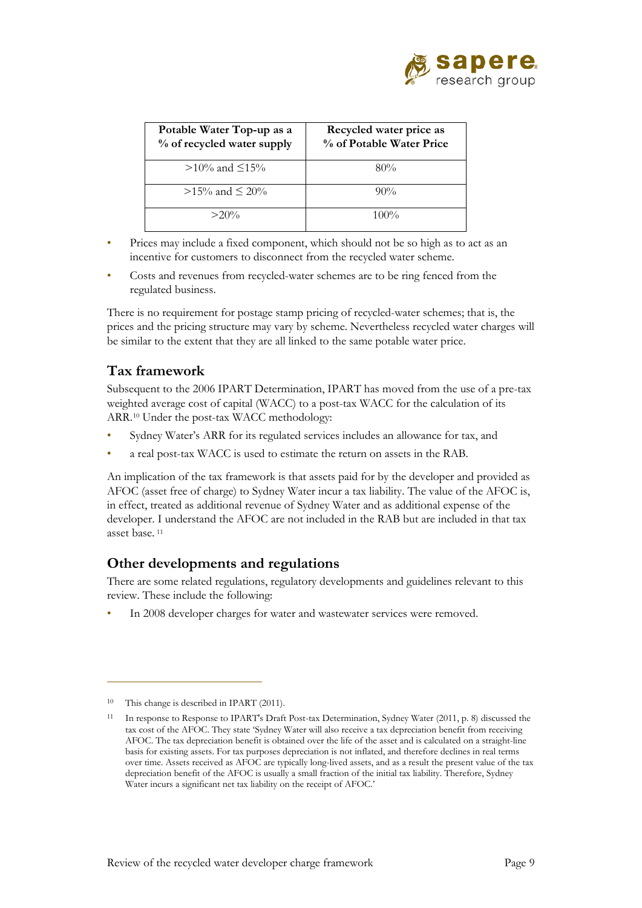| Potable Water Top-up as a % of recycled water supply | Recycled water price as % of Potable Water Price |
|---|---|
| >10% and ≤15% | 80% |
| >15% and ≤ 20% | 90% |
| >20% | 100% |

- Prices may include a fixed component, which should not be so high as to act as an incentive for customers to disconnect from the recycled water scheme.
- Costs and revenues from recycled-water schemes are to be ring fenced from the regulated business.

There is no requirement for postage stamp pricing of recycled-water schemes; that is, the prices and the pricing structure may vary by scheme. Nevertheless recycled water charges will be similar to the extent that they are all linked to the same potable water price.

## Tax framework

Subsequent to the 2006 IPART Determination, IPART has moved from the use of a pre-tax weighted average cost of capital (WACC) to a post-tax WACC for the calculation of its ARR.[10] Under the post-tax WACC methodology:

- Sydney Water's ARR for its regulated services includes an allowance for tax, and
- a real post-tax WACC is used to estimate the return on assets in the RAB.

An implication of the tax framework is that assets paid for by the developer and provided as AFOC (asset free of charge) to Sydney Water incur a tax liability. The value of the AFOC is, in effect, treated as additional revenue of Sydney Water and as additional expense of the developer. I understand the AFOC are not included in the RAB but are included in that tax asset base.[11]

## Other developments and regulations

There are some related regulations, regulatory developments and guidelines relevant to this review. These include the following:

- In 2008 developer charges for water and wastewater services were removed.

---

[10] This change is described in IPART (2011).

[11] In response to Response to IPART's Draft Post-tax Determination, Sydney Water (2011, p. 8) discussed the tax cost of the AFOC. They state 'Sydney Water will also receive a tax depreciation benefit from receiving AFOC. The tax depreciation benefit is obtained over the life of the asset and is calculated on a straight-line basis for existing assets. For tax purposes depreciation is not inflated, and therefore declines in real terms over time. Assets received as AFOC are typically long-lived assets, and as a result the present value of the tax depreciation benefit of the AFOC is usually a small fraction of the initial tax liability. Therefore, Sydney Water incurs a significant net tax liability on the receipt of AFOC.'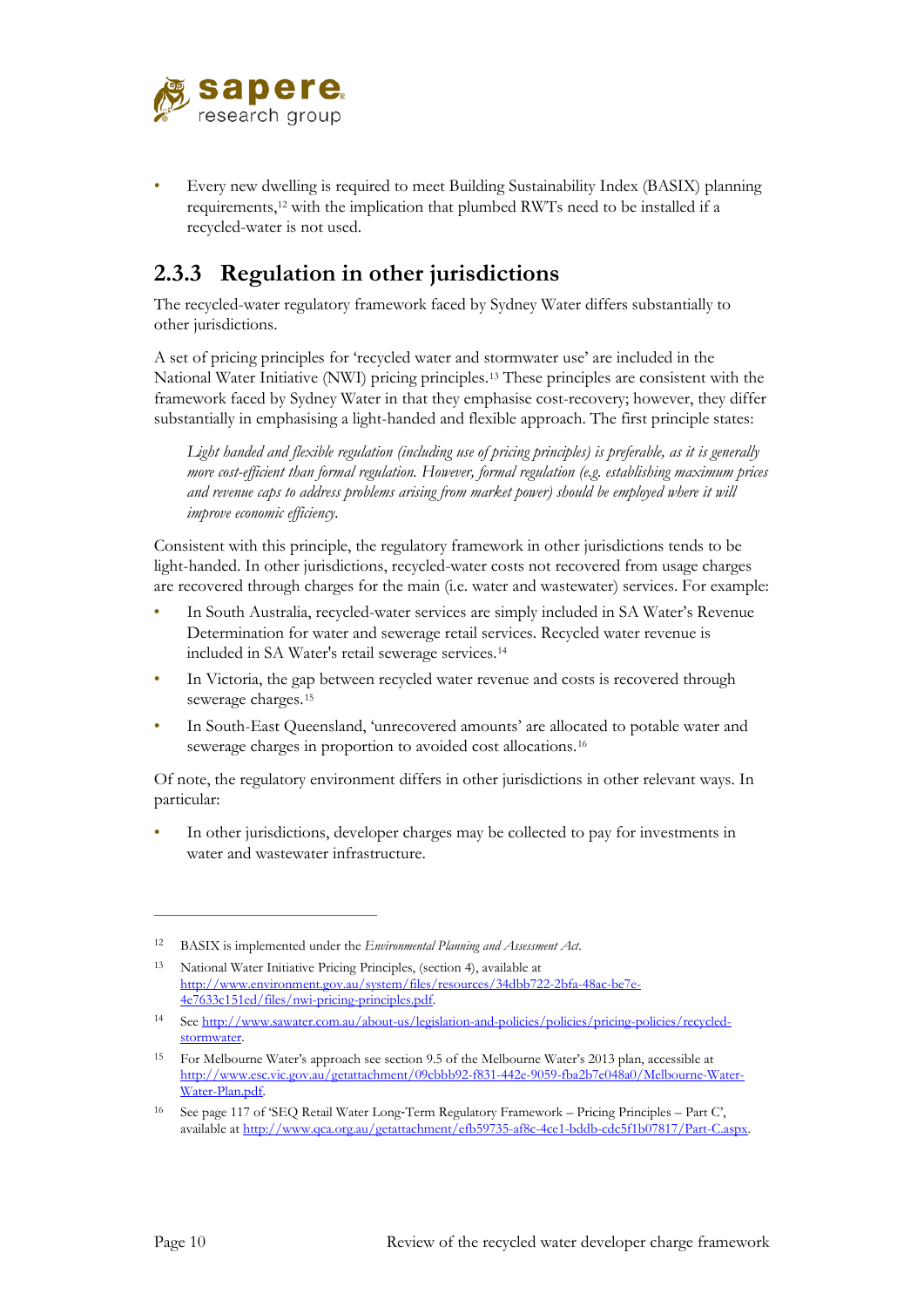- Every new dwelling is required to meet Building Sustainability Index (BASIX) planning requirements,[12] with the implication that plumbed RWTs need to be installed if a recycled-water is not used.

### 2.3.3 Regulation in other jurisdictions

The recycled-water regulatory framework faced by Sydney Water differs substantially to other jurisdictions.

A set of pricing principles for 'recycled water and stormwater use' are included in the National Water Initiative (NWI) pricing principles.[13] These principles are consistent with the framework faced by Sydney Water in that they emphasise cost-recovery; however, they differ substantially in emphasising a light-handed and flexible approach. The first principle states:

> *Light handed and flexible regulation (including use of pricing principles) is preferable, as it is generally more cost-efficient than formal regulation. However, formal regulation (e.g. establishing maximum prices and revenue caps to address problems arising from market power) should be employed where it will improve economic efficiency.*

Consistent with this principle, the regulatory framework in other jurisdictions tends to be light-handed. In other jurisdictions, recycled-water costs not recovered from usage charges are recovered through charges for the main (i.e. water and wastewater) services. For example:

- In South Australia, recycled-water services are simply included in SA Water's Revenue Determination for water and sewerage retail services. Recycled water revenue is included in SA Water's retail sewerage services.[14]
- In Victoria, the gap between recycled water revenue and costs is recovered through sewerage charges.[15]
- In South-East Queensland, 'unrecovered amounts' are allocated to potable water and sewerage charges in proportion to avoided cost allocations.[16]

Of note, the regulatory environment differs in other jurisdictions in other relevant ways. In particular:

- In other jurisdictions, developer charges may be collected to pay for investments in water and wastewater infrastructure.

---

[12] BASIX is implemented under the *Environmental Planning and Assessment Act*.

[13] National Water Initiative Pricing Principles, (section 4), available at http://www.environment.gov.au/system/files/resources/34dbb722-2bfa-48ac-be7e-4e7633c151ed/files/nwi-pricing-principles.pdf.

[14] See http://www.sawater.com.au/about-us/legislation-and-policies/policies/pricing-policies/recycled-stormwater.

[15] For Melbourne Water's approach see section 9.5 of the Melbourne Water's 2013 plan, accessible at http://www.esc.vic.gov.au/getattachment/09cbbb92-f831-442e-9059-fba2b7e048a0/Melbourne-Water-Water-Plan.pdf.

[16] See page 117 of 'SEQ Retail Water Long-Term Regulatory Framework – Pricing Principles – Part C', available at http://www.qca.org.au/getattachment/efb59735-af8c-4ce1-bddb-cdc5f1b07817/Part-C.aspx.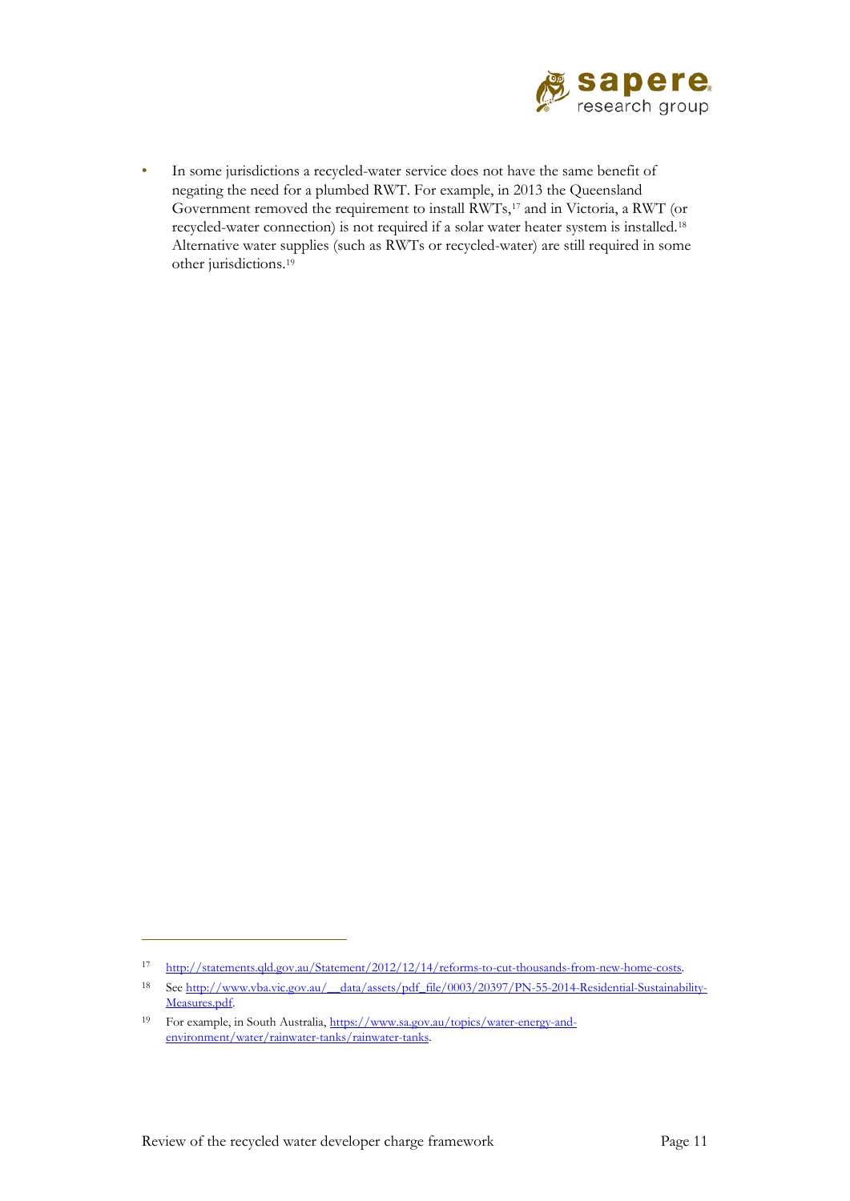- In some jurisdictions a recycled-water service does not have the same benefit of negating the need for a plumbed RWT. For example, in 2013 the Queensland Government removed the requirement to install RWTs,[17] and in Victoria, a RWT (or recycled-water connection) is not required if a solar water heater system is installed.[18] Alternative water supplies (such as RWTs or recycled-water) are still required in some other jurisdictions.[19]

---

[17] http://statements.qld.gov.au/Statement/2012/12/14/reforms-to-cut-thousands-from-new-home-costs.

[18] See http://www.vba.vic.gov.au/__data/assets/pdf_file/0003/20397/PN-55-2014-Residential-Sustainability-Measures.pdf.

[19] For example, in South Australia, https://www.sa.gov.au/topics/water-energy-and-environment/water/rainwater-tanks/rainwater-tanks.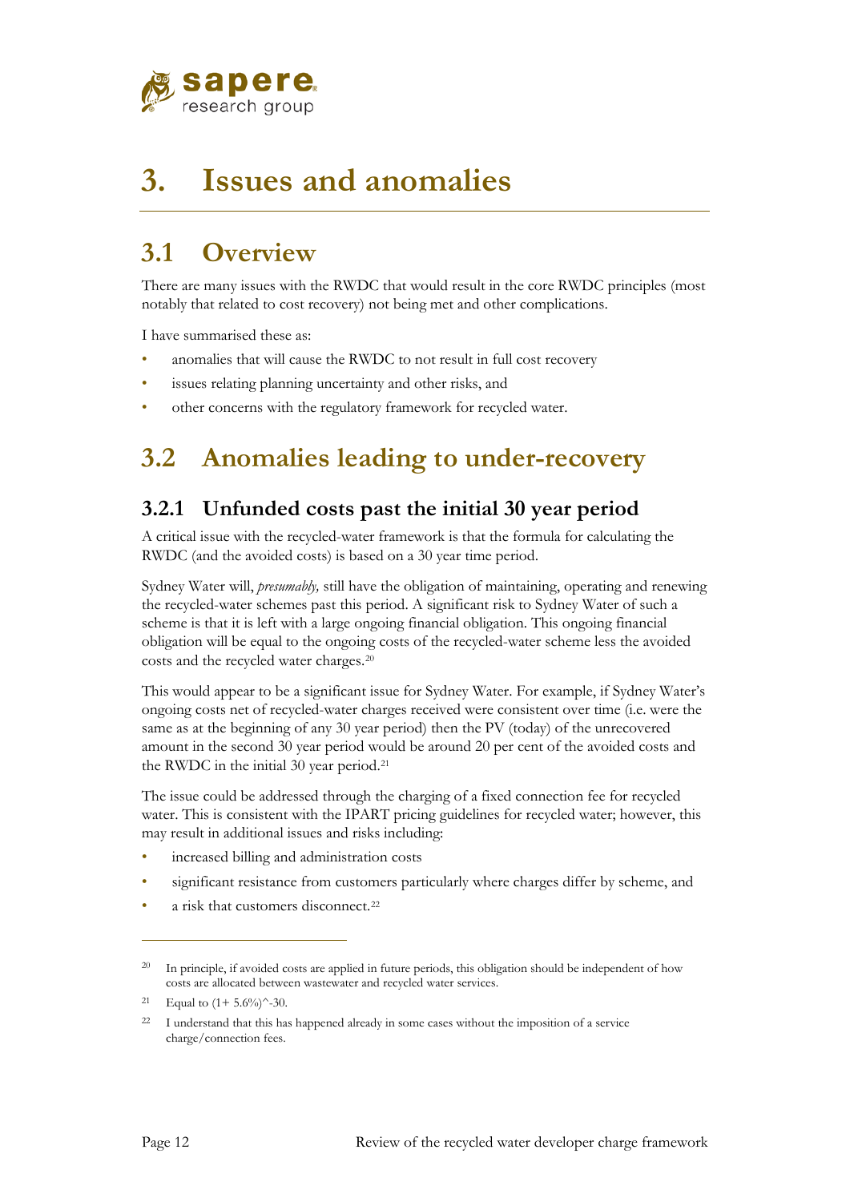# 3. Issues and anomalies

## 3.1 Overview

There are many issues with the RWDC that would result in the core RWDC principles (most notably that related to cost recovery) not being met and other complications.

I have summarised these as:

- anomalies that will cause the RWDC to not result in full cost recovery
- issues relating planning uncertainty and other risks, and
- other concerns with the regulatory framework for recycled water.

## 3.2 Anomalies leading to under-recovery

### 3.2.1 Unfunded costs past the initial 30 year period

A critical issue with the recycled-water framework is that the formula for calculating the RWDC (and the avoided costs) is based on a 30 year time period.

Sydney Water will, *presumably,* still have the obligation of maintaining, operating and renewing the recycled-water schemes past this period. A significant risk to Sydney Water of such a scheme is that it is left with a large ongoing financial obligation. This ongoing financial obligation will be equal to the ongoing costs of the recycled-water scheme less the avoided costs and the recycled water charges.[20]

This would appear to be a significant issue for Sydney Water. For example, if Sydney Water's ongoing costs net of recycled-water charges received were consistent over time (i.e. were the same as at the beginning of any 30 year period) then the PV (today) of the unrecovered amount in the second 30 year period would be around 20 per cent of the avoided costs and the RWDC in the initial 30 year period.[21]

The issue could be addressed through the charging of a fixed connection fee for recycled water. This is consistent with the IPART pricing guidelines for recycled water; however, this may result in additional issues and risks including:

- increased billing and administration costs
- significant resistance from customers particularly where charges differ by scheme, and
- a risk that customers disconnect.[22]

---

[20] In principle, if avoided costs are applied in future periods, this obligation should be independent of how costs are allocated between wastewater and recycled water services.

[21] Equal to $(1+ 5.6\%)^{\wedge}-30$.

[22] I understand that this has happened already in some cases without the imposition of a service charge/connection fees.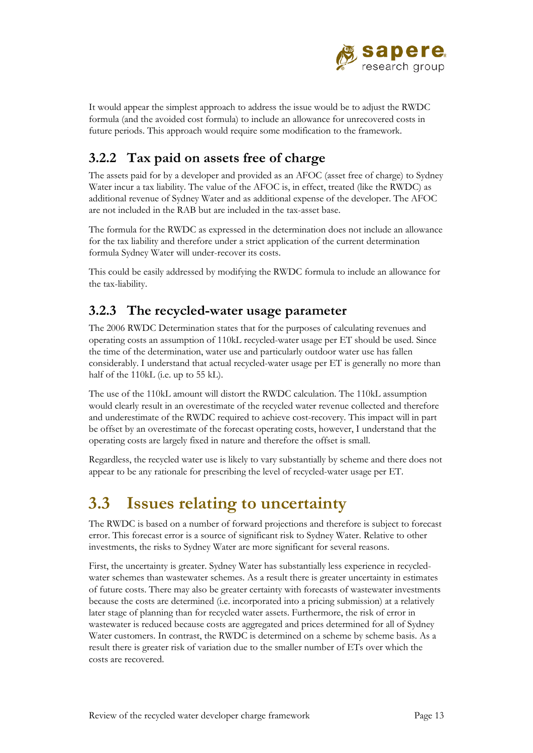It would appear the simplest approach to address the issue would be to adjust the RWDC formula (and the avoided cost formula) to include an allowance for unrecovered costs in future periods. This approach would require some modification to the framework.

### 3.2.2 Tax paid on assets free of charge

The assets paid for by a developer and provided as an AFOC (asset free of charge) to Sydney Water incur a tax liability. The value of the AFOC is, in effect, treated (like the RWDC) as additional revenue of Sydney Water and as additional expense of the developer. The AFOC are not included in the RAB but are included in the tax-asset base.

The formula for the RWDC as expressed in the determination does not include an allowance for the tax liability and therefore under a strict application of the current determination formula Sydney Water will under-recover its costs.

This could be easily addressed by modifying the RWDC formula to include an allowance for the tax-liability.

### 3.2.3 The recycled-water usage parameter

The 2006 RWDC Determination states that for the purposes of calculating revenues and operating costs an assumption of 110kL recycled-water usage per ET should be used. Since the time of the determination, water use and particularly outdoor water use has fallen considerably. I understand that actual recycled-water usage per ET is generally no more than half of the 110kL (i.e. up to 55 kL).

The use of the 110kL amount will distort the RWDC calculation. The 110kL assumption would clearly result in an overestimate of the recycled water revenue collected and therefore and underestimate of the RWDC required to achieve cost-recovery. This impact will in part be offset by an overestimate of the forecast operating costs, however, I understand that the operating costs are largely fixed in nature and therefore the offset is small.

Regardless, the recycled water use is likely to vary substantially by scheme and there does not appear to be any rationale for prescribing the level of recycled-water usage per ET.

## 3.3 Issues relating to uncertainty

The RWDC is based on a number of forward projections and therefore is subject to forecast error. This forecast error is a source of significant risk to Sydney Water. Relative to other investments, the risks to Sydney Water are more significant for several reasons.

First, the uncertainty is greater. Sydney Water has substantially less experience in recycled-water schemes than wastewater schemes. As a result there is greater uncertainty in estimates of future costs. There may also be greater certainty with forecasts of wastewater investments because the costs are determined (i.e. incorporated into a pricing submission) at a relatively later stage of planning than for recycled water assets. Furthermore, the risk of error in wastewater is reduced because costs are aggregated and prices determined for all of Sydney Water customers. In contrast, the RWDC is determined on a scheme by scheme basis. As a result there is greater risk of variation due to the smaller number of ETs over which the costs are recovered.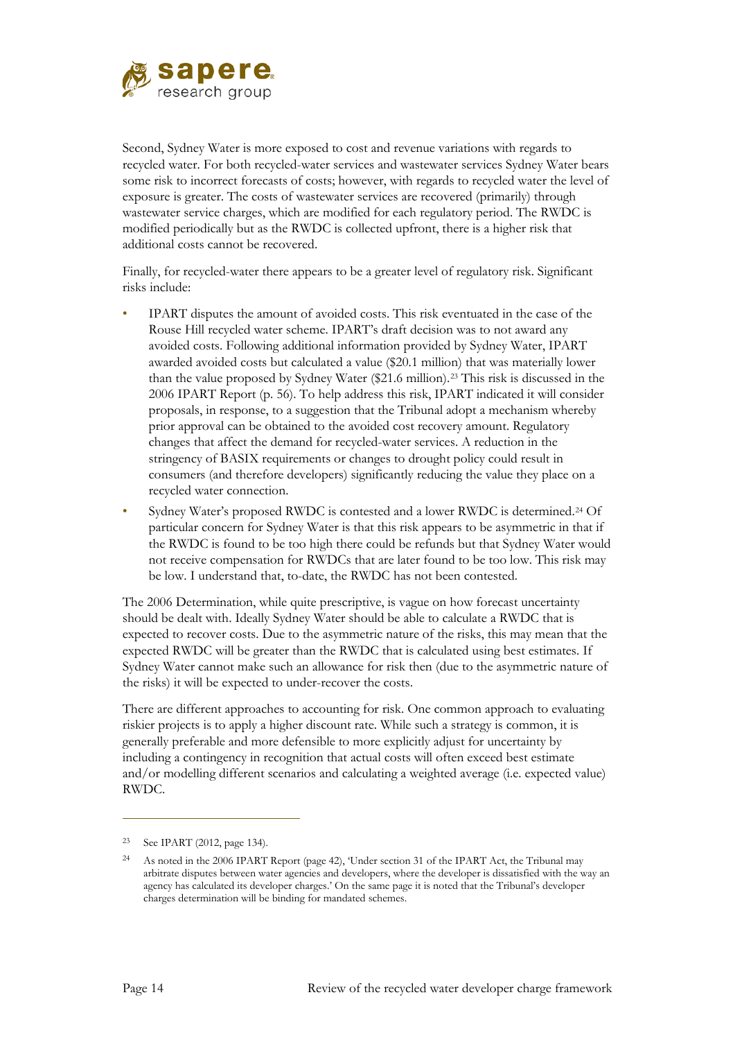Second, Sydney Water is more exposed to cost and revenue variations with regards to recycled water. For both recycled-water services and wastewater services Sydney Water bears some risk to incorrect forecasts of costs; however, with regards to recycled water the level of exposure is greater. The costs of wastewater services are recovered (primarily) through wastewater service charges, which are modified for each regulatory period. The RWDC is modified periodically but as the RWDC is collected upfront, there is a higher risk that additional costs cannot be recovered.

Finally, for recycled-water there appears to be a greater level of regulatory risk. Significant risks include:

- IPART disputes the amount of avoided costs. This risk eventuated in the case of the Rouse Hill recycled water scheme. IPART's draft decision was to not award any avoided costs. Following additional information provided by Sydney Water, IPART awarded avoided costs but calculated a value ($20.1 million) that was materially lower than the value proposed by Sydney Water ($21.6 million).[23] This risk is discussed in the 2006 IPART Report (p. 56). To help address this risk, IPART indicated it will consider proposals, in response, to a suggestion that the Tribunal adopt a mechanism whereby prior approval can be obtained to the avoided cost recovery amount. Regulatory changes that affect the demand for recycled-water services. A reduction in the stringency of BASIX requirements or changes to drought policy could result in consumers (and therefore developers) significantly reducing the value they place on a recycled water connection.
- Sydney Water's proposed RWDC is contested and a lower RWDC is determined.[24] Of particular concern for Sydney Water is that this risk appears to be asymmetric in that if the RWDC is found to be too high there could be refunds but that Sydney Water would not receive compensation for RWDCs that are later found to be too low. This risk may be low. I understand that, to-date, the RWDC has not been contested.

The 2006 Determination, while quite prescriptive, is vague on how forecast uncertainty should be dealt with. Ideally Sydney Water should be able to calculate a RWDC that is expected to recover costs. Due to the asymmetric nature of the risks, this may mean that the expected RWDC will be greater than the RWDC that is calculated using best estimates. If Sydney Water cannot make such an allowance for risk then (due to the asymmetric nature of the risks) it will be expected to under-recover the costs.

There are different approaches to accounting for risk. One common approach to evaluating riskier projects is to apply a higher discount rate. While such a strategy is common, it is generally preferable and more defensible to more explicitly adjust for uncertainty by including a contingency in recognition that actual costs will often exceed best estimate and/or modelling different scenarios and calculating a weighted average (i.e. expected value) RWDC.

---

[23] See IPART (2012, page 134).

[24] As noted in the 2006 IPART Report (page 42), 'Under section 31 of the IPART Act, the Tribunal may arbitrate disputes between water agencies and developers, where the developer is dissatisfied with the way an agency has calculated its developer charges.' On the same page it is noted that the Tribunal's developer charges determination will be binding for mandated schemes.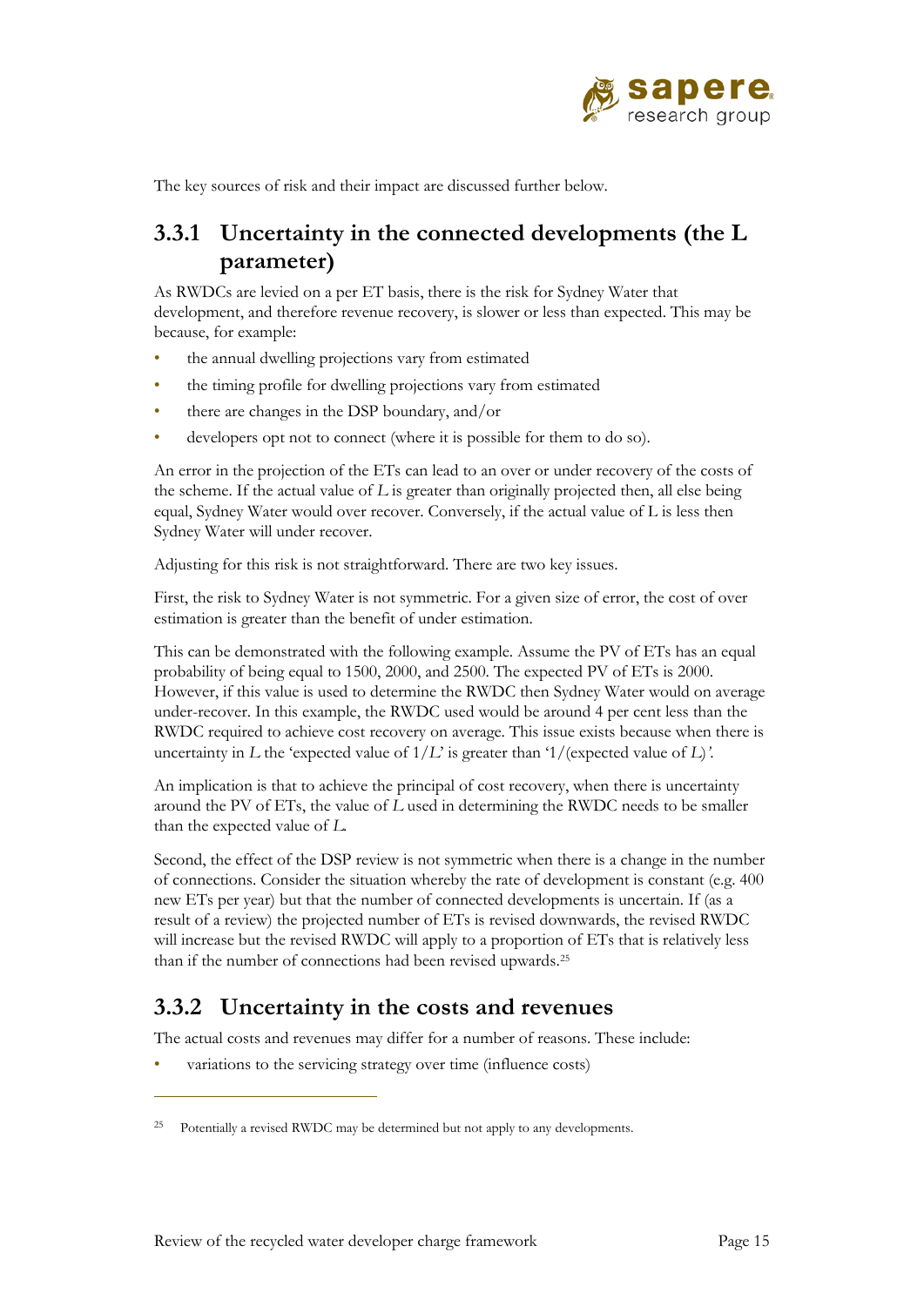The key sources of risk and their impact are discussed further below.

### 3.3.1 Uncertainty in the connected developments (the L parameter)

As RWDCs are levied on a per ET basis, there is the risk for Sydney Water that development, and therefore revenue recovery, is slower or less than expected. This may be because, for example:

- the annual dwelling projections vary from estimated
- the timing profile for dwelling projections vary from estimated
- there are changes in the DSP boundary, and/or
- developers opt not to connect (where it is possible for them to do so).

An error in the projection of the ETs can lead to an over or under recovery of the costs of the scheme. If the actual value of $L$ is greater than originally projected then, all else being equal, Sydney Water would over recover. Conversely, if the actual value of L is less then Sydney Water will under recover.

Adjusting for this risk is not straightforward. There are two key issues.

First, the risk to Sydney Water is not symmetric. For a given size of error, the cost of over estimation is greater than the benefit of under estimation.

This can be demonstrated with the following example. Assume the PV of ETs has an equal probability of being equal to 1500, 2000, and 2500. The expected PV of ETs is 2000. However, if this value is used to determine the RWDC then Sydney Water would on average under-recover. In this example, the RWDC used would be around 4 per cent less than the RWDC required to achieve cost recovery on average. This issue exists because when there is uncertainty in $L$ the 'expected value of $1/L$' is greater than '1/(expected value of $L$)'.

An implication is that to achieve the principal of cost recovery, when there is uncertainty around the PV of ETs, the value of $L$ used in determining the RWDC needs to be smaller than the expected value of $L$.

Second, the effect of the DSP review is not symmetric when there is a change in the number of connections. Consider the situation whereby the rate of development is constant (e.g. 400 new ETs per year) but that the number of connected developments is uncertain. If (as a result of a review) the projected number of ETs is revised downwards, the revised RWDC will increase but the revised RWDC will apply to a proportion of ETs that is relatively less than if the number of connections had been revised upwards.[25]

### 3.3.2 Uncertainty in the costs and revenues

The actual costs and revenues may differ for a number of reasons. These include:

- variations to the servicing strategy over time (influence costs)

[25] Potentially a revised RWDC may be determined but not apply to any developments.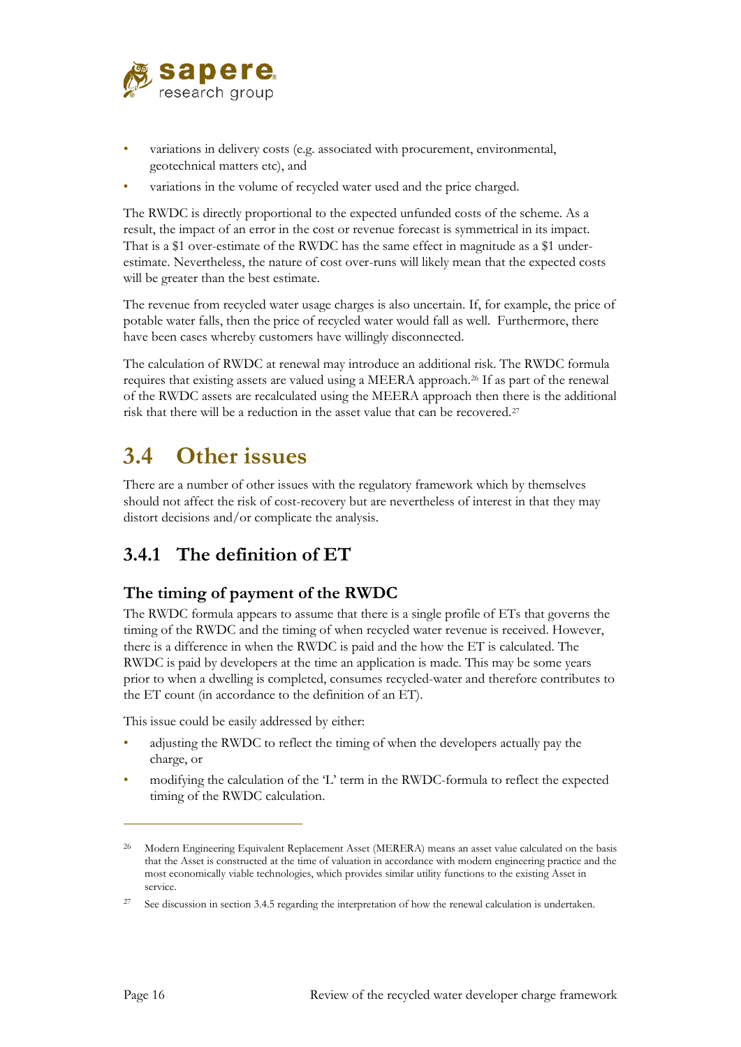- variations in delivery costs (e.g. associated with procurement, environmental, geotechnical matters etc), and
- variations in the volume of recycled water used and the price charged.

The RWDC is directly proportional to the expected unfunded costs of the scheme. As a result, the impact of an error in the cost or revenue forecast is symmetrical in its impact. That is a $1 over-estimate of the RWDC has the same effect in magnitude as a $1 under-estimate. Nevertheless, the nature of cost over-runs will likely mean that the expected costs will be greater than the best estimate.

The revenue from recycled water usage charges is also uncertain. If, for example, the price of potable water falls, then the price of recycled water would fall as well. Furthermore, there have been cases whereby customers have willingly disconnected.

The calculation of RWDC at renewal may introduce an additional risk. The RWDC formula requires that existing assets are valued using a MEERA approach.[26] If as part of the renewal of the RWDC assets are recalculated using the MEERA approach then there is the additional risk that there will be a reduction in the asset value that can be recovered.[27]

# 3.4 Other issues

There are a number of other issues with the regulatory framework which by themselves should not affect the risk of cost-recovery but are nevertheless of interest in that they may distort decisions and/or complicate the analysis.

## 3.4.1 The definition of ET

### The timing of payment of the RWDC

The RWDC formula appears to assume that there is a single profile of ETs that governs the timing of the RWDC and the timing of when recycled water revenue is received. However, there is a difference in when the RWDC is paid and the how the ET is calculated. The RWDC is paid by developers at the time an application is made. This may be some years prior to when a dwelling is completed, consumes recycled-water and therefore contributes to the ET count (in accordance to the definition of an ET).

This issue could be easily addressed by either:

- adjusting the RWDC to reflect the timing of when the developers actually pay the charge, or
- modifying the calculation of the 'L' term in the RWDC-formula to reflect the expected timing of the RWDC calculation.

---

[26] Modern Engineering Equivalent Replacement Asset (MERERA) means an asset value calculated on the basis that the Asset is constructed at the time of valuation in accordance with modern engineering practice and the most economically viable technologies, which provides similar utility functions to the existing Asset in service.

[27] See discussion in section 3.4.5 regarding the interpretation of how the renewal calculation is undertaken.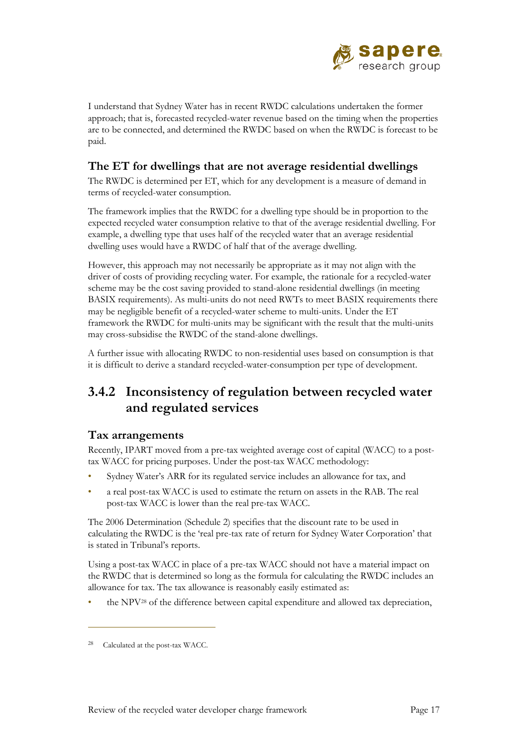I understand that Sydney Water has in recent RWDC calculations undertaken the former approach; that is, forecasted recycled-water revenue based on the timing when the properties are to be connected, and determined the RWDC based on when the RWDC is forecast to be paid.

### The ET for dwellings that are not average residential dwellings

The RWDC is determined per ET, which for any development is a measure of demand in terms of recycled-water consumption.

The framework implies that the RWDC for a dwelling type should be in proportion to the expected recycled water consumption relative to that of the average residential dwelling. For example, a dwelling type that uses half of the recycled water that an average residential dwelling uses would have a RWDC of half that of the average dwelling.

However, this approach may not necessarily be appropriate as it may not align with the driver of costs of providing recycling water. For example, the rationale for a recycled-water scheme may be the cost saving provided to stand-alone residential dwellings (in meeting BASIX requirements). As multi-units do not need RWTs to meet BASIX requirements there may be negligible benefit of a recycled-water scheme to multi-units. Under the ET framework the RWDC for multi-units may be significant with the result that the multi-units may cross-subsidise the RWDC of the stand-alone dwellings.

A further issue with allocating RWDC to non-residential uses based on consumption is that it is difficult to derive a standard recycled-water-consumption per type of development.

## 3.4.2 Inconsistency of regulation between recycled water and regulated services

### Tax arrangements

Recently, IPART moved from a pre-tax weighted average cost of capital (WACC) to a post-tax WACC for pricing purposes. Under the post-tax WACC methodology:

- Sydney Water's ARR for its regulated service includes an allowance for tax, and
- a real post-tax WACC is used to estimate the return on assets in the RAB. The real post-tax WACC is lower than the real pre-tax WACC.

The 2006 Determination (Schedule 2) specifies that the discount rate to be used in calculating the RWDC is the 'real pre-tax rate of return for Sydney Water Corporation' that is stated in Tribunal's reports.

Using a post-tax WACC in place of a pre-tax WACC should not have a material impact on the RWDC that is determined so long as the formula for calculating the RWDC includes an allowance for tax. The tax allowance is reasonably easily estimated as:

- the NPV[28] of the difference between capital expenditure and allowed tax depreciation,

---

[28] Calculated at the post-tax WACC.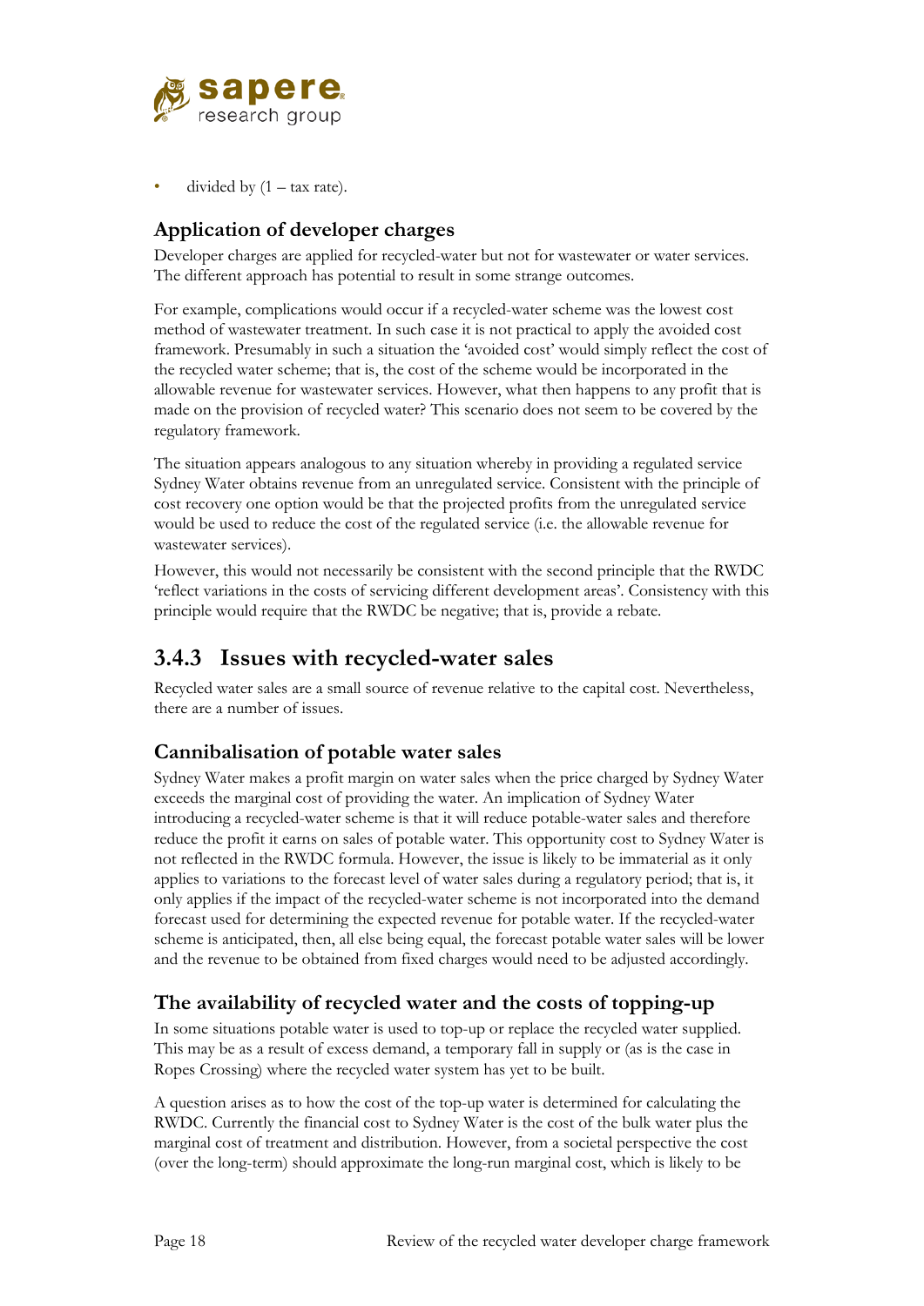- divided by (1 – tax rate).

### Application of developer charges

Developer charges are applied for recycled-water but not for wastewater or water services. The different approach has potential to result in some strange outcomes.

For example, complications would occur if a recycled-water scheme was the lowest cost method of wastewater treatment. In such case it is not practical to apply the avoided cost framework. Presumably in such a situation the 'avoided cost' would simply reflect the cost of the recycled water scheme; that is, the cost of the scheme would be incorporated in the allowable revenue for wastewater services. However, what then happens to any profit that is made on the provision of recycled water? This scenario does not seem to be covered by the regulatory framework.

The situation appears analogous to any situation whereby in providing a regulated service Sydney Water obtains revenue from an unregulated service. Consistent with the principle of cost recovery one option would be that the projected profits from the unregulated service would be used to reduce the cost of the regulated service (i.e. the allowable revenue for wastewater services).

However, this would not necessarily be consistent with the second principle that the RWDC 'reflect variations in the costs of servicing different development areas'. Consistency with this principle would require that the RWDC be negative; that is, provide a rebate.

## 3.4.3 Issues with recycled-water sales

Recycled water sales are a small source of revenue relative to the capital cost. Nevertheless, there are a number of issues.

### Cannibalisation of potable water sales

Sydney Water makes a profit margin on water sales when the price charged by Sydney Water exceeds the marginal cost of providing the water. An implication of Sydney Water introducing a recycled-water scheme is that it will reduce potable-water sales and therefore reduce the profit it earns on sales of potable water. This opportunity cost to Sydney Water is not reflected in the RWDC formula. However, the issue is likely to be immaterial as it only applies to variations to the forecast level of water sales during a regulatory period; that is, it only applies if the impact of the recycled-water scheme is not incorporated into the demand forecast used for determining the expected revenue for potable water. If the recycled-water scheme is anticipated, then, all else being equal, the forecast potable water sales will be lower and the revenue to be obtained from fixed charges would need to be adjusted accordingly.

### The availability of recycled water and the costs of topping-up

In some situations potable water is used to top-up or replace the recycled water supplied. This may be as a result of excess demand, a temporary fall in supply or (as is the case in Ropes Crossing) where the recycled water system has yet to be built.

A question arises as to how the cost of the top-up water is determined for calculating the RWDC. Currently the financial cost to Sydney Water is the cost of the bulk water plus the marginal cost of treatment and distribution. However, from a societal perspective the cost (over the long-term) should approximate the long-run marginal cost, which is likely to be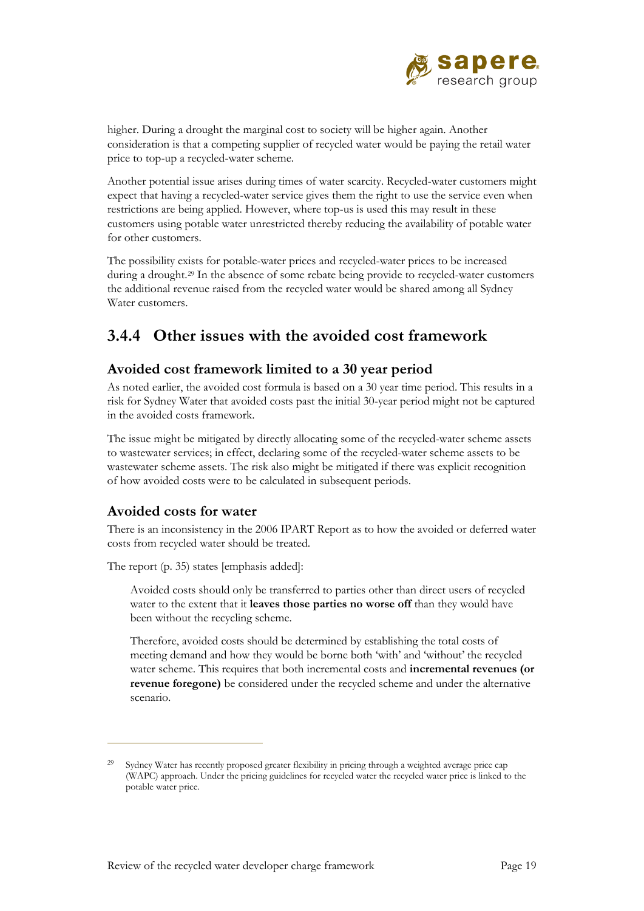higher. During a drought the marginal cost to society will be higher again. Another consideration is that a competing supplier of recycled water would be paying the retail water price to top-up a recycled-water scheme.

Another potential issue arises during times of water scarcity. Recycled-water customers might expect that having a recycled-water service gives them the right to use the service even when restrictions are being applied. However, where top-us is used this may result in these customers using potable water unrestricted thereby reducing the availability of potable water for other customers.

The possibility exists for potable-water prices and recycled-water prices to be increased during a drought.[29] In the absence of some rebate being provide to recycled-water customers the additional revenue raised from the recycled water would be shared among all Sydney Water customers.

### 3.4.4 Other issues with the avoided cost framework

#### Avoided cost framework limited to a 30 year period

As noted earlier, the avoided cost formula is based on a 30 year time period. This results in a risk for Sydney Water that avoided costs past the initial 30-year period might not be captured in the avoided costs framework.

The issue might be mitigated by directly allocating some of the recycled-water scheme assets to wastewater services; in effect, declaring some of the recycled-water scheme assets to be wastewater scheme assets. The risk also might be mitigated if there was explicit recognition of how avoided costs were to be calculated in subsequent periods.

#### Avoided costs for water

There is an inconsistency in the 2006 IPART Report as to how the avoided or deferred water costs from recycled water should be treated.

The report (p. 35) states [emphasis added]:

> Avoided costs should only be transferred to parties other than direct users of recycled water to the extent that it **leaves those parties no worse off** than they would have been without the recycling scheme.
>
> Therefore, avoided costs should be determined by establishing the total costs of meeting demand and how they would be borne both 'with' and 'without' the recycled water scheme. This requires that both incremental costs and **incremental revenues (or revenue foregone)** be considered under the recycled scheme and under the alternative scenario.

---

[29] Sydney Water has recently proposed greater flexibility in pricing through a weighted average price cap (WAPC) approach. Under the pricing guidelines for recycled water the recycled water price is linked to the potable water price.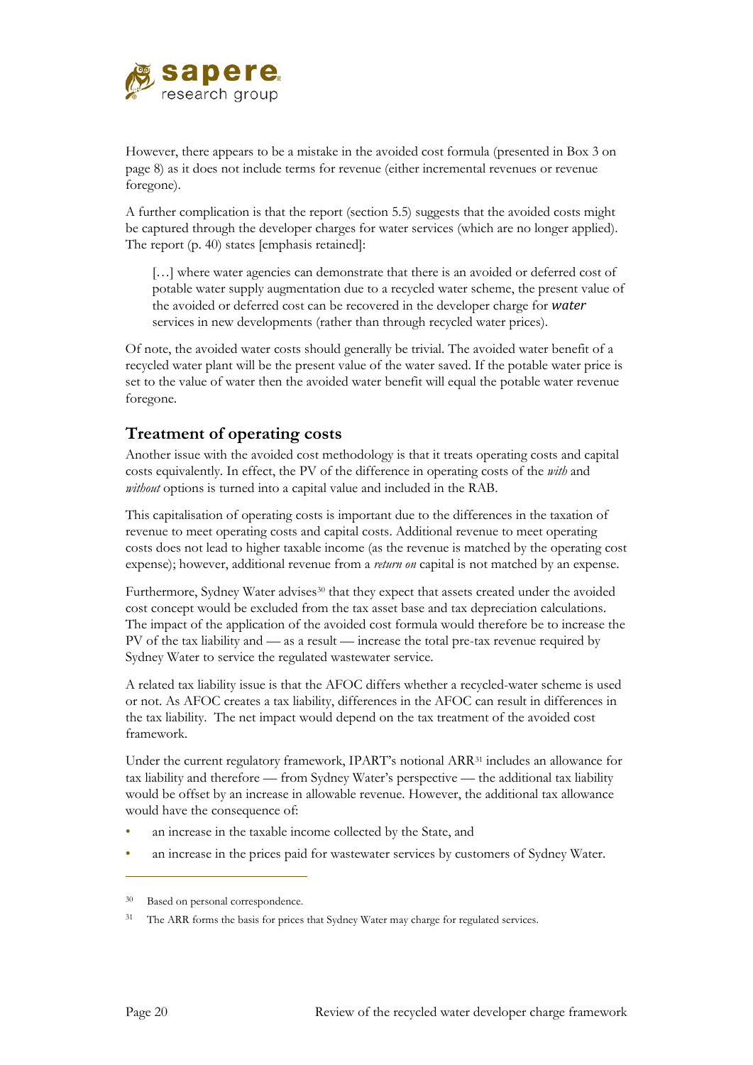However, there appears to be a mistake in the avoided cost formula (presented in Box 3 on page 8) as it does not include terms for revenue (either incremental revenues or revenue foregone).

A further complication is that the report (section 5.5) suggests that the avoided costs might be captured through the developer charges for water services (which are no longer applied). The report (p. 40) states [emphasis retained]:

> […] where water agencies can demonstrate that there is an avoided or deferred cost of potable water supply augmentation due to a recycled water scheme, the present value of the avoided or deferred cost can be recovered in the developer charge for ***water*** services in new developments (rather than through recycled water prices).

Of note, the avoided water costs should generally be trivial. The avoided water benefit of a recycled water plant will be the present value of the water saved. If the potable water price is set to the value of water then the avoided water benefit will equal the potable water revenue foregone.

## Treatment of operating costs

Another issue with the avoided cost methodology is that it treats operating costs and capital costs equivalently. In effect, the PV of the difference in operating costs of the *with* and *without* options is turned into a capital value and included in the RAB.

This capitalisation of operating costs is important due to the differences in the taxation of revenue to meet operating costs and capital costs. Additional revenue to meet operating costs does not lead to higher taxable income (as the revenue is matched by the operating cost expense); however, additional revenue from a *return on* capital is not matched by an expense.

Furthermore, Sydney Water advises[30] that they expect that assets created under the avoided cost concept would be excluded from the tax asset base and tax depreciation calculations. The impact of the application of the avoided cost formula would therefore be to increase the PV of the tax liability and — as a result — increase the total pre-tax revenue required by Sydney Water to service the regulated wastewater service.

A related tax liability issue is that the AFOC differs whether a recycled-water scheme is used or not. As AFOC creates a tax liability, differences in the AFOC can result in differences in the tax liability. The net impact would depend on the tax treatment of the avoided cost framework.

Under the current regulatory framework, IPART's notional ARR[31] includes an allowance for tax liability and therefore — from Sydney Water's perspective — the additional tax liability would be offset by an increase in allowable revenue. However, the additional tax allowance would have the consequence of:

- an increase in the taxable income collected by the State, and
- an increase in the prices paid for wastewater services by customers of Sydney Water.

---

[30] Based on personal correspondence.

[31] The ARR forms the basis for prices that Sydney Water may charge for regulated services.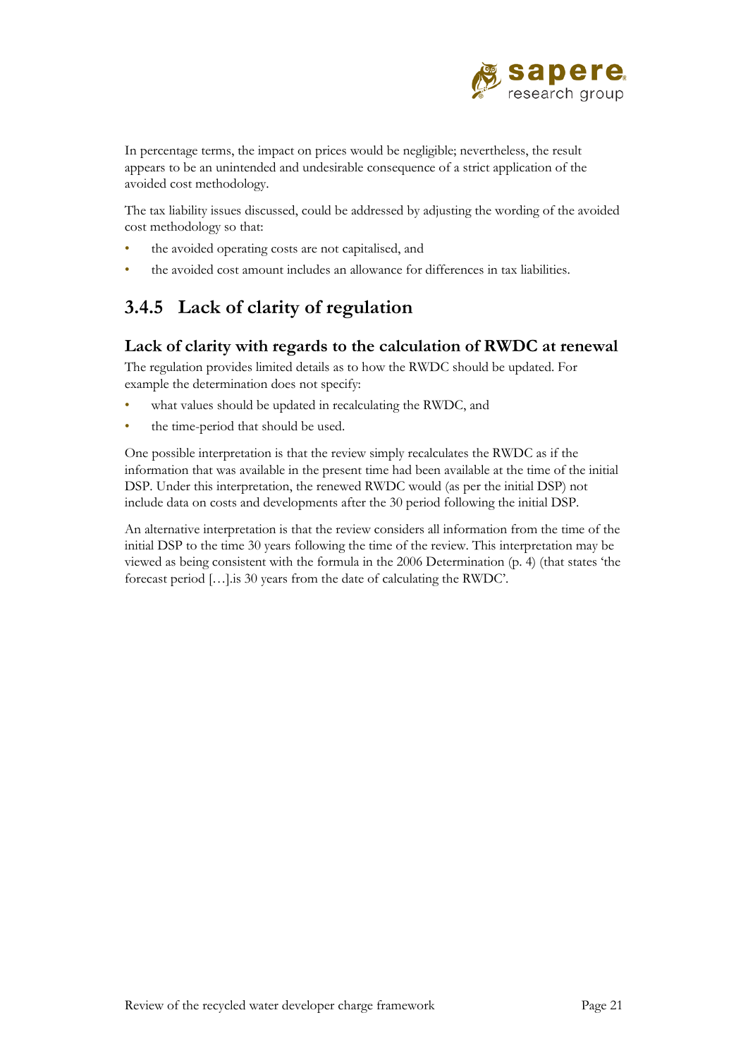In percentage terms, the impact on prices would be negligible; nevertheless, the result appears to be an unintended and undesirable consequence of a strict application of the avoided cost methodology.

The tax liability issues discussed, could be addressed by adjusting the wording of the avoided cost methodology so that:

- the avoided operating costs are not capitalised, and
- the avoided cost amount includes an allowance for differences in tax liabilities.

### 3.4.5 Lack of clarity of regulation

#### Lack of clarity with regards to the calculation of RWDC at renewal

The regulation provides limited details as to how the RWDC should be updated. For example the determination does not specify:

- what values should be updated in recalculating the RWDC, and
- the time-period that should be used.

One possible interpretation is that the review simply recalculates the RWDC as if the information that was available in the present time had been available at the time of the initial DSP. Under this interpretation, the renewed RWDC would (as per the initial DSP) not include data on costs and developments after the 30 period following the initial DSP.

An alternative interpretation is that the review considers all information from the time of the initial DSP to the time 30 years following the time of the review. This interpretation may be viewed as being consistent with the formula in the 2006 Determination (p. 4) (that states 'the forecast period […].is 30 years from the date of calculating the RWDC'.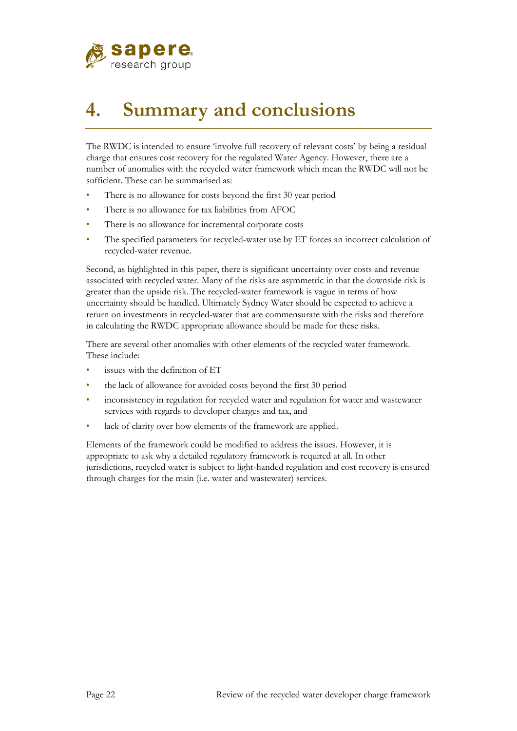# 4. Summary and conclusions

The RWDC is intended to ensure 'involve full recovery of relevant costs' by being a residual charge that ensures cost recovery for the regulated Water Agency. However, there are a number of anomalies with the recycled water framework which mean the RWDC will not be sufficient. These can be summarised as:

- There is no allowance for costs beyond the first 30 year period
- There is no allowance for tax liabilities from AFOC
- There is no allowance for incremental corporate costs
- The specified parameters for recycled-water use by ET forces an incorrect calculation of recycled-water revenue.

Second, as highlighted in this paper, there is significant uncertainty over costs and revenue associated with recycled water. Many of the risks are asymmetric in that the downside risk is greater than the upside risk. The recycled-water framework is vague in terms of how uncertainty should be handled. Ultimately Sydney Water should be expected to achieve a return on investments in recycled-water that are commensurate with the risks and therefore in calculating the RWDC appropriate allowance should be made for these risks.

There are several other anomalies with other elements of the recycled water framework. These include:

- issues with the definition of ET
- the lack of allowance for avoided costs beyond the first 30 period
- inconsistency in regulation for recycled water and regulation for water and wastewater services with regards to developer charges and tax, and
- lack of clarity over how elements of the framework are applied.

Elements of the framework could be modified to address the issues. However, it is appropriate to ask why a detailed regulatory framework is required at all. In other jurisdictions, recycled water is subject to light-handed regulation and cost recovery is ensured through charges for the main (i.e. water and wastewater) services.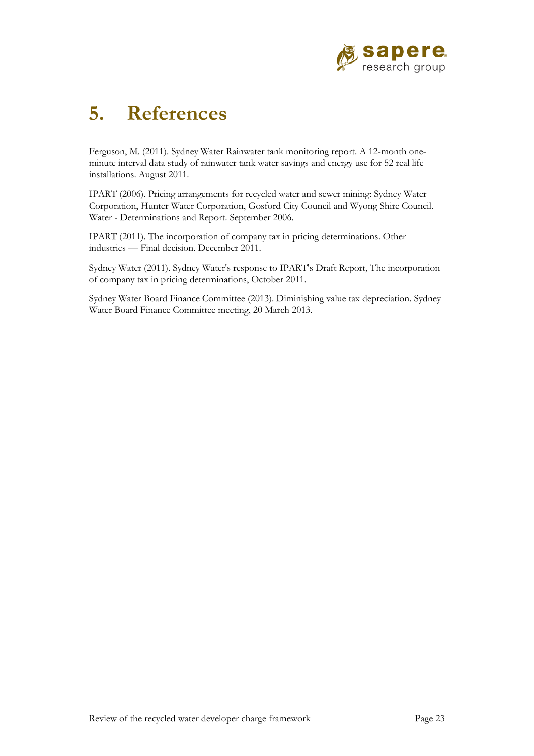# 5. References

Ferguson, M. (2011). Sydney Water Rainwater tank monitoring report. A 12-month one-minute interval data study of rainwater tank water savings and energy use for 52 real life installations. August 2011.

IPART (2006). Pricing arrangements for recycled water and sewer mining: Sydney Water Corporation, Hunter Water Corporation, Gosford City Council and Wyong Shire Council. Water - Determinations and Report. September 2006.

IPART (2011). The incorporation of company tax in pricing determinations. Other industries — Final decision. December 2011.

Sydney Water (2011). Sydney Water's response to IPART's Draft Report, The incorporation of company tax in pricing determinations, October 2011.

Sydney Water Board Finance Committee (2013). Diminishing value tax depreciation. Sydney Water Board Finance Committee meeting, 20 March 2013.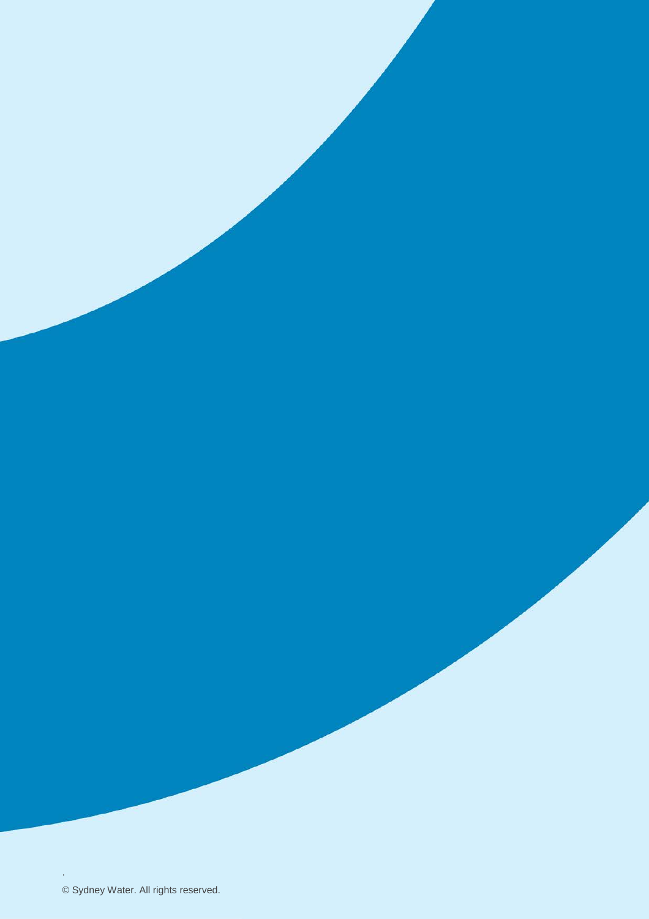© Sydney Water. All rights reserved.